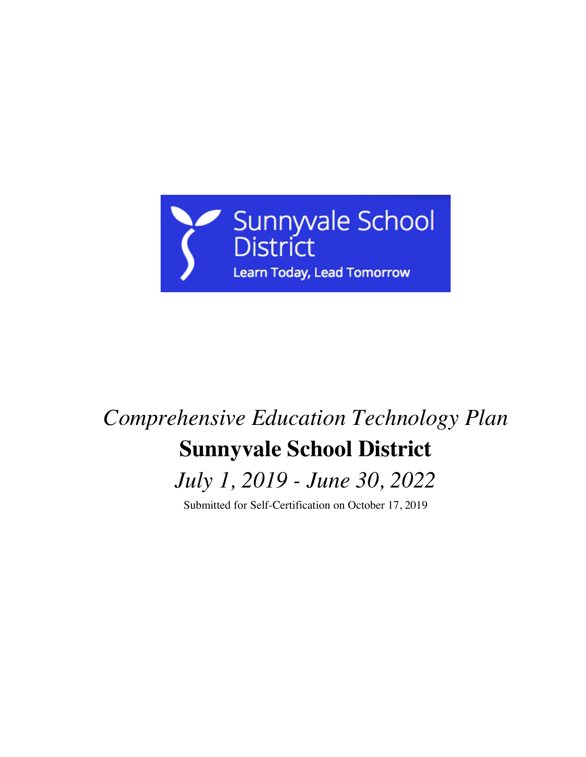Sunnyvale School District

Learn Today, Lead Tomorrow

*Comprehensive Education Technology Plan*

# Sunnyvale School District

*July 1, 2019 - June 30, 2022*

Submitted for Self-Certification on October 17, 2019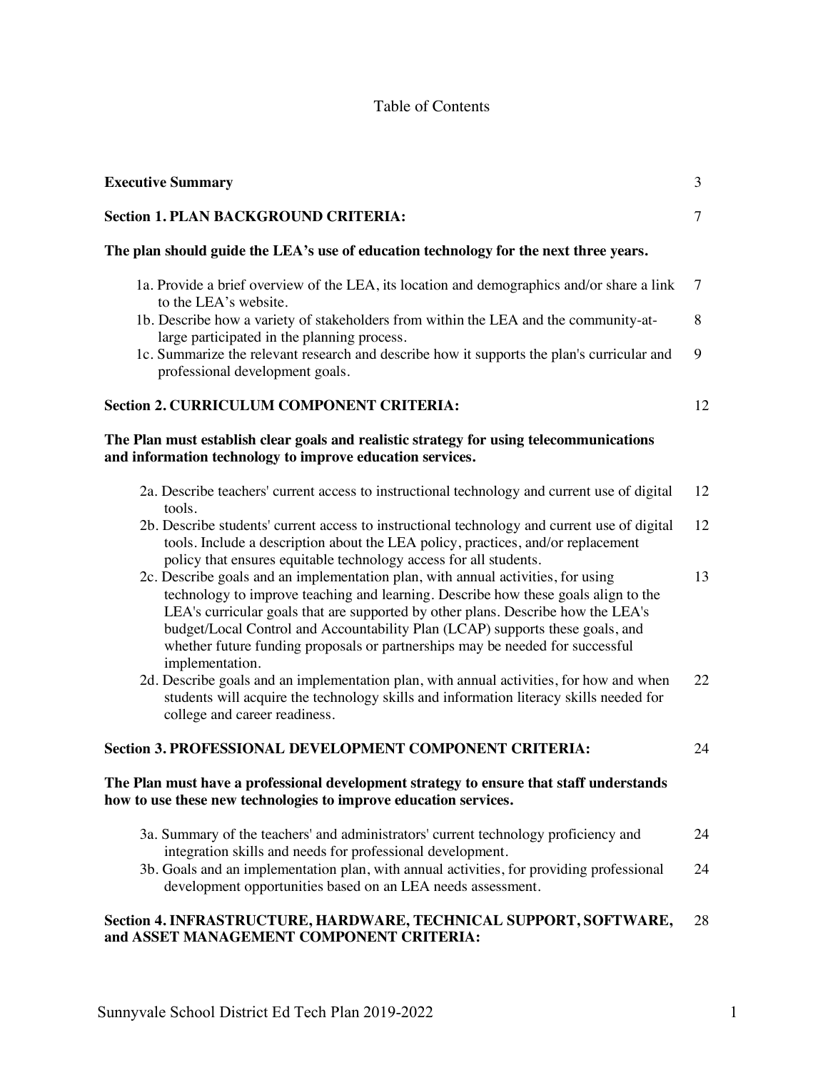Table of Contents

| | |
|---|---|
| **Executive Summary** | 3 |
| **Section 1. PLAN BACKGROUND CRITERIA:** | 7 |
| **The plan should guide the LEA's use of education technology for the next three years.** | |
| 1a. Provide a brief overview of the LEA, its location and demographics and/or share a link to the LEA's website. | 7 |
| 1b. Describe how a variety of stakeholders from within the LEA and the community-at-large participated in the planning process. | 8 |
| 1c. Summarize the relevant research and describe how it supports the plan's curricular and professional development goals. | 9 |
| **Section 2. CURRICULUM COMPONENT CRITERIA:** | 12 |
| **The Plan must establish clear goals and realistic strategy for using telecommunications and information technology to improve education services.** | |
| 2a. Describe teachers' current access to instructional technology and current use of digital tools. | 12 |
| 2b. Describe students' current access to instructional technology and current use of digital tools. Include a description about the LEA policy, practices, and/or replacement policy that ensures equitable technology access for all students. | 12 |
| 2c. Describe goals and an implementation plan, with annual activities, for using technology to improve teaching and learning. Describe how these goals align to the LEA's curricular goals that are supported by other plans. Describe how the LEA's budget/Local Control and Accountability Plan (LCAP) supports these goals, and whether future funding proposals or partnerships may be needed for successful implementation. | 13 |
| 2d. Describe goals and an implementation plan, with annual activities, for how and when students will acquire the technology skills and information literacy skills needed for college and career readiness. | 22 |
| **Section 3. PROFESSIONAL DEVELOPMENT COMPONENT CRITERIA:** | 24 |
| **The Plan must have a professional development strategy to ensure that staff understands how to use these new technologies to improve education services.** | |
| 3a. Summary of the teachers' and administrators' current technology proficiency and integration skills and needs for professional development. | 24 |
| 3b. Goals and an implementation plan, with annual activities, for providing professional development opportunities based on an LEA needs assessment. | 24 |
| **Section 4. INFRASTRUCTURE, HARDWARE, TECHNICAL SUPPORT, SOFTWARE, and ASSET MANAGEMENT COMPONENT CRITERIA:** | 28 |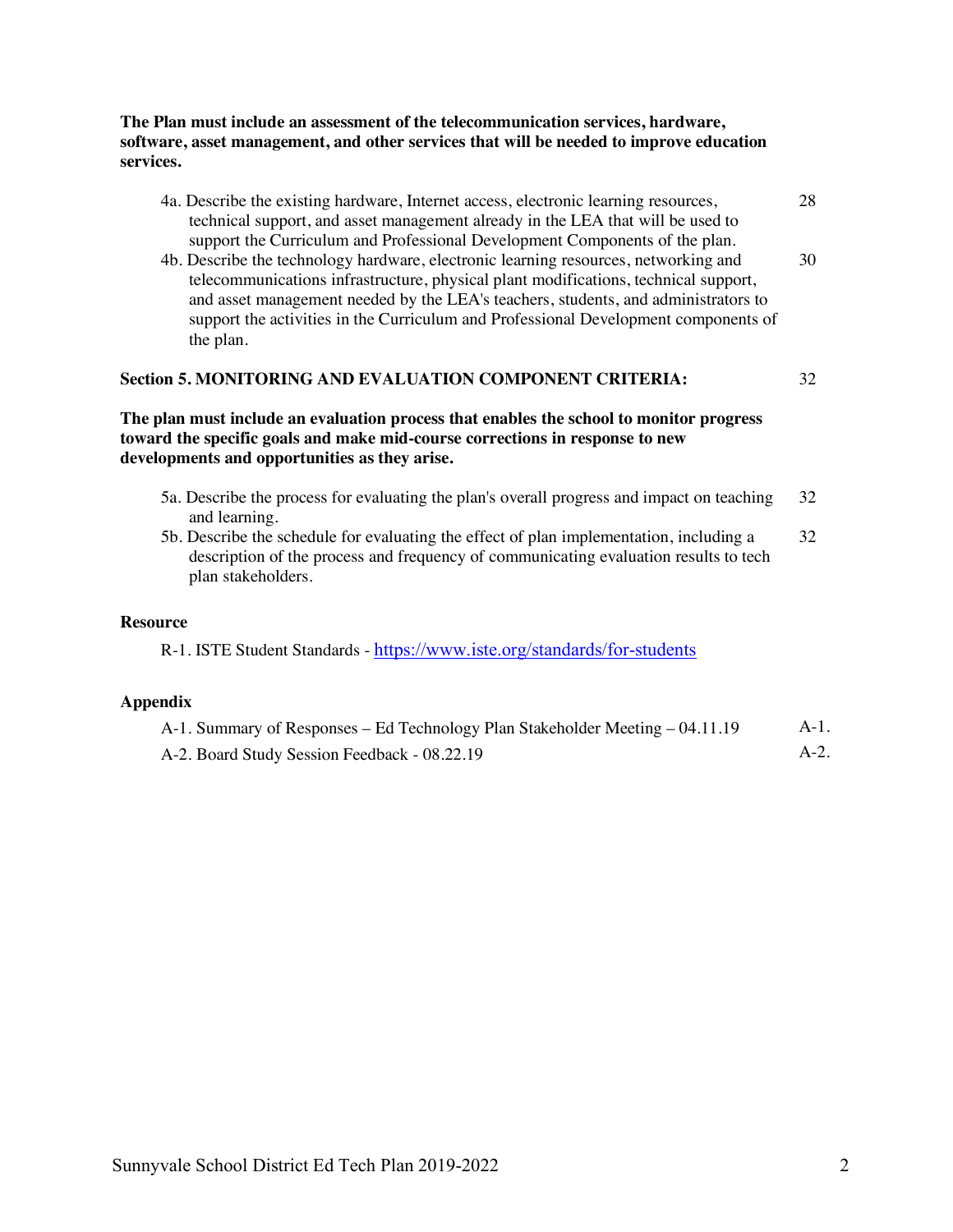**The Plan must include an assessment of the telecommunication services, hardware, software, asset management, and other services that will be needed to improve education services.**

- 4a. Describe the existing hardware, Internet access, electronic learning resources, technical support, and asset management already in the LEA that will be used to support the Curriculum and Professional Development Components of the plan. 28
- 4b. Describe the technology hardware, electronic learning resources, networking and telecommunications infrastructure, physical plant modifications, technical support, and asset management needed by the LEA's teachers, students, and administrators to support the activities in the Curriculum and Professional Development components of the plan. 30

**Section 5. MONITORING AND EVALUATION COMPONENT CRITERIA:** 32

**The plan must include an evaluation process that enables the school to monitor progress toward the specific goals and make mid-course corrections in response to new developments and opportunities as they arise.**

- 5a. Describe the process for evaluating the plan's overall progress and impact on teaching and learning. 32
- 5b. Describe the schedule for evaluating the effect of plan implementation, including a description of the process and frequency of communicating evaluation results to tech plan stakeholders. 32

**Resource**

R-1. ISTE Student Standards - https://www.iste.org/standards/for-students

**Appendix**

- A-1. Summary of Responses – Ed Technology Plan Stakeholder Meeting – 04.11.19 A-1.
- A-2. Board Study Session Feedback - 08.22.19 A-2.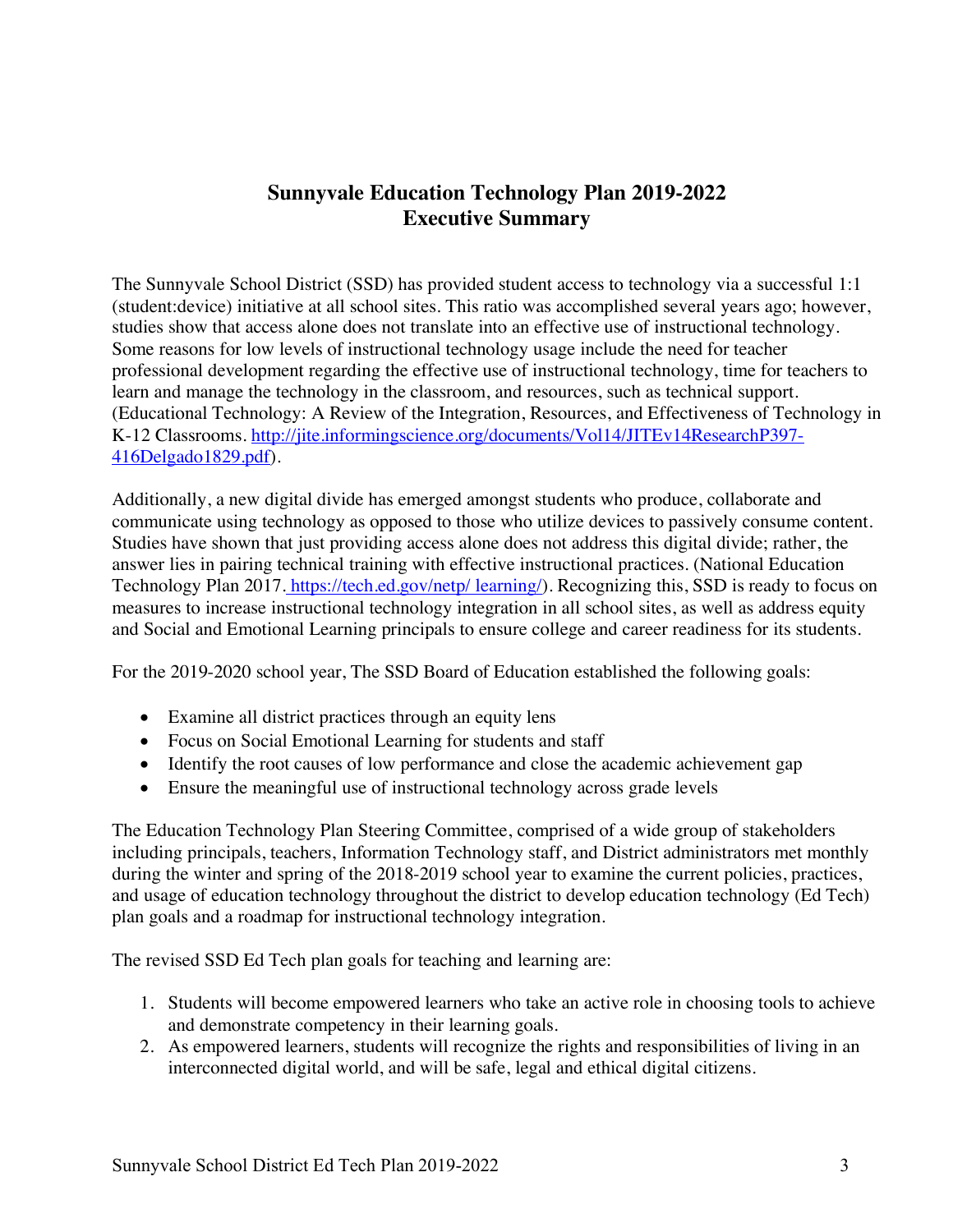# Sunnyvale Education Technology Plan 2019-2022
# Executive Summary

The Sunnyvale School District (SSD) has provided student access to technology via a successful 1:1 (student:device) initiative at all school sites. This ratio was accomplished several years ago; however, studies show that access alone does not translate into an effective use of instructional technology. Some reasons for low levels of instructional technology usage include the need for teacher professional development regarding the effective use of instructional technology, time for teachers to learn and manage the technology in the classroom, and resources, such as technical support. (Educational Technology: A Review of the Integration, Resources, and Effectiveness of Technology in K-12 Classrooms. http://jite.informingscience.org/documents/Vol14/JITEv14ResearchP397-416Delgado1829.pdf).

Additionally, a new digital divide has emerged amongst students who produce, collaborate and communicate using technology as opposed to those who utilize devices to passively consume content. Studies have shown that just providing access alone does not address this digital divide; rather, the answer lies in pairing technical training with effective instructional practices. (National Education Technology Plan 2017. https://tech.ed.gov/netp/ learning/). Recognizing this, SSD is ready to focus on measures to increase instructional technology integration in all school sites, as well as address equity and Social and Emotional Learning principals to ensure college and career readiness for its students.

For the 2019-2020 school year, The SSD Board of Education established the following goals:

- Examine all district practices through an equity lens
- Focus on Social Emotional Learning for students and staff
- Identify the root causes of low performance and close the academic achievement gap
- Ensure the meaningful use of instructional technology across grade levels

The Education Technology Plan Steering Committee, comprised of a wide group of stakeholders including principals, teachers, Information Technology staff, and District administrators met monthly during the winter and spring of the 2018-2019 school year to examine the current policies, practices, and usage of education technology throughout the district to develop education technology (Ed Tech) plan goals and a roadmap for instructional technology integration.

The revised SSD Ed Tech plan goals for teaching and learning are:

1. Students will become empowered learners who take an active role in choosing tools to achieve and demonstrate competency in their learning goals.
2. As empowered learners, students will recognize the rights and responsibilities of living in an interconnected digital world, and will be safe, legal and ethical digital citizens.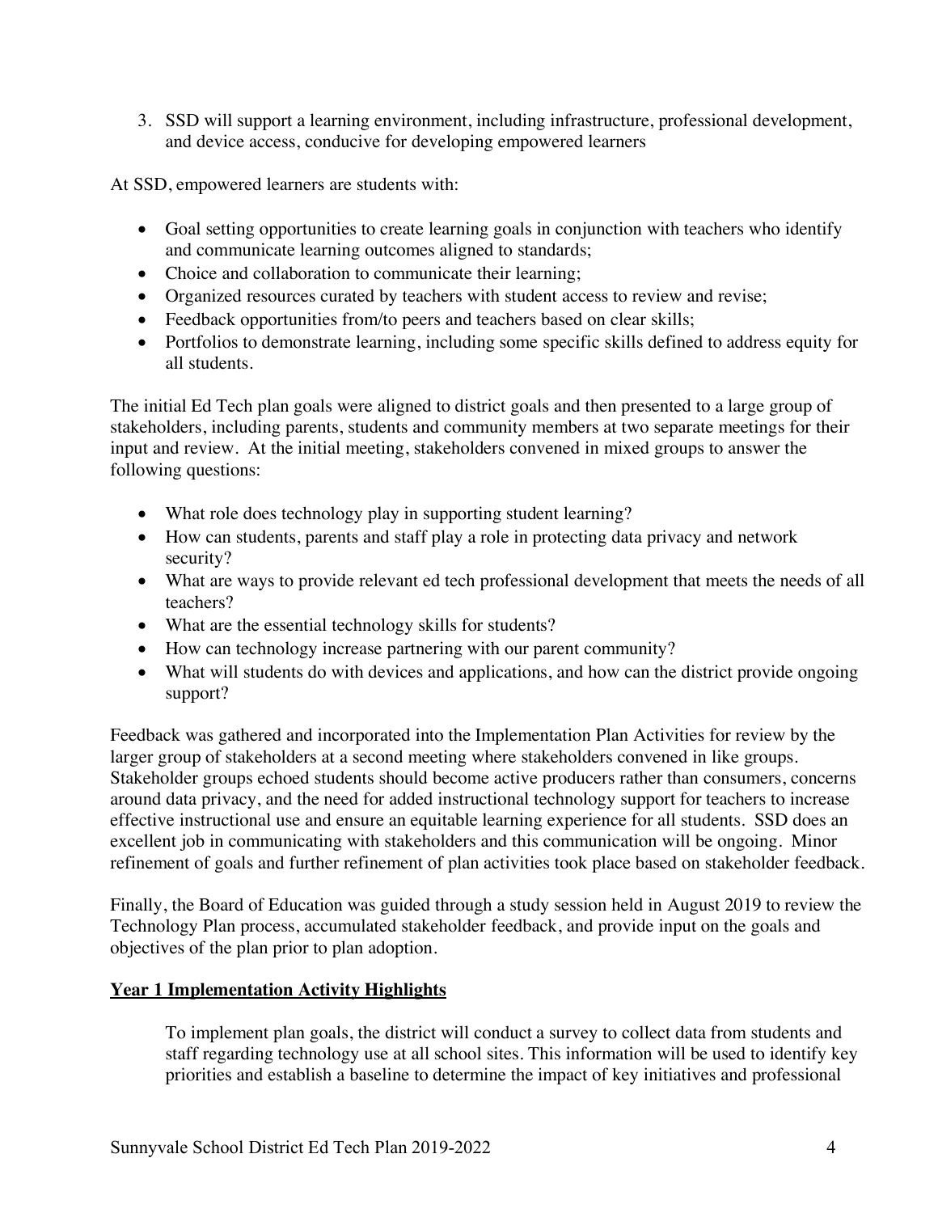3. SSD will support a learning environment, including infrastructure, professional development, and device access, conducive for developing empowered learners

At SSD, empowered learners are students with:

- Goal setting opportunities to create learning goals in conjunction with teachers who identify and communicate learning outcomes aligned to standards;
- Choice and collaboration to communicate their learning;
- Organized resources curated by teachers with student access to review and revise;
- Feedback opportunities from/to peers and teachers based on clear skills;
- Portfolios to demonstrate learning, including some specific skills defined to address equity for all students.

The initial Ed Tech plan goals were aligned to district goals and then presented to a large group of stakeholders, including parents, students and community members at two separate meetings for their input and review. At the initial meeting, stakeholders convened in mixed groups to answer the following questions:

- What role does technology play in supporting student learning?
- How can students, parents and staff play a role in protecting data privacy and network security?
- What are ways to provide relevant ed tech professional development that meets the needs of all teachers?
- What are the essential technology skills for students?
- How can technology increase partnering with our parent community?
- What will students do with devices and applications, and how can the district provide ongoing support?

Feedback was gathered and incorporated into the Implementation Plan Activities for review by the larger group of stakeholders at a second meeting where stakeholders convened in like groups. Stakeholder groups echoed students should become active producers rather than consumers, concerns around data privacy, and the need for added instructional technology support for teachers to increase effective instructional use and ensure an equitable learning experience for all students. SSD does an excellent job in communicating with stakeholders and this communication will be ongoing. Minor refinement of goals and further refinement of plan activities took place based on stakeholder feedback.

Finally, the Board of Education was guided through a study session held in August 2019 to review the Technology Plan process, accumulated stakeholder feedback, and provide input on the goals and objectives of the plan prior to plan adoption.

**Year 1 Implementation Activity Highlights**

To implement plan goals, the district will conduct a survey to collect data from students and staff regarding technology use at all school sites. This information will be used to identify key priorities and establish a baseline to determine the impact of key initiatives and professional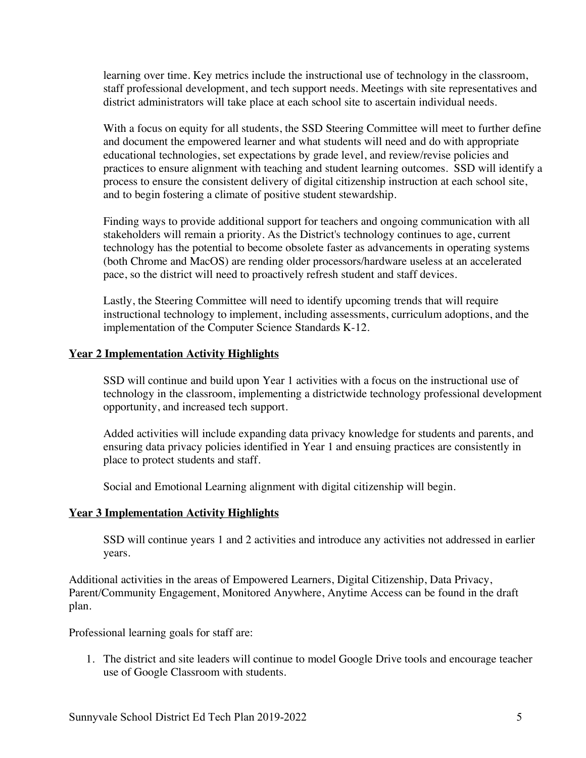learning over time. Key metrics include the instructional use of technology in the classroom, staff professional development, and tech support needs. Meetings with site representatives and district administrators will take place at each school site to ascertain individual needs.

With a focus on equity for all students, the SSD Steering Committee will meet to further define and document the empowered learner and what students will need and do with appropriate educational technologies, set expectations by grade level, and review/revise policies and practices to ensure alignment with teaching and student learning outcomes. SSD will identify a process to ensure the consistent delivery of digital citizenship instruction at each school site, and to begin fostering a climate of positive student stewardship.

Finding ways to provide additional support for teachers and ongoing communication with all stakeholders will remain a priority. As the District's technology continues to age, current technology has the potential to become obsolete faster as advancements in operating systems (both Chrome and MacOS) are rending older processors/hardware useless at an accelerated pace, so the district will need to proactively refresh student and staff devices.

Lastly, the Steering Committee will need to identify upcoming trends that will require instructional technology to implement, including assessments, curriculum adoptions, and the implementation of the Computer Science Standards K-12.

**Year 2 Implementation Activity Highlights**

SSD will continue and build upon Year 1 activities with a focus on the instructional use of technology in the classroom, implementing a districtwide technology professional development opportunity, and increased tech support.

Added activities will include expanding data privacy knowledge for students and parents, and ensuring data privacy policies identified in Year 1 and ensuing practices are consistently in place to protect students and staff.

Social and Emotional Learning alignment with digital citizenship will begin.

**Year 3 Implementation Activity Highlights**

SSD will continue years 1 and 2 activities and introduce any activities not addressed in earlier years.

Additional activities in the areas of Empowered Learners, Digital Citizenship, Data Privacy, Parent/Community Engagement, Monitored Anywhere, Anytime Access can be found in the draft plan.

Professional learning goals for staff are:

1. The district and site leaders will continue to model Google Drive tools and encourage teacher use of Google Classroom with students.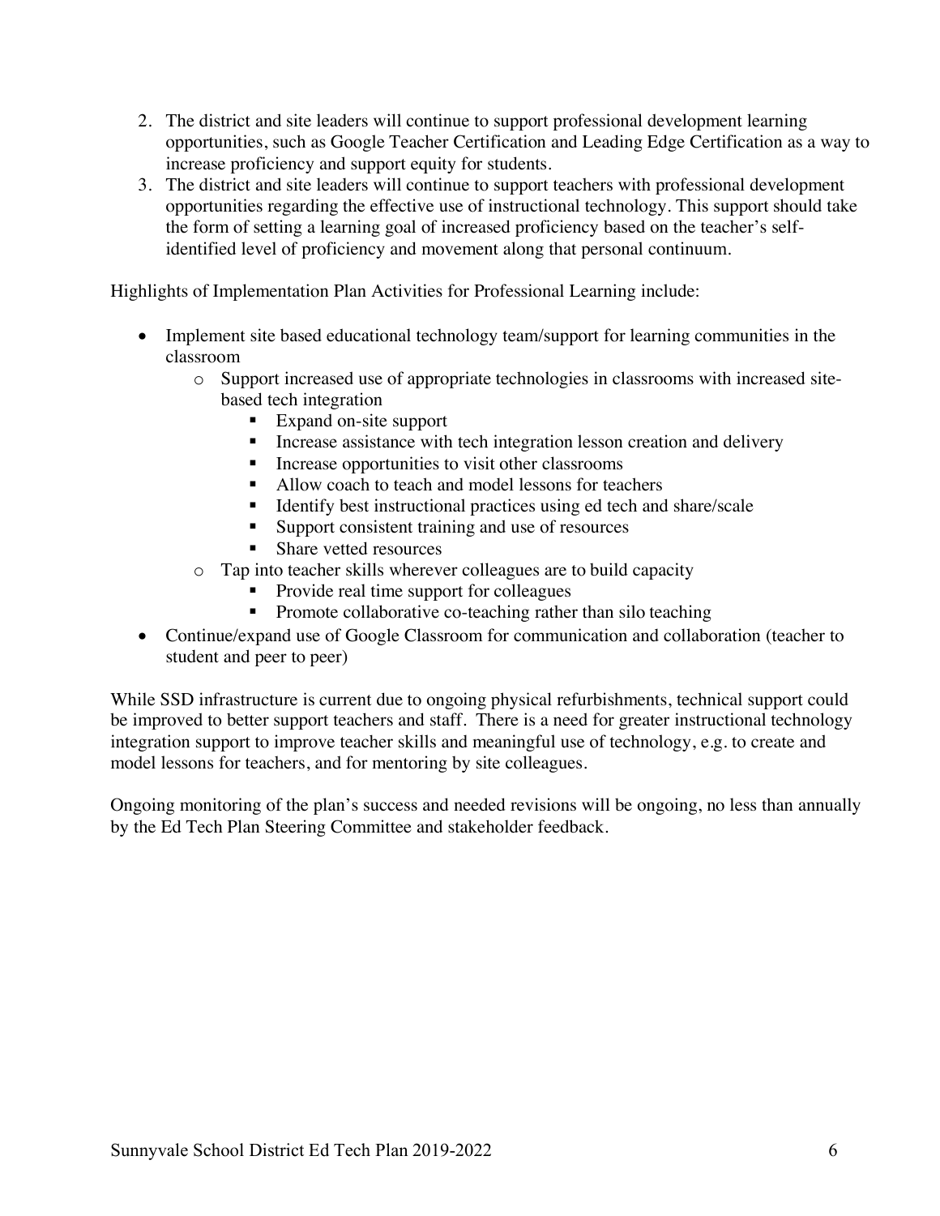2. The district and site leaders will continue to support professional development learning opportunities, such as Google Teacher Certification and Leading Edge Certification as a way to increase proficiency and support equity for students.
3. The district and site leaders will continue to support teachers with professional development opportunities regarding the effective use of instructional technology. This support should take the form of setting a learning goal of increased proficiency based on the teacher's self-identified level of proficiency and movement along that personal continuum.

Highlights of Implementation Plan Activities for Professional Learning include:

- Implement site based educational technology team/support for learning communities in the classroom
    - Support increased use of appropriate technologies in classrooms with increased site-based tech integration
        - Expand on-site support
        - Increase assistance with tech integration lesson creation and delivery
        - Increase opportunities to visit other classrooms
        - Allow coach to teach and model lessons for teachers
        - Identify best instructional practices using ed tech and share/scale
        - Support consistent training and use of resources
        - Share vetted resources
    - Tap into teacher skills wherever colleagues are to build capacity
        - Provide real time support for colleagues
        - Promote collaborative co-teaching rather than silo teaching
- Continue/expand use of Google Classroom for communication and collaboration (teacher to student and peer to peer)

While SSD infrastructure is current due to ongoing physical refurbishments, technical support could be improved to better support teachers and staff. There is a need for greater instructional technology integration support to improve teacher skills and meaningful use of technology, e.g. to create and model lessons for teachers, and for mentoring by site colleagues.

Ongoing monitoring of the plan's success and needed revisions will be ongoing, no less than annually by the Ed Tech Plan Steering Committee and stakeholder feedback.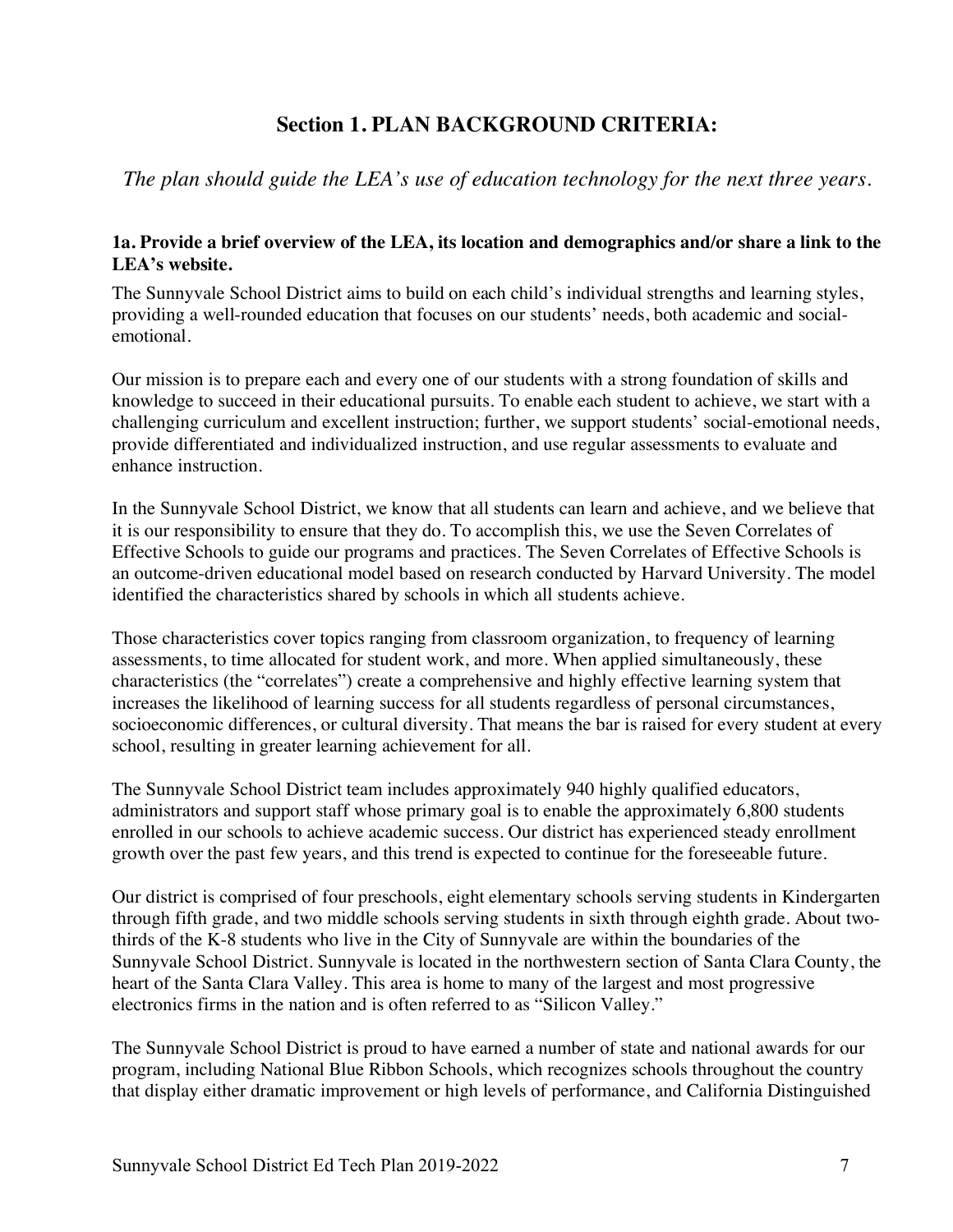## Section 1. PLAN BACKGROUND CRITERIA:

*The plan should guide the LEA's use of education technology for the next three years.*

**1a. Provide a brief overview of the LEA, its location and demographics and/or share a link to the LEA's website.**

The Sunnyvale School District aims to build on each child's individual strengths and learning styles, providing a well-rounded education that focuses on our students' needs, both academic and social-emotional.

Our mission is to prepare each and every one of our students with a strong foundation of skills and knowledge to succeed in their educational pursuits. To enable each student to achieve, we start with a challenging curriculum and excellent instruction; further, we support students' social-emotional needs, provide differentiated and individualized instruction, and use regular assessments to evaluate and enhance instruction.

In the Sunnyvale School District, we know that all students can learn and achieve, and we believe that it is our responsibility to ensure that they do. To accomplish this, we use the Seven Correlates of Effective Schools to guide our programs and practices. The Seven Correlates of Effective Schools is an outcome-driven educational model based on research conducted by Harvard University. The model identified the characteristics shared by schools in which all students achieve.

Those characteristics cover topics ranging from classroom organization, to frequency of learning assessments, to time allocated for student work, and more. When applied simultaneously, these characteristics (the "correlates") create a comprehensive and highly effective learning system that increases the likelihood of learning success for all students regardless of personal circumstances, socioeconomic differences, or cultural diversity. That means the bar is raised for every student at every school, resulting in greater learning achievement for all.

The Sunnyvale School District team includes approximately 940 highly qualified educators, administrators and support staff whose primary goal is to enable the approximately 6,800 students enrolled in our schools to achieve academic success. Our district has experienced steady enrollment growth over the past few years, and this trend is expected to continue for the foreseeable future.

Our district is comprised of four preschools, eight elementary schools serving students in Kindergarten through fifth grade, and two middle schools serving students in sixth through eighth grade. About two-thirds of the K-8 students who live in the City of Sunnyvale are within the boundaries of the Sunnyvale School District. Sunnyvale is located in the northwestern section of Santa Clara County, the heart of the Santa Clara Valley. This area is home to many of the largest and most progressive electronics firms in the nation and is often referred to as "Silicon Valley."

The Sunnyvale School District is proud to have earned a number of state and national awards for our program, including National Blue Ribbon Schools, which recognizes schools throughout the country that display either dramatic improvement or high levels of performance, and California Distinguished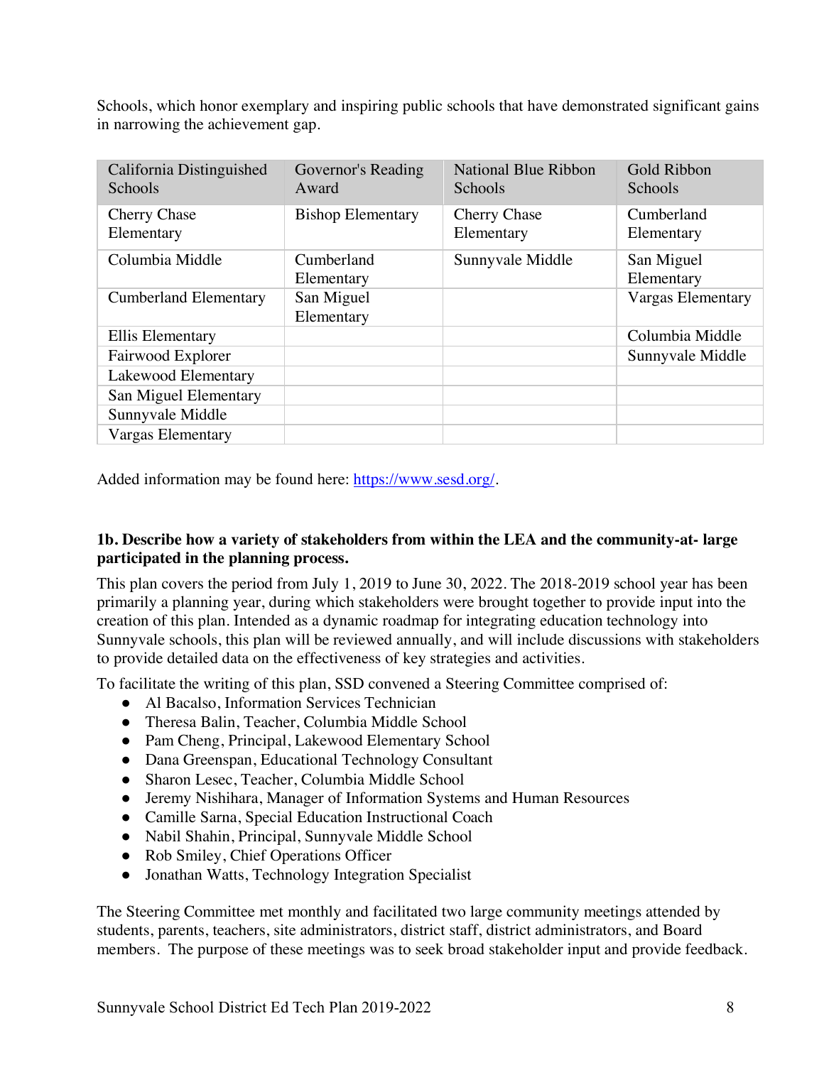Schools, which honor exemplary and inspiring public schools that have demonstrated significant gains in narrowing the achievement gap.

| California Distinguished Schools | Governor's Reading Award | National Blue Ribbon Schools | Gold Ribbon Schools |
|---|---|---|---|
| Cherry Chase Elementary | Bishop Elementary | Cherry Chase Elementary | Cumberland Elementary |
| Columbia Middle | Cumberland Elementary | Sunnyvale Middle | San Miguel Elementary |
| Cumberland Elementary | San Miguel Elementary | | Vargas Elementary |
| Ellis Elementary | | | Columbia Middle |
| Fairwood Explorer | | | Sunnyvale Middle |
| Lakewood Elementary | | | |
| San Miguel Elementary | | | |
| Sunnyvale Middle | | | |
| Vargas Elementary | | | |

Added information may be found here: https://www.sesd.org/.

**1b. Describe how a variety of stakeholders from within the LEA and the community-at- large participated in the planning process.**

This plan covers the period from July 1, 2019 to June 30, 2022. The 2018-2019 school year has been primarily a planning year, during which stakeholders were brought together to provide input into the creation of this plan. Intended as a dynamic roadmap for integrating education technology into Sunnyvale schools, this plan will be reviewed annually, and will include discussions with stakeholders to provide detailed data on the effectiveness of key strategies and activities.

To facilitate the writing of this plan, SSD convened a Steering Committee comprised of:

- Al Bacalso, Information Services Technician
- Theresa Balin, Teacher, Columbia Middle School
- Pam Cheng, Principal, Lakewood Elementary School
- Dana Greenspan, Educational Technology Consultant
- Sharon Lesec, Teacher, Columbia Middle School
- Jeremy Nishihara, Manager of Information Systems and Human Resources
- Camille Sarna, Special Education Instructional Coach
- Nabil Shahin, Principal, Sunnyvale Middle School
- Rob Smiley, Chief Operations Officer
- Jonathan Watts, Technology Integration Specialist

The Steering Committee met monthly and facilitated two large community meetings attended by students, parents, teachers, site administrators, district staff, district administrators, and Board members. The purpose of these meetings was to seek broad stakeholder input and provide feedback.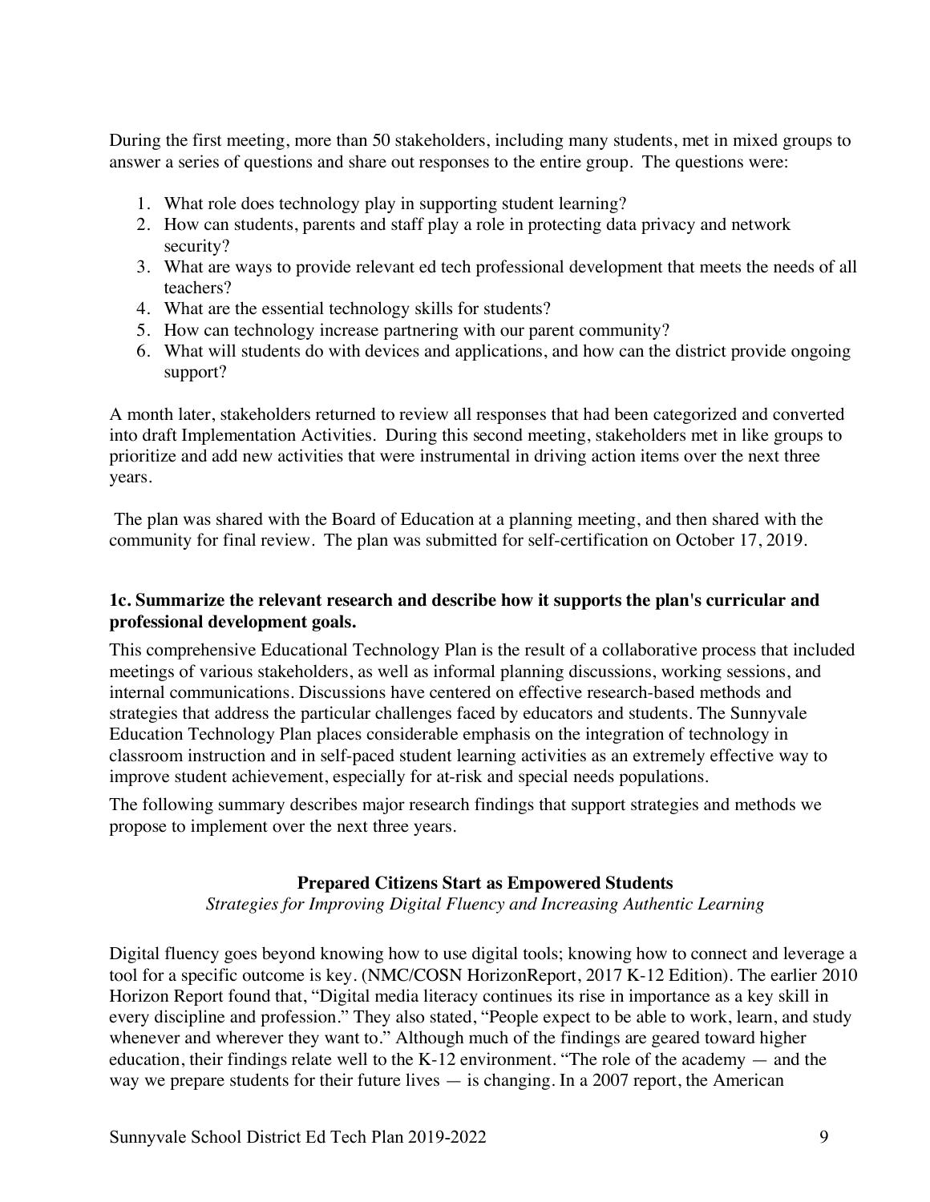During the first meeting, more than 50 stakeholders, including many students, met in mixed groups to answer a series of questions and share out responses to the entire group. The questions were:

1. What role does technology play in supporting student learning?
2. How can students, parents and staff play a role in protecting data privacy and network security?
3. What are ways to provide relevant ed tech professional development that meets the needs of all teachers?
4. What are the essential technology skills for students?
5. How can technology increase partnering with our parent community?
6. What will students do with devices and applications, and how can the district provide ongoing support?

A month later, stakeholders returned to review all responses that had been categorized and converted into draft Implementation Activities. During this second meeting, stakeholders met in like groups to prioritize and add new activities that were instrumental in driving action items over the next three years.

The plan was shared with the Board of Education at a planning meeting, and then shared with the community for final review. The plan was submitted for self-certification on October 17, 2019.

### 1c. Summarize the relevant research and describe how it supports the plan's curricular and professional development goals.

This comprehensive Educational Technology Plan is the result of a collaborative process that included meetings of various stakeholders, as well as informal planning discussions, working sessions, and internal communications. Discussions have centered on effective research-based methods and strategies that address the particular challenges faced by educators and students. The Sunnyvale Education Technology Plan places considerable emphasis on the integration of technology in classroom instruction and in self-paced student learning activities as an extremely effective way to improve student achievement, especially for at-risk and special needs populations.

The following summary describes major research findings that support strategies and methods we propose to implement over the next three years.

**Prepared Citizens Start as Empowered Students**

*Strategies for Improving Digital Fluency and Increasing Authentic Learning*

Digital fluency goes beyond knowing how to use digital tools; knowing how to connect and leverage a tool for a specific outcome is key. (NMC/COSN HorizonReport, 2017 K-12 Edition). The earlier 2010 Horizon Report found that, "Digital media literacy continues its rise in importance as a key skill in every discipline and profession." They also stated, "People expect to be able to work, learn, and study whenever and wherever they want to." Although much of the findings are geared toward higher education, their findings relate well to the K-12 environment. "The role of the academy — and the way we prepare students for their future lives — is changing. In a 2007 report, the American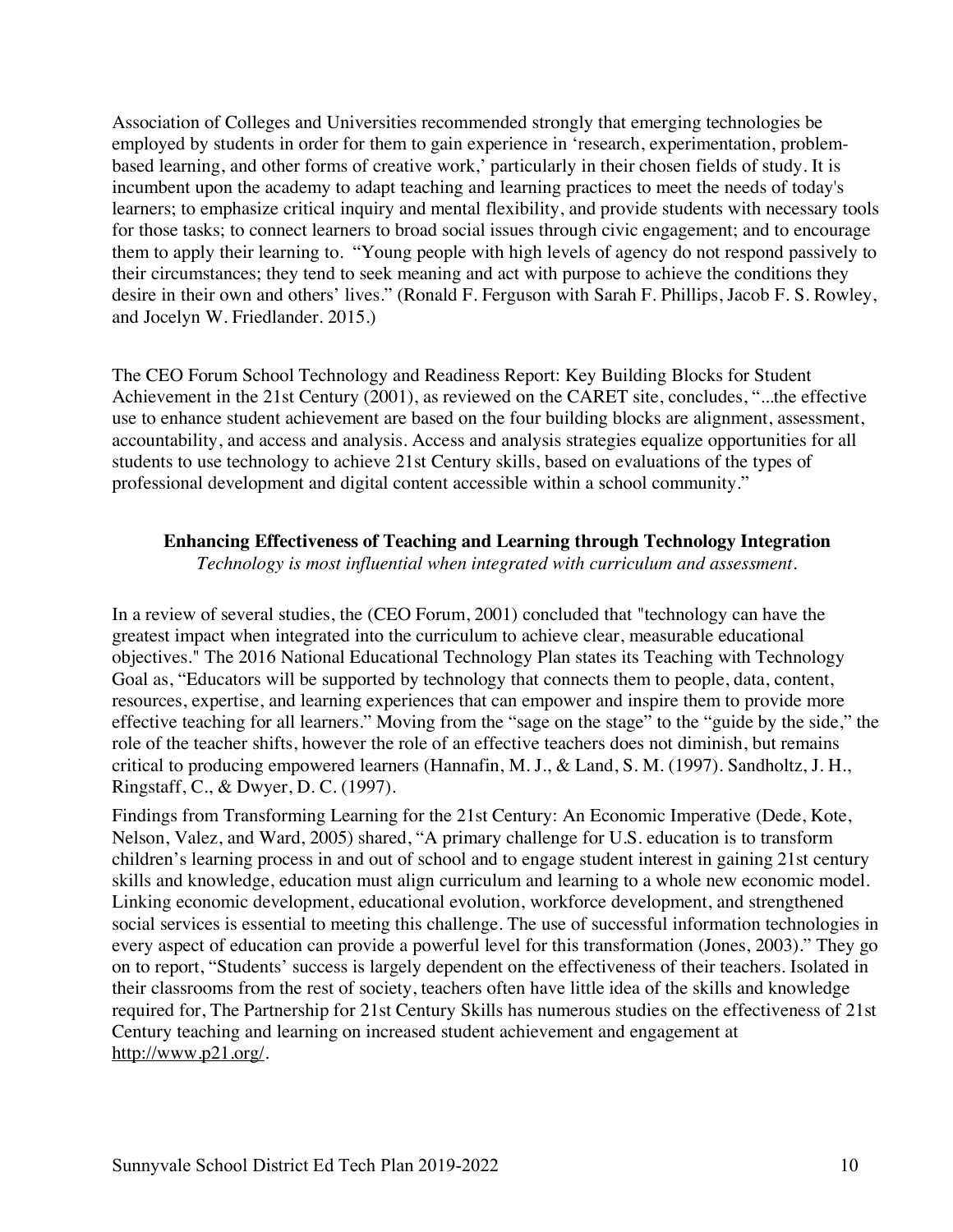Association of Colleges and Universities recommended strongly that emerging technologies be employed by students in order for them to gain experience in 'research, experimentation, problem-based learning, and other forms of creative work,' particularly in their chosen fields of study. It is incumbent upon the academy to adapt teaching and learning practices to meet the needs of today's learners; to emphasize critical inquiry and mental flexibility, and provide students with necessary tools for those tasks; to connect learners to broad social issues through civic engagement; and to encourage them to apply their learning to. "Young people with high levels of agency do not respond passively to their circumstances; they tend to seek meaning and act with purpose to achieve the conditions they desire in their own and others' lives." (Ronald F. Ferguson with Sarah F. Phillips, Jacob F. S. Rowley, and Jocelyn W. Friedlander. 2015.)

The CEO Forum School Technology and Readiness Report: Key Building Blocks for Student Achievement in the 21st Century (2001), as reviewed on the CARET site, concludes, "...the effective use to enhance student achievement are based on the four building blocks are alignment, assessment, accountability, and access and analysis. Access and analysis strategies equalize opportunities for all students to use technology to achieve 21st Century skills, based on evaluations of the types of professional development and digital content accessible within a school community."

### Enhancing Effectiveness of Teaching and Learning through Technology Integration

*Technology is most influential when integrated with curriculum and assessment.*

In a review of several studies, the (CEO Forum, 2001) concluded that "technology can have the greatest impact when integrated into the curriculum to achieve clear, measurable educational objectives." The 2016 National Educational Technology Plan states its Teaching with Technology Goal as, "Educators will be supported by technology that connects them to people, data, content, resources, expertise, and learning experiences that can empower and inspire them to provide more effective teaching for all learners." Moving from the "sage on the stage" to the "guide by the side," the role of the teacher shifts, however the role of an effective teachers does not diminish, but remains critical to producing empowered learners (Hannafin, M. J., & Land, S. M. (1997). Sandholtz, J. H., Ringstaff, C., & Dwyer, D. C. (1997).

Findings from Transforming Learning for the 21st Century: An Economic Imperative (Dede, Kote, Nelson, Valez, and Ward, 2005) shared, "A primary challenge for U.S. education is to transform children's learning process in and out of school and to engage student interest in gaining 21st century skills and knowledge, education must align curriculum and learning to a whole new economic model. Linking economic development, educational evolution, workforce development, and strengthened social services is essential to meeting this challenge. The use of successful information technologies in every aspect of education can provide a powerful level for this transformation (Jones, 2003)." They go on to report, "Students' success is largely dependent on the effectiveness of their teachers. Isolated in their classrooms from the rest of society, teachers often have little idea of the skills and knowledge required for, The Partnership for 21st Century Skills has numerous studies on the effectiveness of 21st Century teaching and learning on increased student achievement and engagement at http://www.p21.org/.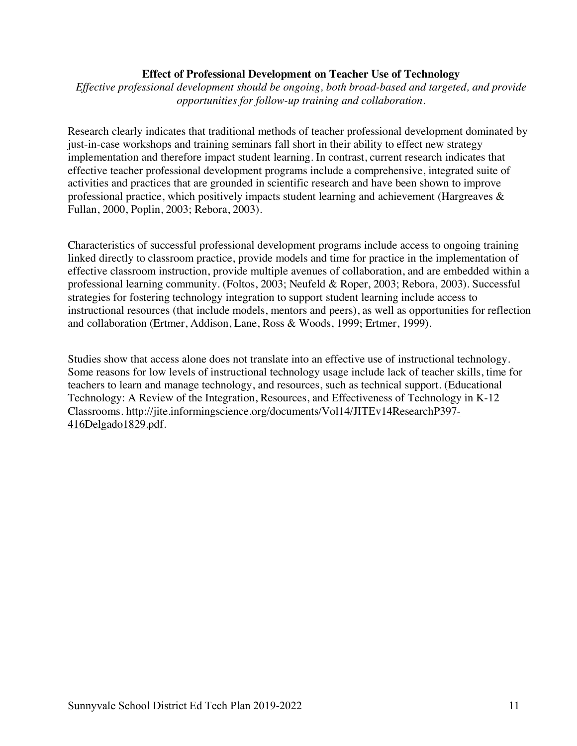**Effect of Professional Development on Teacher Use of Technology**

*Effective professional development should be ongoing, both broad-based and targeted, and provide opportunities for follow-up training and collaboration.*

Research clearly indicates that traditional methods of teacher professional development dominated by just-in-case workshops and training seminars fall short in their ability to effect new strategy implementation and therefore impact student learning. In contrast, current research indicates that effective teacher professional development programs include a comprehensive, integrated suite of activities and practices that are grounded in scientific research and have been shown to improve professional practice, which positively impacts student learning and achievement (Hargreaves & Fullan, 2000, Poplin, 2003; Rebora, 2003).

Characteristics of successful professional development programs include access to ongoing training linked directly to classroom practice, provide models and time for practice in the implementation of effective classroom instruction, provide multiple avenues of collaboration, and are embedded within a professional learning community. (Foltos, 2003; Neufeld & Roper, 2003; Rebora, 2003). Successful strategies for fostering technology integration to support student learning include access to instructional resources (that include models, mentors and peers), as well as opportunities for reflection and collaboration (Ertmer, Addison, Lane, Ross & Woods, 1999; Ertmer, 1999).

Studies show that access alone does not translate into an effective use of instructional technology. Some reasons for low levels of instructional technology usage include lack of teacher skills, time for teachers to learn and manage technology, and resources, such as technical support. (Educational Technology: A Review of the Integration, Resources, and Effectiveness of Technology in K-12 Classrooms. http://jite.informingscience.org/documents/Vol14/JITEv14ResearchP397-416Delgado1829.pdf.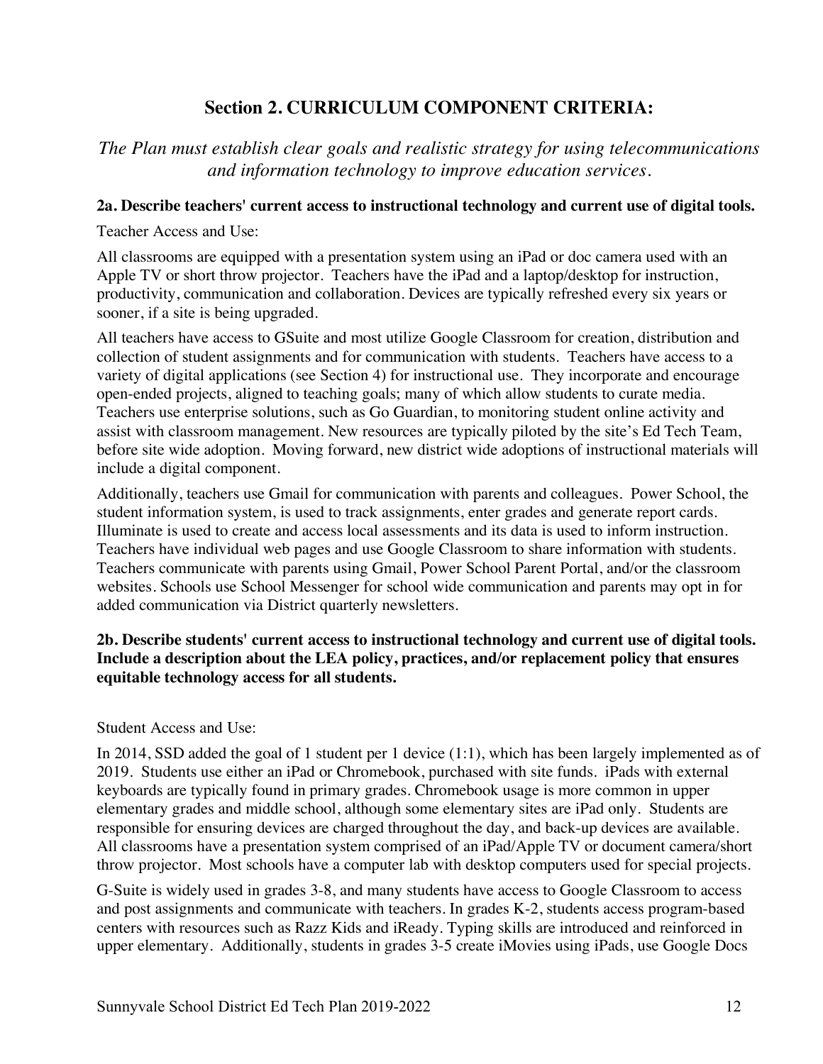## Section 2. CURRICULUM COMPONENT CRITERIA:

*The Plan must establish clear goals and realistic strategy for using telecommunications and information technology to improve education services.*

**2a. Describe teachers' current access to instructional technology and current use of digital tools.**

Teacher Access and Use:

All classrooms are equipped with a presentation system using an iPad or doc camera used with an Apple TV or short throw projector. Teachers have the iPad and a laptop/desktop for instruction, productivity, communication and collaboration. Devices are typically refreshed every six years or sooner, if a site is being upgraded.

All teachers have access to GSuite and most utilize Google Classroom for creation, distribution and collection of student assignments and for communication with students. Teachers have access to a variety of digital applications (see Section 4) for instructional use. They incorporate and encourage open-ended projects, aligned to teaching goals; many of which allow students to curate media. Teachers use enterprise solutions, such as Go Guardian, to monitoring student online activity and assist with classroom management. New resources are typically piloted by the site's Ed Tech Team, before site wide adoption. Moving forward, new district wide adoptions of instructional materials will include a digital component.

Additionally, teachers use Gmail for communication with parents and colleagues. Power School, the student information system, is used to track assignments, enter grades and generate report cards. Illuminate is used to create and access local assessments and its data is used to inform instruction. Teachers have individual web pages and use Google Classroom to share information with students. Teachers communicate with parents using Gmail, Power School Parent Portal, and/or the classroom websites. Schools use School Messenger for school wide communication and parents may opt in for added communication via District quarterly newsletters.

**2b. Describe students' current access to instructional technology and current use of digital tools. Include a description about the LEA policy, practices, and/or replacement policy that ensures equitable technology access for all students.**

Student Access and Use:

In 2014, SSD added the goal of 1 student per 1 device (1:1), which has been largely implemented as of 2019. Students use either an iPad or Chromebook, purchased with site funds. iPads with external keyboards are typically found in primary grades. Chromebook usage is more common in upper elementary grades and middle school, although some elementary sites are iPad only. Students are responsible for ensuring devices are charged throughout the day, and back-up devices are available. All classrooms have a presentation system comprised of an iPad/Apple TV or document camera/short throw projector. Most schools have a computer lab with desktop computers used for special projects.

G-Suite is widely used in grades 3-8, and many students have access to Google Classroom to access and post assignments and communicate with teachers. In grades K-2, students access program-based centers with resources such as Razz Kids and iReady. Typing skills are introduced and reinforced in upper elementary. Additionally, students in grades 3-5 create iMovies using iPads, use Google Docs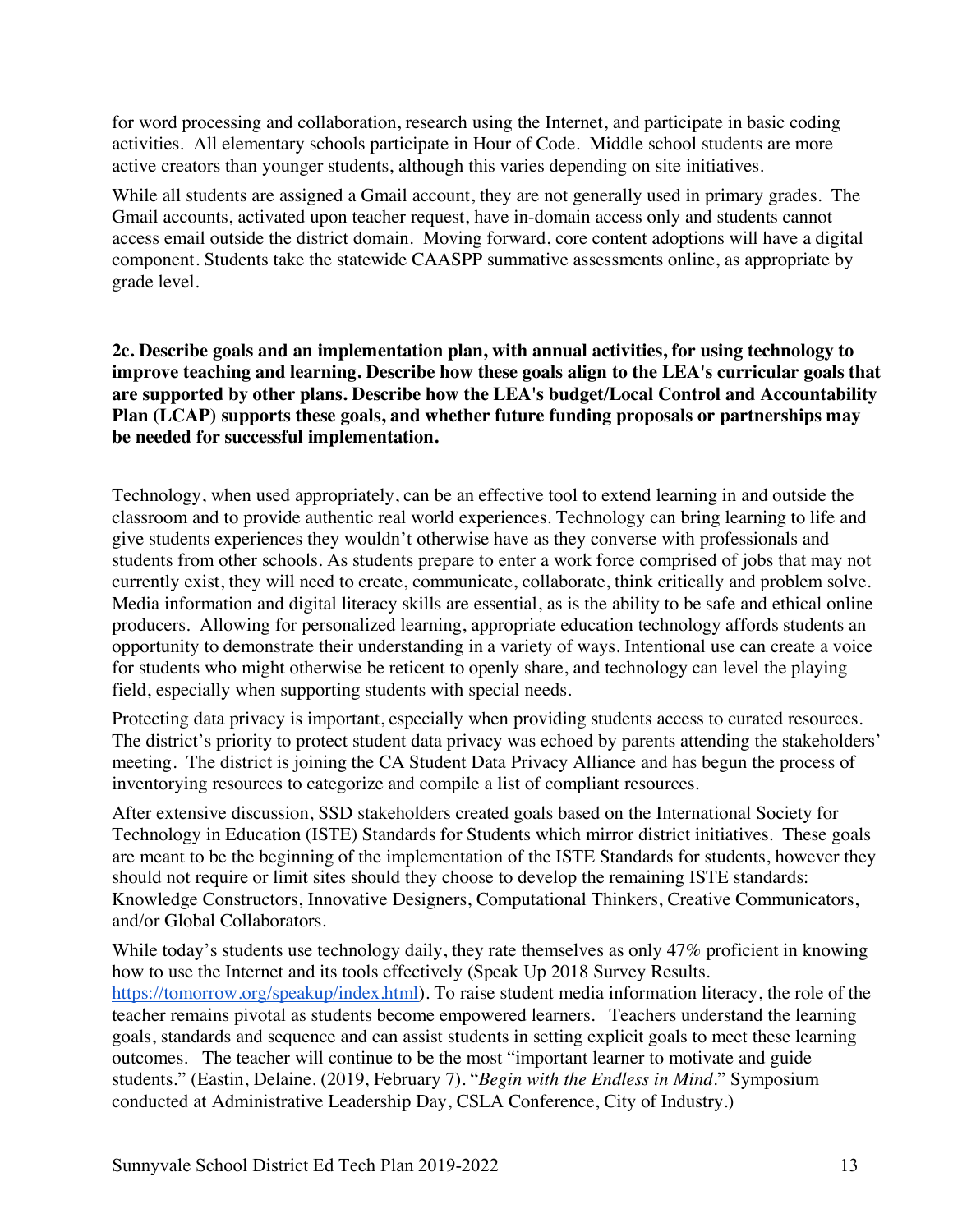for word processing and collaboration, research using the Internet, and participate in basic coding activities. All elementary schools participate in Hour of Code. Middle school students are more active creators than younger students, although this varies depending on site initiatives.

While all students are assigned a Gmail account, they are not generally used in primary grades. The Gmail accounts, activated upon teacher request, have in-domain access only and students cannot access email outside the district domain. Moving forward, core content adoptions will have a digital component. Students take the statewide CAASPP summative assessments online, as appropriate by grade level.

**2c. Describe goals and an implementation plan, with annual activities, for using technology to improve teaching and learning. Describe how these goals align to the LEA's curricular goals that are supported by other plans. Describe how the LEA's budget/Local Control and Accountability Plan (LCAP) supports these goals, and whether future funding proposals or partnerships may be needed for successful implementation.**

Technology, when used appropriately, can be an effective tool to extend learning in and outside the classroom and to provide authentic real world experiences. Technology can bring learning to life and give students experiences they wouldn't otherwise have as they converse with professionals and students from other schools. As students prepare to enter a work force comprised of jobs that may not currently exist, they will need to create, communicate, collaborate, think critically and problem solve. Media information and digital literacy skills are essential, as is the ability to be safe and ethical online producers. Allowing for personalized learning, appropriate education technology affords students an opportunity to demonstrate their understanding in a variety of ways. Intentional use can create a voice for students who might otherwise be reticent to openly share, and technology can level the playing field, especially when supporting students with special needs.

Protecting data privacy is important, especially when providing students access to curated resources. The district's priority to protect student data privacy was echoed by parents attending the stakeholders' meeting. The district is joining the CA Student Data Privacy Alliance and has begun the process of inventorying resources to categorize and compile a list of compliant resources.

After extensive discussion, SSD stakeholders created goals based on the International Society for Technology in Education (ISTE) Standards for Students which mirror district initiatives. These goals are meant to be the beginning of the implementation of the ISTE Standards for students, however they should not require or limit sites should they choose to develop the remaining ISTE standards: Knowledge Constructors, Innovative Designers, Computational Thinkers, Creative Communicators, and/or Global Collaborators.

While today's students use technology daily, they rate themselves as only 47% proficient in knowing how to use the Internet and its tools effectively (Speak Up 2018 Survey Results. https://tomorrow.org/speakup/index.html). To raise student media information literacy, the role of the teacher remains pivotal as students become empowered learners. Teachers understand the learning goals, standards and sequence and can assist students in setting explicit goals to meet these learning outcomes. The teacher will continue to be the most "important learner to motivate and guide students." (Eastin, Delaine. (2019, February 7). "*Begin with the Endless in Mind*." Symposium conducted at Administrative Leadership Day, CSLA Conference, City of Industry.)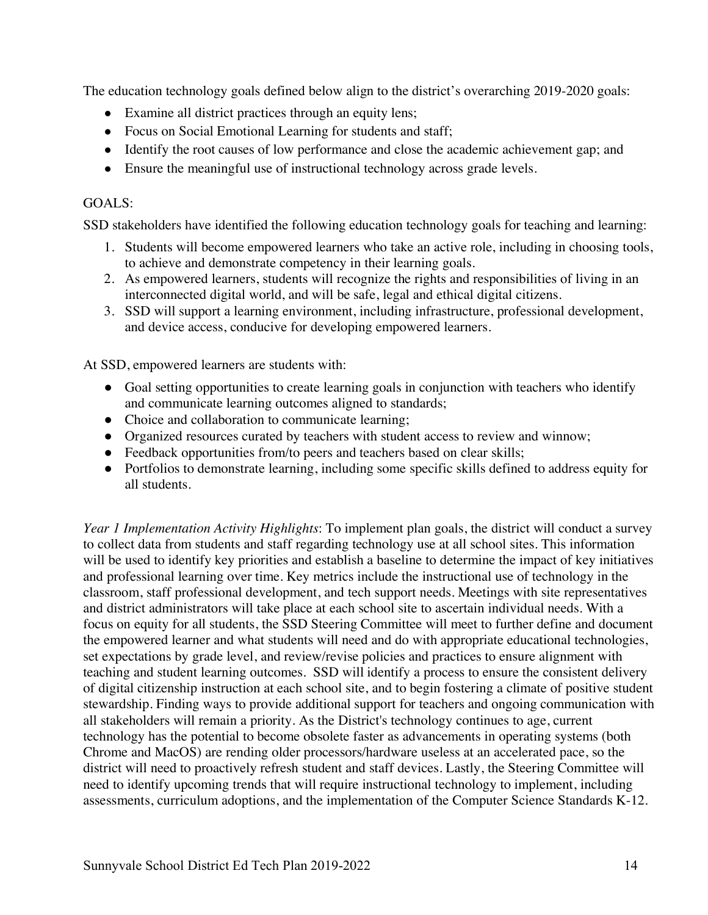The education technology goals defined below align to the district's overarching 2019-2020 goals:

- Examine all district practices through an equity lens;
- Focus on Social Emotional Learning for students and staff;
- Identify the root causes of low performance and close the academic achievement gap; and
- Ensure the meaningful use of instructional technology across grade levels.

GOALS:

SSD stakeholders have identified the following education technology goals for teaching and learning:

1. Students will become empowered learners who take an active role, including in choosing tools, to achieve and demonstrate competency in their learning goals.
2. As empowered learners, students will recognize the rights and responsibilities of living in an interconnected digital world, and will be safe, legal and ethical digital citizens.
3. SSD will support a learning environment, including infrastructure, professional development, and device access, conducive for developing empowered learners.

At SSD, empowered learners are students with:

- Goal setting opportunities to create learning goals in conjunction with teachers who identify and communicate learning outcomes aligned to standards;
- Choice and collaboration to communicate learning;
- Organized resources curated by teachers with student access to review and winnow;
- Feedback opportunities from/to peers and teachers based on clear skills;
- Portfolios to demonstrate learning, including some specific skills defined to address equity for all students.

*Year 1 Implementation Activity Highlights*: To implement plan goals, the district will conduct a survey to collect data from students and staff regarding technology use at all school sites. This information will be used to identify key priorities and establish a baseline to determine the impact of key initiatives and professional learning over time. Key metrics include the instructional use of technology in the classroom, staff professional development, and tech support needs. Meetings with site representatives and district administrators will take place at each school site to ascertain individual needs. With a focus on equity for all students, the SSD Steering Committee will meet to further define and document the empowered learner and what students will need and do with appropriate educational technologies, set expectations by grade level, and review/revise policies and practices to ensure alignment with teaching and student learning outcomes. SSD will identify a process to ensure the consistent delivery of digital citizenship instruction at each school site, and to begin fostering a climate of positive student stewardship. Finding ways to provide additional support for teachers and ongoing communication with all stakeholders will remain a priority. As the District's technology continues to age, current technology has the potential to become obsolete faster as advancements in operating systems (both Chrome and MacOS) are rending older processors/hardware useless at an accelerated pace, so the district will need to proactively refresh student and staff devices. Lastly, the Steering Committee will need to identify upcoming trends that will require instructional technology to implement, including assessments, curriculum adoptions, and the implementation of the Computer Science Standards K-12.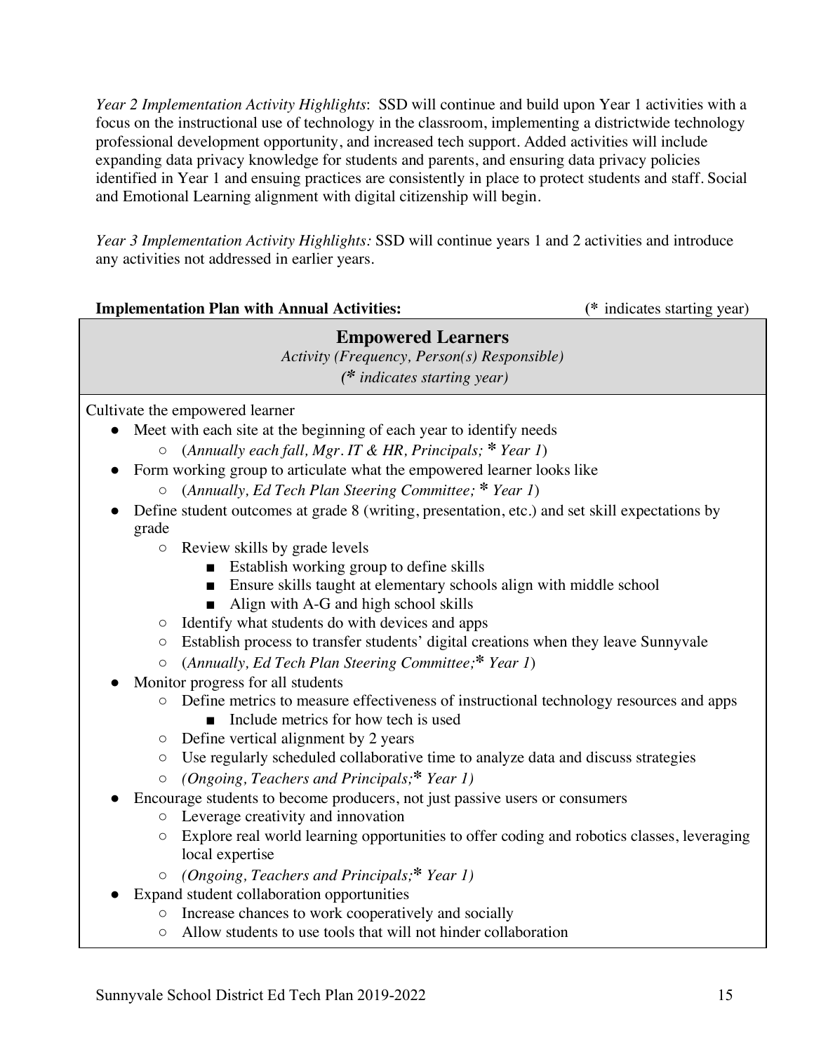*Year 2 Implementation Activity Highlights*: SSD will continue and build upon Year 1 activities with a focus on the instructional use of technology in the classroom, implementing a districtwide technology professional development opportunity, and increased tech support. Added activities will include expanding data privacy knowledge for students and parents, and ensuring data privacy policies identified in Year 1 and ensuing practices are consistently in place to protect students and staff. Social and Emotional Learning alignment with digital citizenship will begin.

*Year 3 Implementation Activity Highlights:* SSD will continue years 1 and 2 activities and introduce any activities not addressed in earlier years.

**Implementation Plan with Annual Activities:** (* indicates starting year)

| **Empowered Learners**<br>*Activity (Frequency, Person(s) Responsible)*<br>*(* indicates starting year)* |
|---|
| Cultivate the empowered learner<br>● Meet with each site at the beginning of each year to identify needs<br>○ (*Annually each fall, Mgr. IT & HR, Principals; * Year 1*)<br>● Form working group to articulate what the empowered learner looks like<br>○ (*Annually, Ed Tech Plan Steering Committee; * Year 1*)<br>● Define student outcomes at grade 8 (writing, presentation, etc.) and set skill expectations by grade<br>○ Review skills by grade levels<br>■ Establish working group to define skills<br>■ Ensure skills taught at elementary schools align with middle school<br>■ Align with A-G and high school skills<br>○ Identify what students do with devices and apps<br>○ Establish process to transfer students' digital creations when they leave Sunnyvale<br>○ (*Annually, Ed Tech Plan Steering Committee;* Year 1*)<br>● Monitor progress for all students<br>○ Define metrics to measure effectiveness of instructional technology resources and apps<br>■ Include metrics for how tech is used<br>○ Define vertical alignment by 2 years<br>○ Use regularly scheduled collaborative time to analyze data and discuss strategies<br>○ *(Ongoing, Teachers and Principals;* Year 1)*<br>● Encourage students to become producers, not just passive users or consumers<br>○ Leverage creativity and innovation<br>○ Explore real world learning opportunities to offer coding and robotics classes, leveraging local expertise<br>○ *(Ongoing, Teachers and Principals;* Year 1)*<br>● Expand student collaboration opportunities<br>○ Increase chances to work cooperatively and socially<br>○ Allow students to use tools that will not hinder collaboration |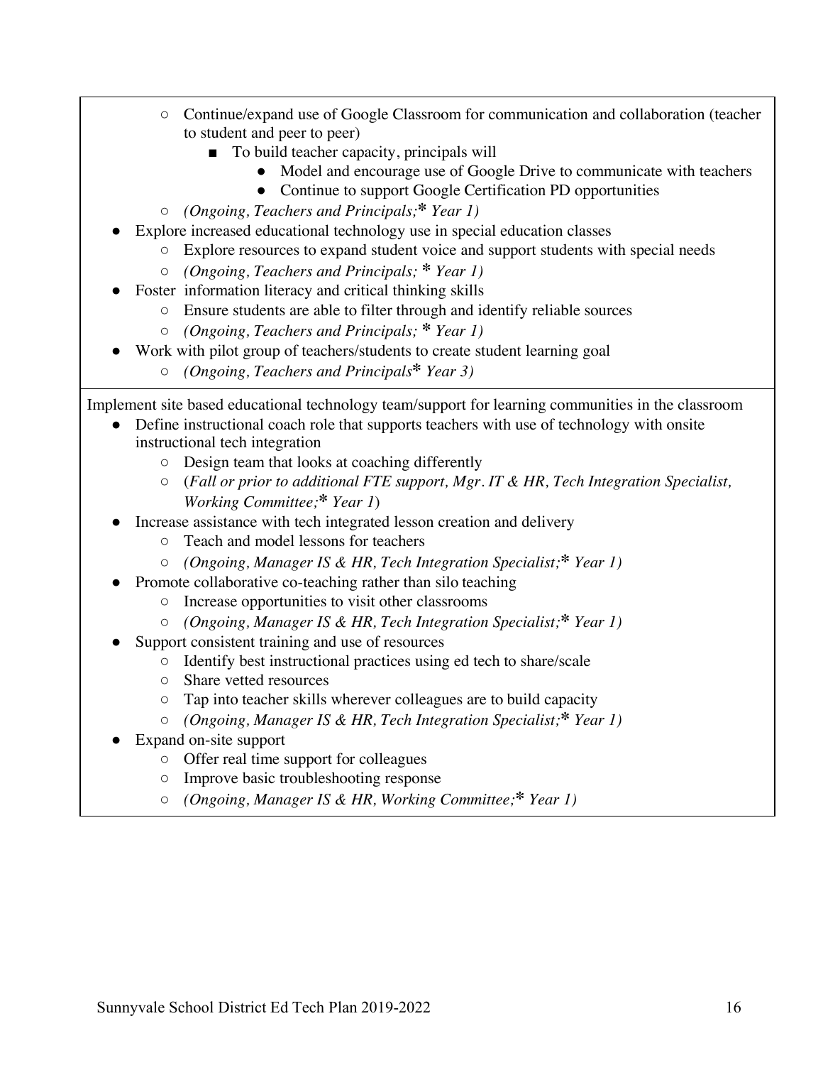- Continue/expand use of Google Classroom for communication and collaboration (teacher to student and peer to peer)
  - To build teacher capacity, principals will
    - Model and encourage use of Google Drive to communicate with teachers
    - Continue to support Google Certification PD opportunities
- *(Ongoing, Teachers and Principals;* * *Year 1)*

- Explore increased educational technology use in special education classes
  - Explore resources to expand student voice and support students with special needs
  - *(Ongoing, Teachers and Principals;* * *Year 1)*
- Foster information literacy and critical thinking skills
  - Ensure students are able to filter through and identify reliable sources
  - *(Ongoing, Teachers and Principals;* * *Year 1)*
- Work with pilot group of teachers/students to create student learning goal
  - *(Ongoing, Teachers and Principals* * *Year 3)*

Implement site based educational technology team/support for learning communities in the classroom

- Define instructional coach role that supports teachers with use of technology with onsite instructional tech integration
  - Design team that looks at coaching differently
  - (*Fall or prior to additional FTE support, Mgr. IT & HR, Tech Integration Specialist, Working Committee;* * *Year 1*)
- Increase assistance with tech integrated lesson creation and delivery
  - Teach and model lessons for teachers
  - *(Ongoing, Manager IS & HR, Tech Integration Specialist;* * *Year 1)*
- Promote collaborative co-teaching rather than silo teaching
  - Increase opportunities to visit other classrooms
  - *(Ongoing, Manager IS & HR, Tech Integration Specialist;* * *Year 1)*
- Support consistent training and use of resources
  - Identify best instructional practices using ed tech to share/scale
  - Share vetted resources
  - Tap into teacher skills wherever colleagues are to build capacity
  - *(Ongoing, Manager IS & HR, Tech Integration Specialist;* * *Year 1)*
- Expand on-site support
  - Offer real time support for colleagues
  - Improve basic troubleshooting response
  - *(Ongoing, Manager IS & HR, Working Committee;* * *Year 1)*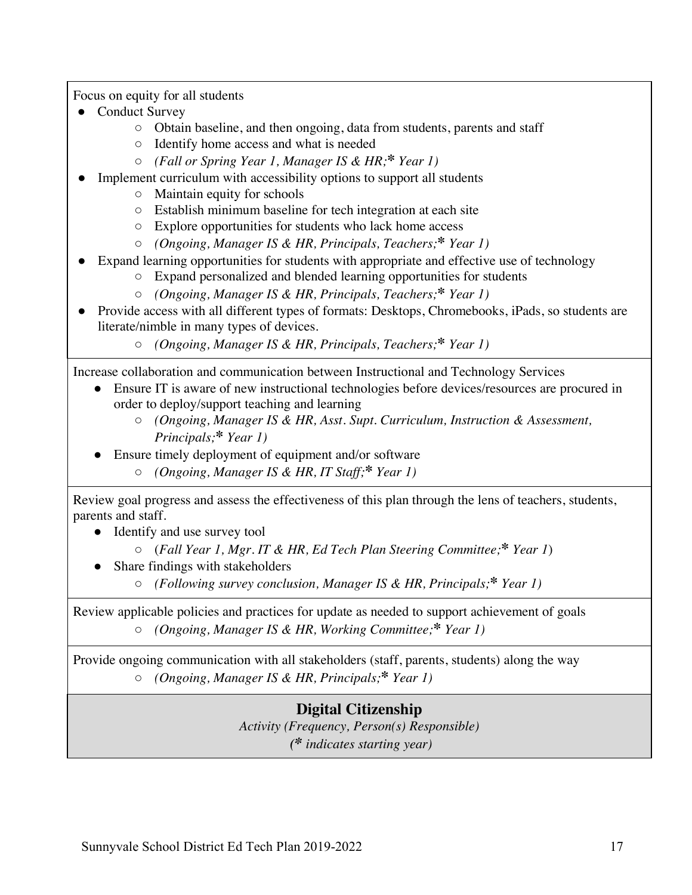Focus on equity for all students

- Conduct Survey
    - Obtain baseline, and then ongoing, data from students, parents and staff
    - Identify home access and what is needed
    - *(Fall or Spring Year 1, Manager IS & HR;* *** *Year 1)*
- Implement curriculum with accessibility options to support all students
    - Maintain equity for schools
    - Establish minimum baseline for tech integration at each site
    - Explore opportunities for students who lack home access
    - *(Ongoing, Manager IS & HR, Principals, Teachers;* *** *Year 1)*
- Expand learning opportunities for students with appropriate and effective use of technology
    - Expand personalized and blended learning opportunities for students
    - *(Ongoing, Manager IS & HR, Principals, Teachers;* *** *Year 1)*
- Provide access with all different types of formats: Desktops, Chromebooks, iPads, so students are literate/nimble in many types of devices.
    - *(Ongoing, Manager IS & HR, Principals, Teachers;* *** *Year 1)*

Increase collaboration and communication between Instructional and Technology Services

- Ensure IT is aware of new instructional technologies before devices/resources are procured in order to deploy/support teaching and learning
    - *(Ongoing, Manager IS & HR, Asst. Supt. Curriculum, Instruction & Assessment, Principals;* *** *Year 1)*
- Ensure timely deployment of equipment and/or software
    - *(Ongoing, Manager IS & HR, IT Staff;* *** *Year 1)*

Review goal progress and assess the effectiveness of this plan through the lens of teachers, students, parents and staff.

- Identify and use survey tool
    - (*Fall Year 1, Mgr. IT & HR, Ed Tech Plan Steering Committee;* *** *Year 1*)
- Share findings with stakeholders
    - *(Following survey conclusion, Manager IS & HR, Principals;* *** *Year 1)*

Review applicable policies and practices for update as needed to support achievement of goals

- *(Ongoing, Manager IS & HR, Working Committee;* *** *Year 1)*

Provide ongoing communication with all stakeholders (staff, parents, students) along the way

- *(Ongoing, Manager IS & HR, Principals;* *** *Year 1)*

## Digital Citizenship

*Activity (Frequency, Person(s) Responsible)*

*(* indicates starting year)*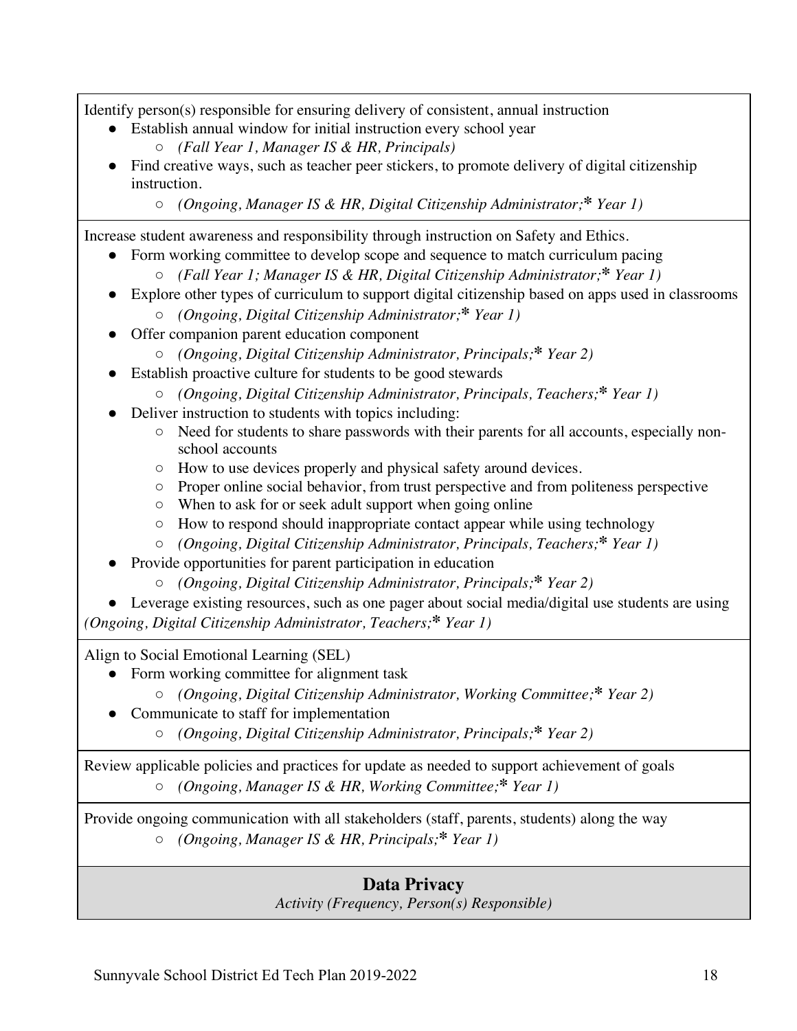Identify person(s) responsible for ensuring delivery of consistent, annual instruction

- Establish annual window for initial instruction every school year
  - *(Fall Year 1, Manager IS & HR, Principals)*
- Find creative ways, such as teacher peer stickers, to promote delivery of digital citizenship instruction.
  - *(Ongoing, Manager IS & HR, Digital Citizenship Administrator;* **\*** *Year 1)*

Increase student awareness and responsibility through instruction on Safety and Ethics.

- Form working committee to develop scope and sequence to match curriculum pacing
  - *(Fall Year 1; Manager IS & HR, Digital Citizenship Administrator;* **\*** *Year 1)*
- Explore other types of curriculum to support digital citizenship based on apps used in classrooms
  - *(Ongoing, Digital Citizenship Administrator;* **\*** *Year 1)*
- Offer companion parent education component
  - *(Ongoing, Digital Citizenship Administrator, Principals;* **\*** *Year 2)*
- Establish proactive culture for students to be good stewards
  - *(Ongoing, Digital Citizenship Administrator, Principals, Teachers;* **\*** *Year 1)*
- Deliver instruction to students with topics including:
  - Need for students to share passwords with their parents for all accounts, especially non-school accounts
  - How to use devices properly and physical safety around devices.
  - Proper online social behavior, from trust perspective and from politeness perspective
  - When to ask for or seek adult support when going online
  - How to respond should inappropriate contact appear while using technology
  - *(Ongoing, Digital Citizenship Administrator, Principals, Teachers;* **\*** *Year 1)*
- Provide opportunities for parent participation in education
  - *(Ongoing, Digital Citizenship Administrator, Principals;* **\*** *Year 2)*
- Leverage existing resources, such as one pager about social media/digital use students are using *(Ongoing, Digital Citizenship Administrator, Teachers;* **\*** *Year 1)*

Align to Social Emotional Learning (SEL)

- Form working committee for alignment task
  - *(Ongoing, Digital Citizenship Administrator, Working Committee;* **\*** *Year 2)*
- Communicate to staff for implementation
  - *(Ongoing, Digital Citizenship Administrator, Principals;* **\*** *Year 2)*

Review applicable policies and practices for update as needed to support achievement of goals

- *(Ongoing, Manager IS & HR, Working Committee;* **\*** *Year 1)*

Provide ongoing communication with all stakeholders (staff, parents, students) along the way

- *(Ongoing, Manager IS & HR, Principals;* **\*** *Year 1)*

## Data Privacy

*Activity (Frequency, Person(s) Responsible)*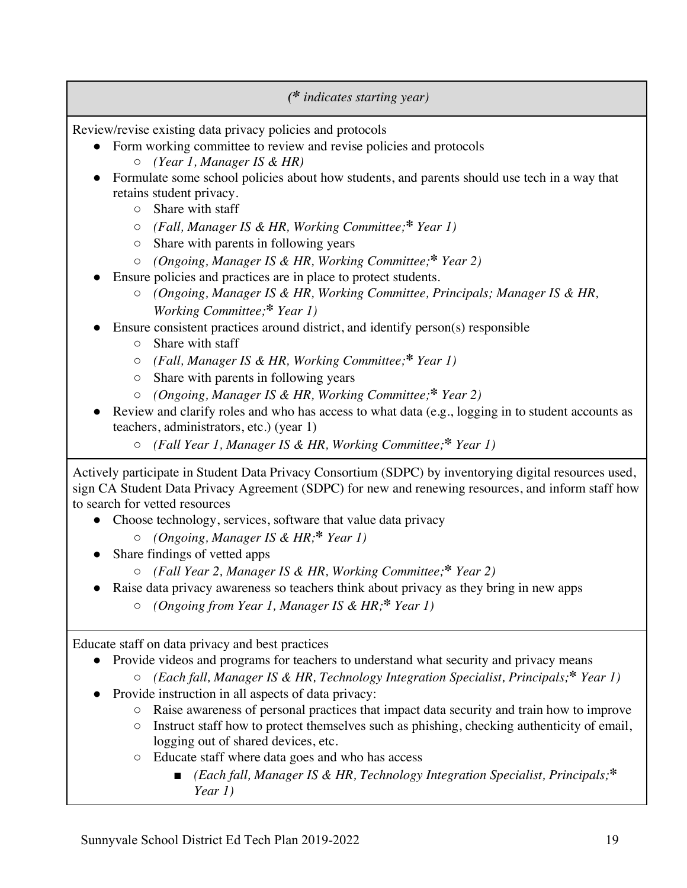| *(\* indicates starting year)* |
|---|
| Review/revise existing data privacy policies and protocols<br>- Form working committee to review and revise policies and protocols<br>  - *(Year 1, Manager IS & HR)*<br>- Formulate some school policies about how students, and parents should use tech in a way that retains student privacy.<br>  - Share with staff<br>  - *(Fall, Manager IS & HR, Working Committee;\* Year 1)*<br>  - Share with parents in following years<br>  - *(Ongoing, Manager IS & HR, Working Committee;\* Year 2)*<br>- Ensure policies and practices are in place to protect students.<br>  - *(Ongoing, Manager IS & HR, Working Committee, Principals; Manager IS & HR, Working Committee;\* Year 1)*<br>- Ensure consistent practices around district, and identify person(s) responsible<br>  - Share with staff<br>  - *(Fall, Manager IS & HR, Working Committee;\* Year 1)*<br>  - Share with parents in following years<br>  - *(Ongoing, Manager IS & HR, Working Committee;\* Year 2)*<br>- Review and clarify roles and who has access to what data (e.g., logging in to student accounts as teachers, administrators, etc.) (year 1)<br>  - *(Fall Year 1, Manager IS & HR, Working Committee;\* Year 1)* |
| Actively participate in Student Data Privacy Consortium (SDPC) by inventorying digital resources used, sign CA Student Data Privacy Agreement (SDPC) for new and renewing resources, and inform staff how to search for vetted resources<br>- Choose technology, services, software that value data privacy<br>  - *(Ongoing, Manager IS & HR;\* Year 1)*<br>- Share findings of vetted apps<br>  - *(Fall Year 2, Manager IS & HR, Working Committee;\* Year 2)*<br>- Raise data privacy awareness so teachers think about privacy as they bring in new apps<br>  - *(Ongoing from Year 1, Manager IS & HR;\* Year 1)* |
| Educate staff on data privacy and best practices<br>- Provide videos and programs for teachers to understand what security and privacy means<br>  - *(Each fall, Manager IS & HR, Technology Integration Specialist, Principals;\* Year 1)*<br>- Provide instruction in all aspects of data privacy:<br>  - Raise awareness of personal practices that impact data security and train how to improve<br>  - Instruct staff how to protect themselves such as phishing, checking authenticity of email, logging out of shared devices, etc.<br>  - Educate staff where data goes and who has access<br>    - *(Each fall, Manager IS & HR, Technology Integration Specialist, Principals;\* Year 1)* |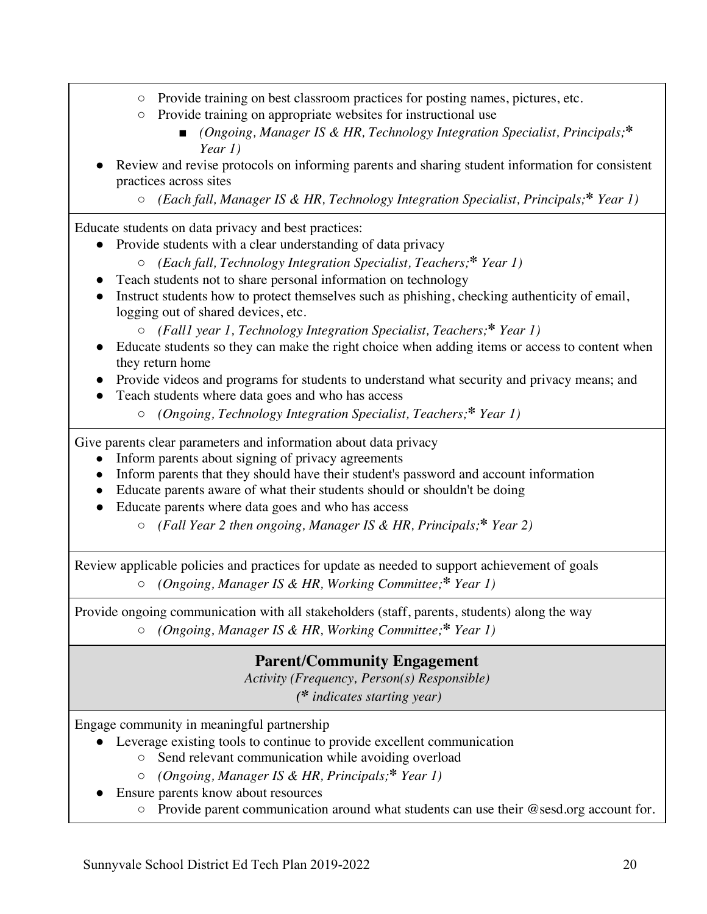- Provide training on best classroom practices for posting names, pictures, etc.
  - Provide training on appropriate websites for instructional use
    - *(Ongoing, Manager IS & HR, Technology Integration Specialist, Principals;* *** *Year 1)*
- Review and revise protocols on informing parents and sharing student information for consistent practices across sites
  - *(Each fall, Manager IS & HR, Technology Integration Specialist, Principals;* *** *Year 1)*

Educate students on data privacy and best practices:

- Provide students with a clear understanding of data privacy
  - *(Each fall, Technology Integration Specialist, Teachers;* *** *Year 1)*
- Teach students not to share personal information on technology
- Instruct students how to protect themselves such as phishing, checking authenticity of email, logging out of shared devices, etc.
  - *(Fall1 year 1, Technology Integration Specialist, Teachers;* *** *Year 1)*
- Educate students so they can make the right choice when adding items or access to content when they return home
- Provide videos and programs for students to understand what security and privacy means; and
- Teach students where data goes and who has access
  - *(Ongoing, Technology Integration Specialist, Teachers;* *** *Year 1)*

Give parents clear parameters and information about data privacy

- Inform parents about signing of privacy agreements
- Inform parents that they should have their student's password and account information
- Educate parents aware of what their students should or shouldn't be doing
- Educate parents where data goes and who has access
  - *(Fall Year 2 then ongoing, Manager IS & HR, Principals;* *** *Year 2)*

Review applicable policies and practices for update as needed to support achievement of goals

- *(Ongoing, Manager IS & HR, Working Committee;* *** *Year 1)*

Provide ongoing communication with all stakeholders (staff, parents, students) along the way

- *(Ongoing, Manager IS & HR, Working Committee;* *** *Year 1)*

## Parent/Community Engagement

*Activity (Frequency, Person(s) Responsible)*

*(* indicates starting year)*

Engage community in meaningful partnership

- Leverage existing tools to continue to provide excellent communication
  - Send relevant communication while avoiding overload
  - *(Ongoing, Manager IS & HR, Principals;* *** *Year 1)*
- Ensure parents know about resources
  - Provide parent communication around what students can use their @sesd.org account for.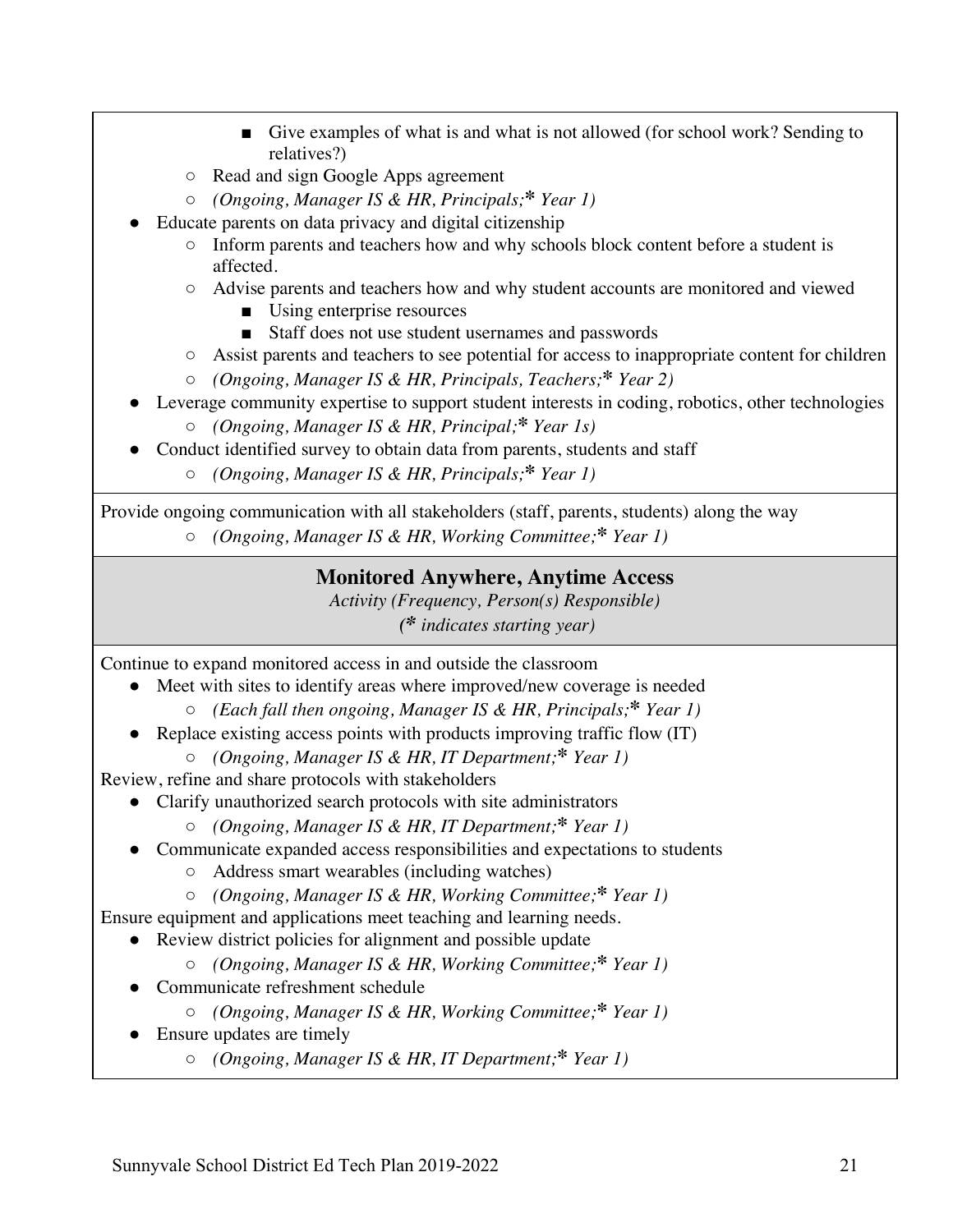- Give examples of what is and what is not allowed (for school work? Sending to relatives?)
    - Read and sign Google Apps agreement
    - *(Ongoing, Manager IS & HR, Principals;* * *Year 1)*
- Educate parents on data privacy and digital citizenship
    - Inform parents and teachers how and why schools block content before a student is affected.
    - Advise parents and teachers how and why student accounts are monitored and viewed
        - Using enterprise resources
        - Staff does not use student usernames and passwords
    - Assist parents and teachers to see potential for access to inappropriate content for children
    - *(Ongoing, Manager IS & HR, Principals, Teachers;* * *Year 2)*
- Leverage community expertise to support student interests in coding, robotics, other technologies
    - *(Ongoing, Manager IS & HR, Principal;* * *Year 1s)*
- Conduct identified survey to obtain data from parents, students and staff
    - *(Ongoing, Manager IS & HR, Principals;* * *Year 1)*

Provide ongoing communication with all stakeholders (staff, parents, students) along the way

- *(Ongoing, Manager IS & HR, Working Committee;* * *Year 1)*

## Monitored Anywhere, Anytime Access

*Activity (Frequency, Person(s) Responsible)*

*(* indicates starting year)*

Continue to expand monitored access in and outside the classroom

- Meet with sites to identify areas where improved/new coverage is needed
    - *(Each fall then ongoing, Manager IS & HR, Principals;* * *Year 1)*
- Replace existing access points with products improving traffic flow (IT)
    - *(Ongoing, Manager IS & HR, IT Department;* * *Year 1)*

Review, refine and share protocols with stakeholders

- Clarify unauthorized search protocols with site administrators
    - *(Ongoing, Manager IS & HR, IT Department;* * *Year 1)*
- Communicate expanded access responsibilities and expectations to students
    - Address smart wearables (including watches)
    - *(Ongoing, Manager IS & HR, Working Committee;* * *Year 1)*

Ensure equipment and applications meet teaching and learning needs.

- Review district policies for alignment and possible update
    - *(Ongoing, Manager IS & HR, Working Committee;* * *Year 1)*
- Communicate refreshment schedule
    - *(Ongoing, Manager IS & HR, Working Committee;* * *Year 1)*
- Ensure updates are timely
    - *(Ongoing, Manager IS & HR, IT Department;* * *Year 1)*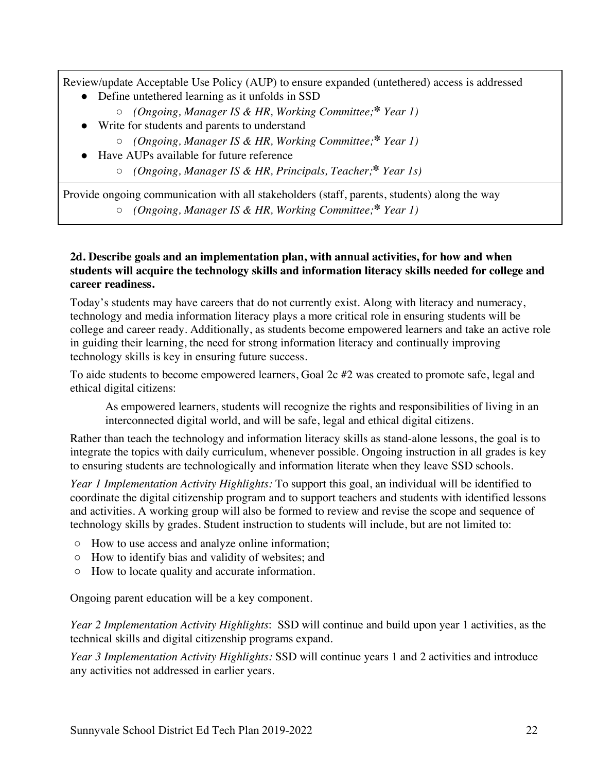| |
|---|
| Review/update Acceptable Use Policy (AUP) to ensure expanded (untethered) access is addressed<br>● Define untethered learning as it unfolds in SSD<br>○ *(Ongoing, Manager IS & HR, Working Committee;* Year 1)*<br>● Write for students and parents to understand<br>○ *(Ongoing, Manager IS & HR, Working Committee;* Year 1)*<br>● Have AUPs available for future reference<br>○ *(Ongoing, Manager IS & HR, Principals, Teacher;* Year 1s)* |
| Provide ongoing communication with all stakeholders (staff, parents, students) along the way<br>○ *(Ongoing, Manager IS & HR, Working Committee;* Year 1)* |

**2d. Describe goals and an implementation plan, with annual activities, for how and when students will acquire the technology skills and information literacy skills needed for college and career readiness.**

Today's students may have careers that do not currently exist. Along with literacy and numeracy, technology and media information literacy plays a more critical role in ensuring students will be college and career ready. Additionally, as students become empowered learners and take an active role in guiding their learning, the need for strong information literacy and continually improving technology skills is key in ensuring future success.

To aide students to become empowered learners, Goal 2c #2 was created to promote safe, legal and ethical digital citizens:

> As empowered learners, students will recognize the rights and responsibilities of living in an interconnected digital world, and will be safe, legal and ethical digital citizens.

Rather than teach the technology and information literacy skills as stand-alone lessons, the goal is to integrate the topics with daily curriculum, whenever possible. Ongoing instruction in all grades is key to ensuring students are technologically and information literate when they leave SSD schools.

*Year 1 Implementation Activity Highlights:* To support this goal, an individual will be identified to coordinate the digital citizenship program and to support teachers and students with identified lessons and activities. A working group will also be formed to review and revise the scope and sequence of technology skills by grades. Student instruction to students will include, but are not limited to:

- ○ How to use access and analyze online information;
- ○ How to identify bias and validity of websites; and
- ○ How to locate quality and accurate information.

Ongoing parent education will be a key component.

*Year 2 Implementation Activity Highlights*: SSD will continue and build upon year 1 activities, as the technical skills and digital citizenship programs expand.

*Year 3 Implementation Activity Highlights:* SSD will continue years 1 and 2 activities and introduce any activities not addressed in earlier years.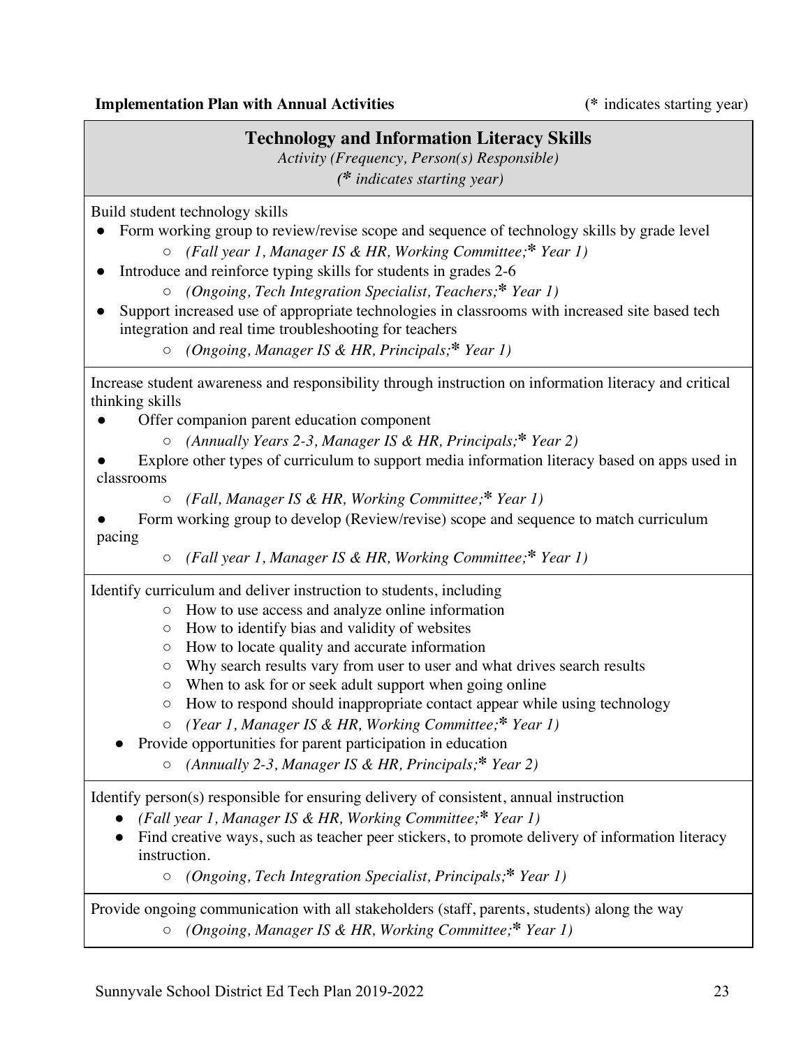**Implementation Plan with Annual Activities** (* indicates starting year)

## Technology and Information Literacy Skills

*Activity (Frequency, Person(s) Responsible)*
*(* indicates starting year)*

Build student technology skills

- Form working group to review/revise scope and sequence of technology skills by grade level
  - *(Fall year 1, Manager IS & HR, Working Committee;* Year 1)*
- Introduce and reinforce typing skills for students in grades 2-6
  - *(Ongoing, Tech Integration Specialist, Teachers;* Year 1)*
- Support increased use of appropriate technologies in classrooms with increased site based tech integration and real time troubleshooting for teachers
  - *(Ongoing, Manager IS & HR, Principals;* Year 1)*

Increase student awareness and responsibility through instruction on information literacy and critical thinking skills

- Offer companion parent education component
  - *(Annually Years 2-3, Manager IS & HR, Principals;* Year 2)*
- Explore other types of curriculum to support media information literacy based on apps used in classrooms
  - *(Fall, Manager IS & HR, Working Committee;* Year 1)*
- Form working group to develop (Review/revise) scope and sequence to match curriculum pacing
  - *(Fall year 1, Manager IS & HR, Working Committee;* Year 1)*

Identify curriculum and deliver instruction to students, including

- How to use access and analyze online information
- How to identify bias and validity of websites
- How to locate quality and accurate information
- Why search results vary from user to user and what drives search results
- When to ask for or seek adult support when going online
- How to respond should inappropriate contact appear while using technology
- *(Year 1, Manager IS & HR, Working Committee;* Year 1)*

- Provide opportunities for parent participation in education
  - *(Annually 2-3, Manager IS & HR, Principals;* Year 2)*

Identify person(s) responsible for ensuring delivery of consistent, annual instruction

- *(Fall year 1, Manager IS & HR, Working Committee;* Year 1)*
- Find creative ways, such as teacher peer stickers, to promote delivery of information literacy instruction.
  - *(Ongoing, Tech Integration Specialist, Principals;* Year 1)*

Provide ongoing communication with all stakeholders (staff, parents, students) along the way

- *(Ongoing, Manager IS & HR, Working Committee;* Year 1)*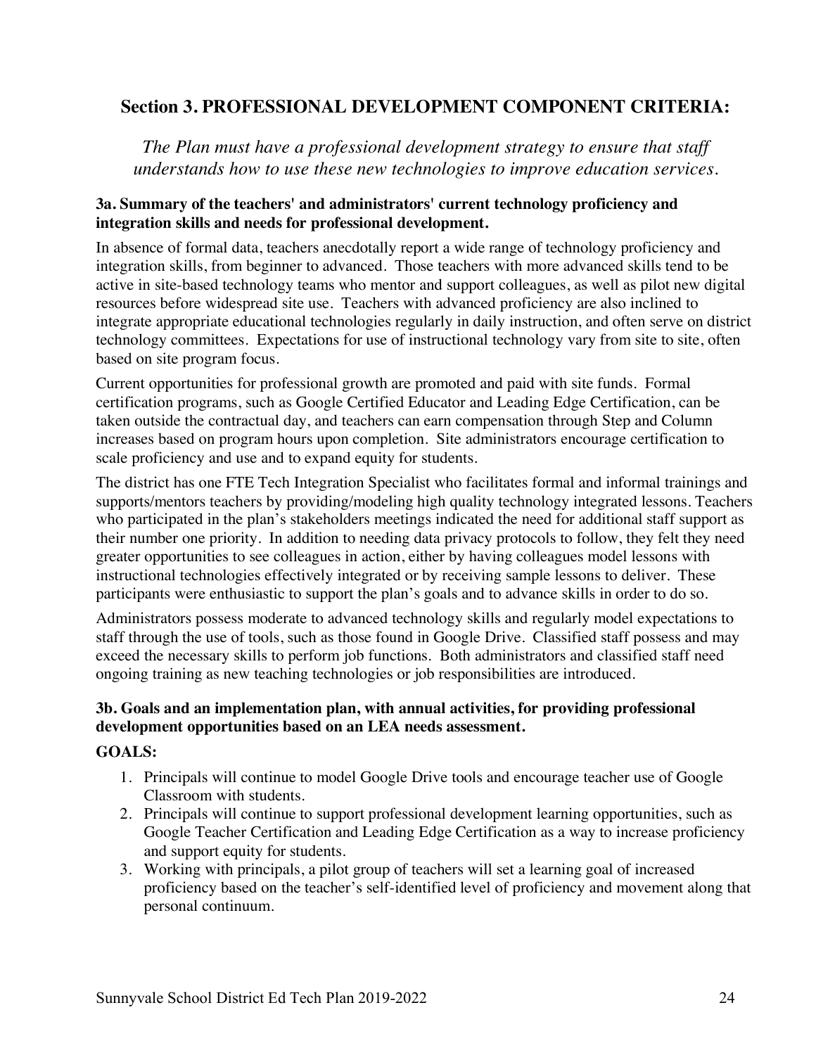## Section 3. PROFESSIONAL DEVELOPMENT COMPONENT CRITERIA:

*The Plan must have a professional development strategy to ensure that staff understands how to use these new technologies to improve education services.*

### 3a. Summary of the teachers' and administrators' current technology proficiency and integration skills and needs for professional development.

In absence of formal data, teachers anecdotally report a wide range of technology proficiency and integration skills, from beginner to advanced. Those teachers with more advanced skills tend to be active in site-based technology teams who mentor and support colleagues, as well as pilot new digital resources before widespread site use. Teachers with advanced proficiency are also inclined to integrate appropriate educational technologies regularly in daily instruction, and often serve on district technology committees. Expectations for use of instructional technology vary from site to site, often based on site program focus.

Current opportunities for professional growth are promoted and paid with site funds. Formal certification programs, such as Google Certified Educator and Leading Edge Certification, can be taken outside the contractual day, and teachers can earn compensation through Step and Column increases based on program hours upon completion. Site administrators encourage certification to scale proficiency and use and to expand equity for students.

The district has one FTE Tech Integration Specialist who facilitates formal and informal trainings and supports/mentors teachers by providing/modeling high quality technology integrated lessons. Teachers who participated in the plan's stakeholders meetings indicated the need for additional staff support as their number one priority. In addition to needing data privacy protocols to follow, they felt they need greater opportunities to see colleagues in action, either by having colleagues model lessons with instructional technologies effectively integrated or by receiving sample lessons to deliver. These participants were enthusiastic to support the plan's goals and to advance skills in order to do so.

Administrators possess moderate to advanced technology skills and regularly model expectations to staff through the use of tools, such as those found in Google Drive. Classified staff possess and may exceed the necessary skills to perform job functions. Both administrators and classified staff need ongoing training as new teaching technologies or job responsibilities are introduced.

### 3b. Goals and an implementation plan, with annual activities, for providing professional development opportunities based on an LEA needs assessment.

**GOALS:**

1. Principals will continue to model Google Drive tools and encourage teacher use of Google Classroom with students.
2. Principals will continue to support professional development learning opportunities, such as Google Teacher Certification and Leading Edge Certification as a way to increase proficiency and support equity for students.
3. Working with principals, a pilot group of teachers will set a learning goal of increased proficiency based on the teacher's self-identified level of proficiency and movement along that personal continuum.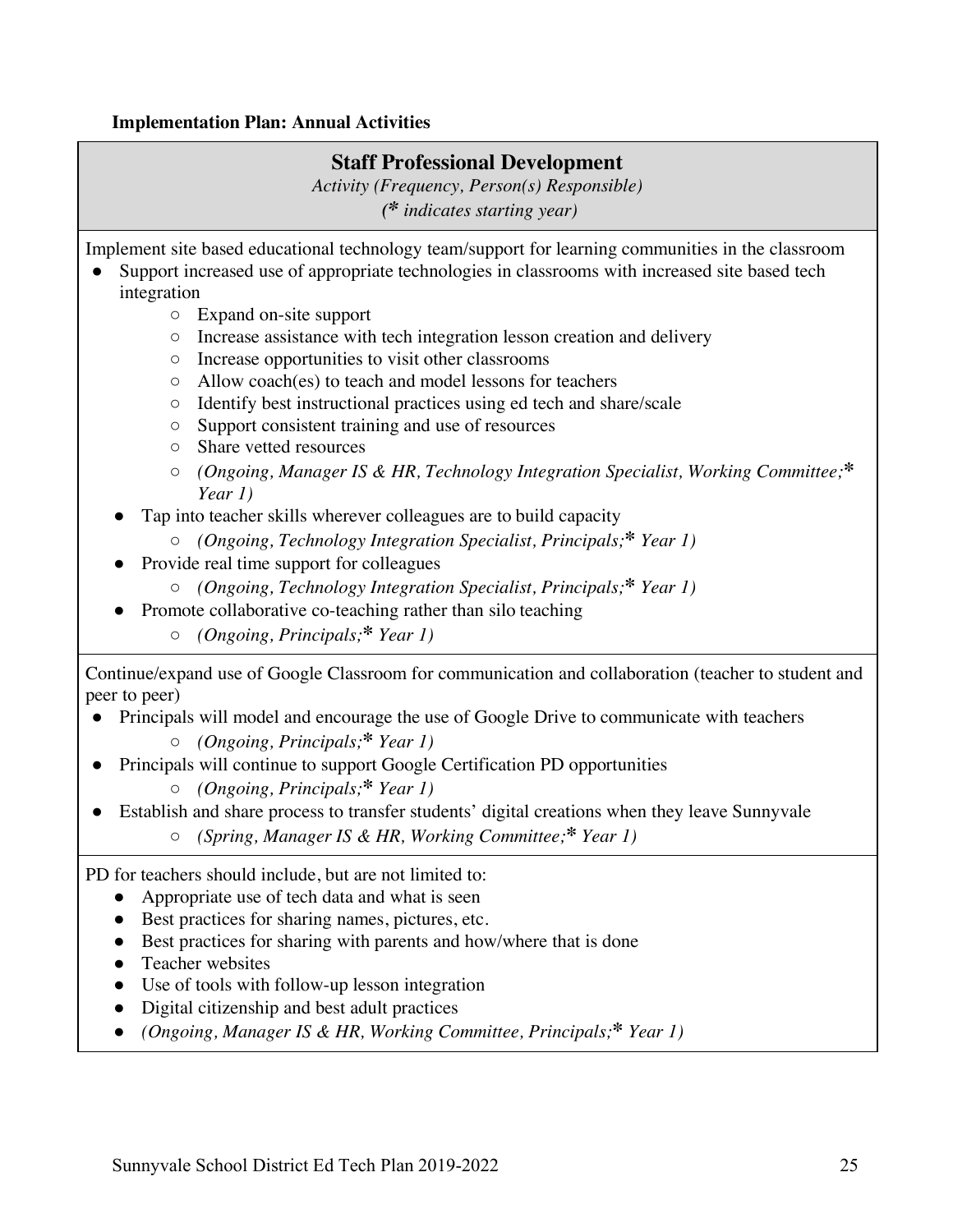**Implementation Plan: Annual Activities**

## Staff Professional Development

*Activity (Frequency, Person(s) Responsible)*

*(* indicates starting year)*

Implement site based educational technology team/support for learning communities in the classroom

- Support increased use of appropriate technologies in classrooms with increased site based tech integration
  - Expand on-site support
  - Increase assistance with tech integration lesson creation and delivery
  - Increase opportunities to visit other classrooms
  - Allow coach(es) to teach and model lessons for teachers
  - Identify best instructional practices using ed tech and share/scale
  - Support consistent training and use of resources
  - Share vetted resources
  - *(Ongoing, Manager IS & HR, Technology Integration Specialist, Working Committee;* Year 1)*
- Tap into teacher skills wherever colleagues are to build capacity
  - *(Ongoing, Technology Integration Specialist, Principals;* Year 1)*
- Provide real time support for colleagues
  - *(Ongoing, Technology Integration Specialist, Principals;* Year 1)*
- Promote collaborative co-teaching rather than silo teaching
  - *(Ongoing, Principals;* Year 1)*

Continue/expand use of Google Classroom for communication and collaboration (teacher to student and peer to peer)

- Principals will model and encourage the use of Google Drive to communicate with teachers
  - *(Ongoing, Principals;* Year 1)*
- Principals will continue to support Google Certification PD opportunities
  - *(Ongoing, Principals;* Year 1)*
- Establish and share process to transfer students' digital creations when they leave Sunnyvale
  - *(Spring, Manager IS & HR, Working Committee;* Year 1)*

PD for teachers should include, but are not limited to:

- Appropriate use of tech data and what is seen
- Best practices for sharing names, pictures, etc.
- Best practices for sharing with parents and how/where that is done
- Teacher websites
- Use of tools with follow-up lesson integration
- Digital citizenship and best adult practices
- *(Ongoing, Manager IS & HR, Working Committee, Principals;* Year 1)*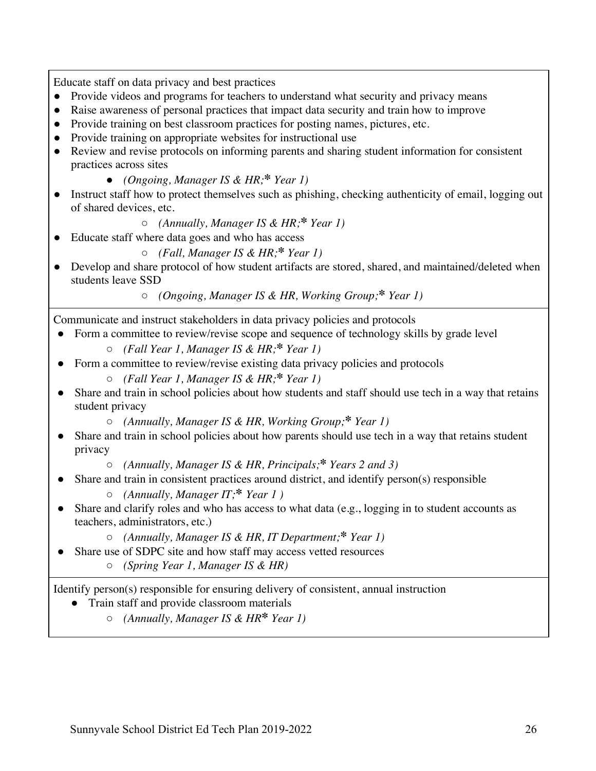Educate staff on data privacy and best practices

- Provide videos and programs for teachers to understand what security and privacy means
- Raise awareness of personal practices that impact data security and train how to improve
- Provide training on best classroom practices for posting names, pictures, etc.
- Provide training on appropriate websites for instructional use
- Review and revise protocols on informing parents and sharing student information for consistent practices across sites
    - *(Ongoing, Manager IS & HR;\* Year 1)*
- Instruct staff how to protect themselves such as phishing, checking authenticity of email, logging out of shared devices, etc.
    - *(Annually, Manager IS & HR;\* Year 1)*
- Educate staff where data goes and who has access
    - *(Fall, Manager IS & HR;\* Year 1)*
- Develop and share protocol of how student artifacts are stored, shared, and maintained/deleted when students leave SSD
    - *(Ongoing, Manager IS & HR, Working Group;\* Year 1)*

Communicate and instruct stakeholders in data privacy policies and protocols

- Form a committee to review/revise scope and sequence of technology skills by grade level
    - *(Fall Year 1, Manager IS & HR;\* Year 1)*
- Form a committee to review/revise existing data privacy policies and protocols
    - *(Fall Year 1, Manager IS & HR;\* Year 1)*
- Share and train in school policies about how students and staff should use tech in a way that retains student privacy
    - *(Annually, Manager IS & HR, Working Group;\* Year 1)*
- Share and train in school policies about how parents should use tech in a way that retains student privacy
    - *(Annually, Manager IS & HR, Principals;\* Years 2 and 3)*
- Share and train in consistent practices around district, and identify person(s) responsible
    - *(Annually, Manager IT;\* Year 1 )*
- Share and clarify roles and who has access to what data (e.g., logging in to student accounts as teachers, administrators, etc.)
    - *(Annually, Manager IS & HR, IT Department;\* Year 1)*
- Share use of SDPC site and how staff may access vetted resources
    - *(Spring Year 1, Manager IS & HR)*

Identify person(s) responsible for ensuring delivery of consistent, annual instruction

- Train staff and provide classroom materials
    - *(Annually, Manager IS & HR\* Year 1)*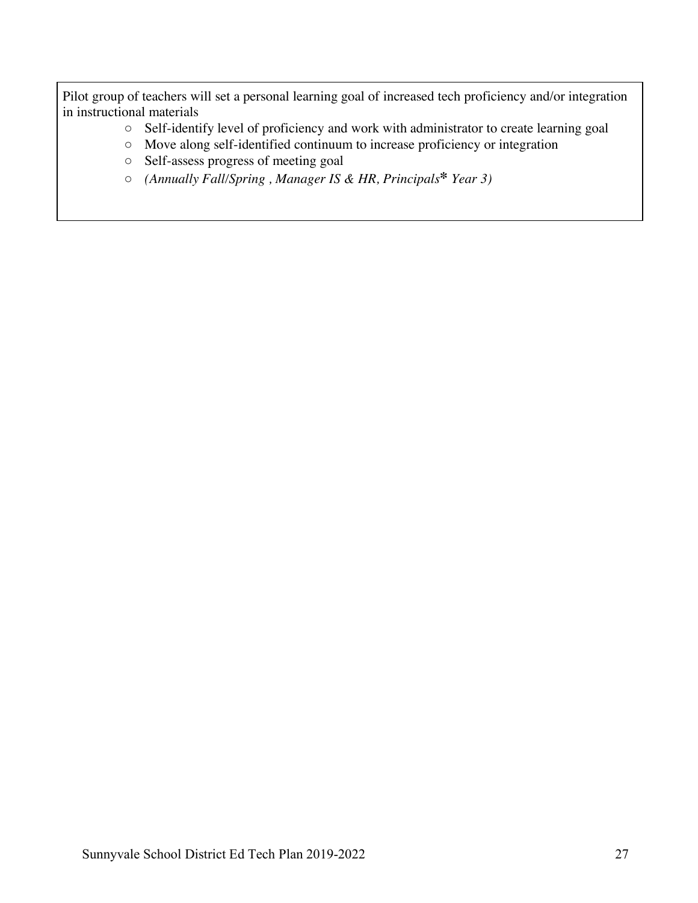Pilot group of teachers will set a personal learning goal of increased tech proficiency and/or integration in instructional materials

- Self-identify level of proficiency and work with administrator to create learning goal
- Move along self-identified continuum to increase proficiency or integration
- Self-assess progress of meeting goal
- *(Annually Fall/Spring , Manager IS & HR, Principals* * *Year 3)*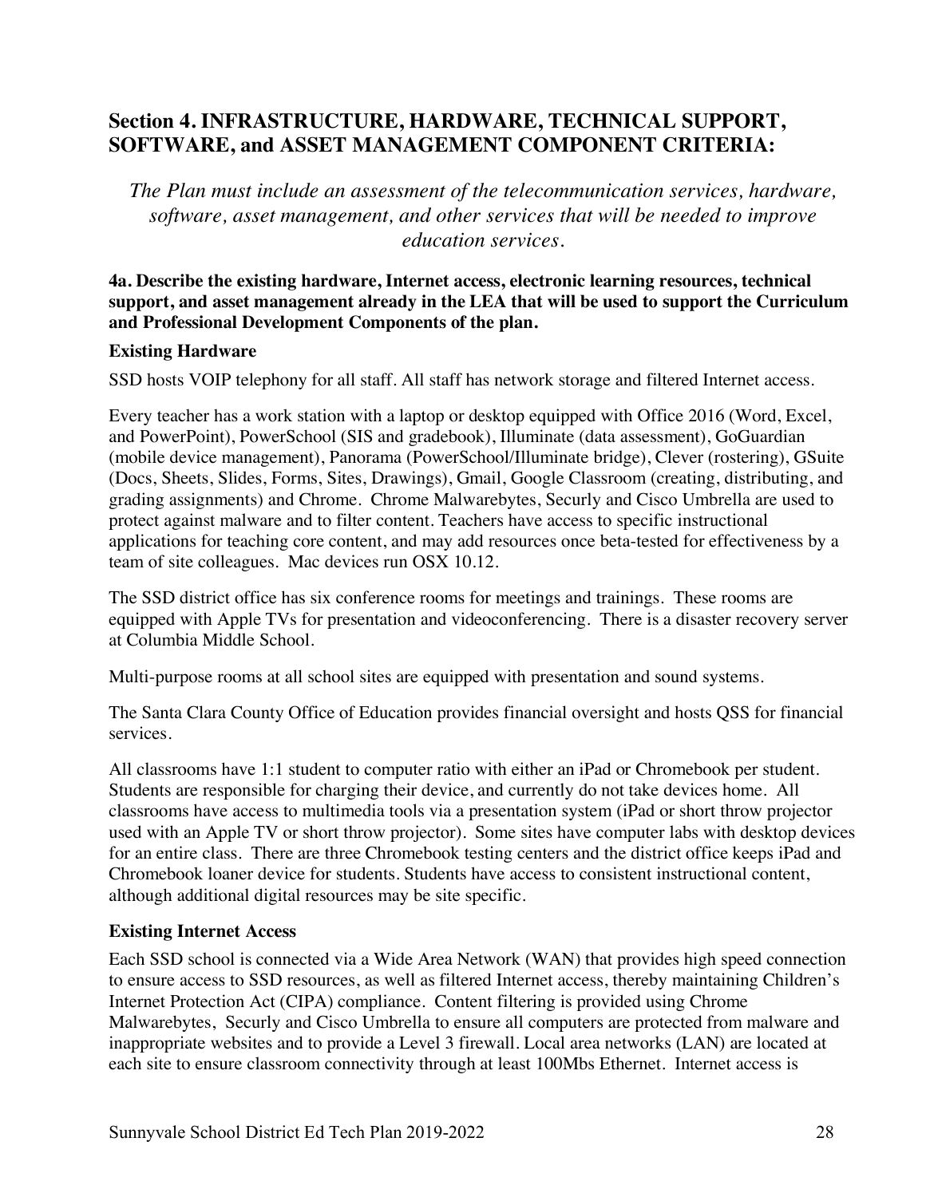## Section 4. INFRASTRUCTURE, HARDWARE, TECHNICAL SUPPORT, SOFTWARE, and ASSET MANAGEMENT COMPONENT CRITERIA:

*The Plan must include an assessment of the telecommunication services, hardware, software, asset management, and other services that will be needed to improve education services.*

**4a. Describe the existing hardware, Internet access, electronic learning resources, technical support, and asset management already in the LEA that will be used to support the Curriculum and Professional Development Components of the plan.**

**Existing Hardware**

SSD hosts VOIP telephony for all staff. All staff has network storage and filtered Internet access.

Every teacher has a work station with a laptop or desktop equipped with Office 2016 (Word, Excel, and PowerPoint), PowerSchool (SIS and gradebook), Illuminate (data assessment), GoGuardian (mobile device management), Panorama (PowerSchool/Illuminate bridge), Clever (rostering), GSuite (Docs, Sheets, Slides, Forms, Sites, Drawings), Gmail, Google Classroom (creating, distributing, and grading assignments) and Chrome. Chrome Malwarebytes, Securly and Cisco Umbrella are used to protect against malware and to filter content. Teachers have access to specific instructional applications for teaching core content, and may add resources once beta-tested for effectiveness by a team of site colleagues. Mac devices run OSX 10.12.

The SSD district office has six conference rooms for meetings and trainings. These rooms are equipped with Apple TVs for presentation and videoconferencing. There is a disaster recovery server at Columbia Middle School.

Multi-purpose rooms at all school sites are equipped with presentation and sound systems.

The Santa Clara County Office of Education provides financial oversight and hosts QSS for financial services.

All classrooms have 1:1 student to computer ratio with either an iPad or Chromebook per student. Students are responsible for charging their device, and currently do not take devices home. All classrooms have access to multimedia tools via a presentation system (iPad or short throw projector used with an Apple TV or short throw projector). Some sites have computer labs with desktop devices for an entire class. There are three Chromebook testing centers and the district office keeps iPad and Chromebook loaner device for students. Students have access to consistent instructional content, although additional digital resources may be site specific.

**Existing Internet Access**

Each SSD school is connected via a Wide Area Network (WAN) that provides high speed connection to ensure access to SSD resources, as well as filtered Internet access, thereby maintaining Children's Internet Protection Act (CIPA) compliance. Content filtering is provided using Chrome Malwarebytes, Securly and Cisco Umbrella to ensure all computers are protected from malware and inappropriate websites and to provide a Level 3 firewall. Local area networks (LAN) are located at each site to ensure classroom connectivity through at least 100Mbs Ethernet. Internet access is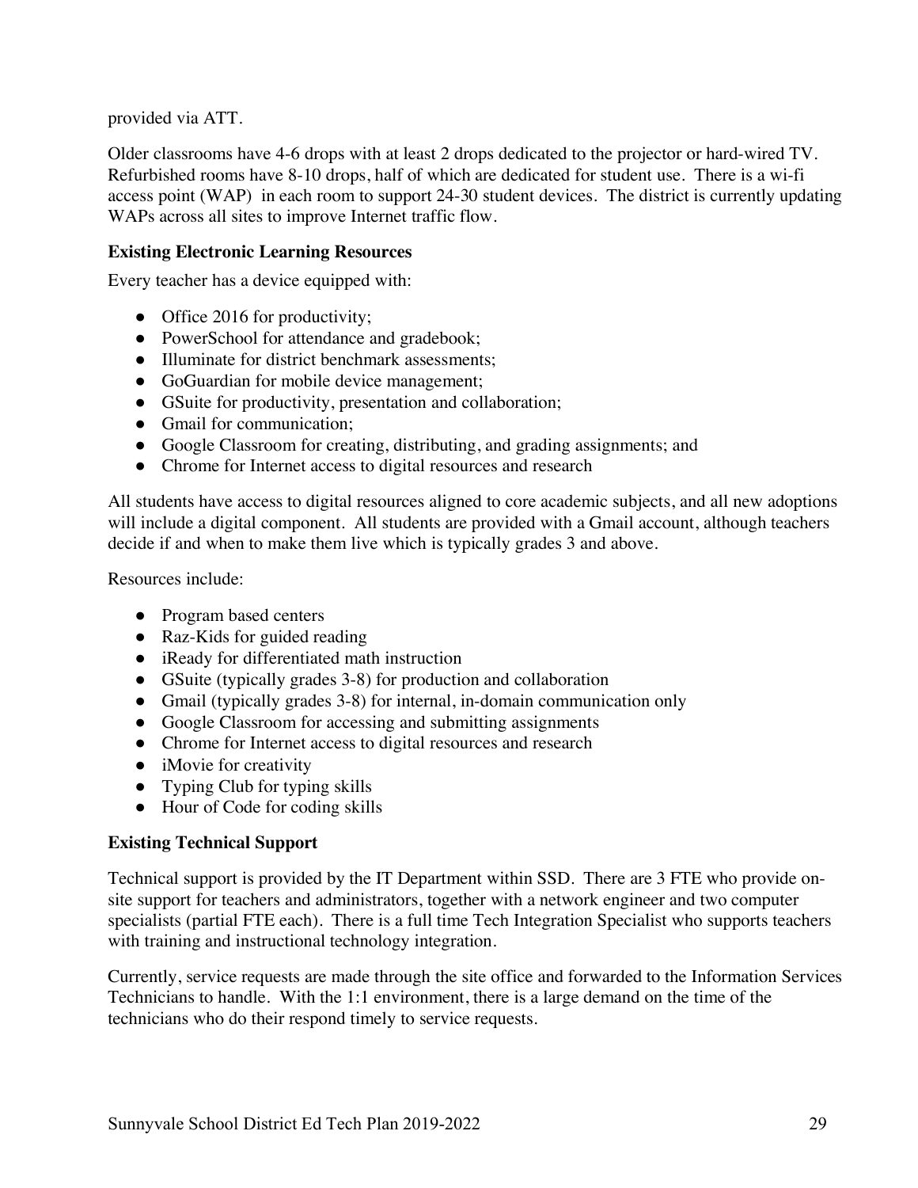provided via ATT.

Older classrooms have 4-6 drops with at least 2 drops dedicated to the projector or hard-wired TV. Refurbished rooms have 8-10 drops, half of which are dedicated for student use. There is a wi-fi access point (WAP) in each room to support 24-30 student devices. The district is currently updating WAPs across all sites to improve Internet traffic flow.

**Existing Electronic Learning Resources**

Every teacher has a device equipped with:

- Office 2016 for productivity;
- PowerSchool for attendance and gradebook;
- Illuminate for district benchmark assessments;
- GoGuardian for mobile device management;
- GSuite for productivity, presentation and collaboration;
- Gmail for communication;
- Google Classroom for creating, distributing, and grading assignments; and
- Chrome for Internet access to digital resources and research

All students have access to digital resources aligned to core academic subjects, and all new adoptions will include a digital component. All students are provided with a Gmail account, although teachers decide if and when to make them live which is typically grades 3 and above.

Resources include:

- Program based centers
- Raz-Kids for guided reading
- iReady for differentiated math instruction
- GSuite (typically grades 3-8) for production and collaboration
- Gmail (typically grades 3-8) for internal, in-domain communication only
- Google Classroom for accessing and submitting assignments
- Chrome for Internet access to digital resources and research
- iMovie for creativity
- Typing Club for typing skills
- Hour of Code for coding skills

**Existing Technical Support**

Technical support is provided by the IT Department within SSD. There are 3 FTE who provide on-site support for teachers and administrators, together with a network engineer and two computer specialists (partial FTE each). There is a full time Tech Integration Specialist who supports teachers with training and instructional technology integration.

Currently, service requests are made through the site office and forwarded to the Information Services Technicians to handle. With the 1:1 environment, there is a large demand on the time of the technicians who do their respond timely to service requests.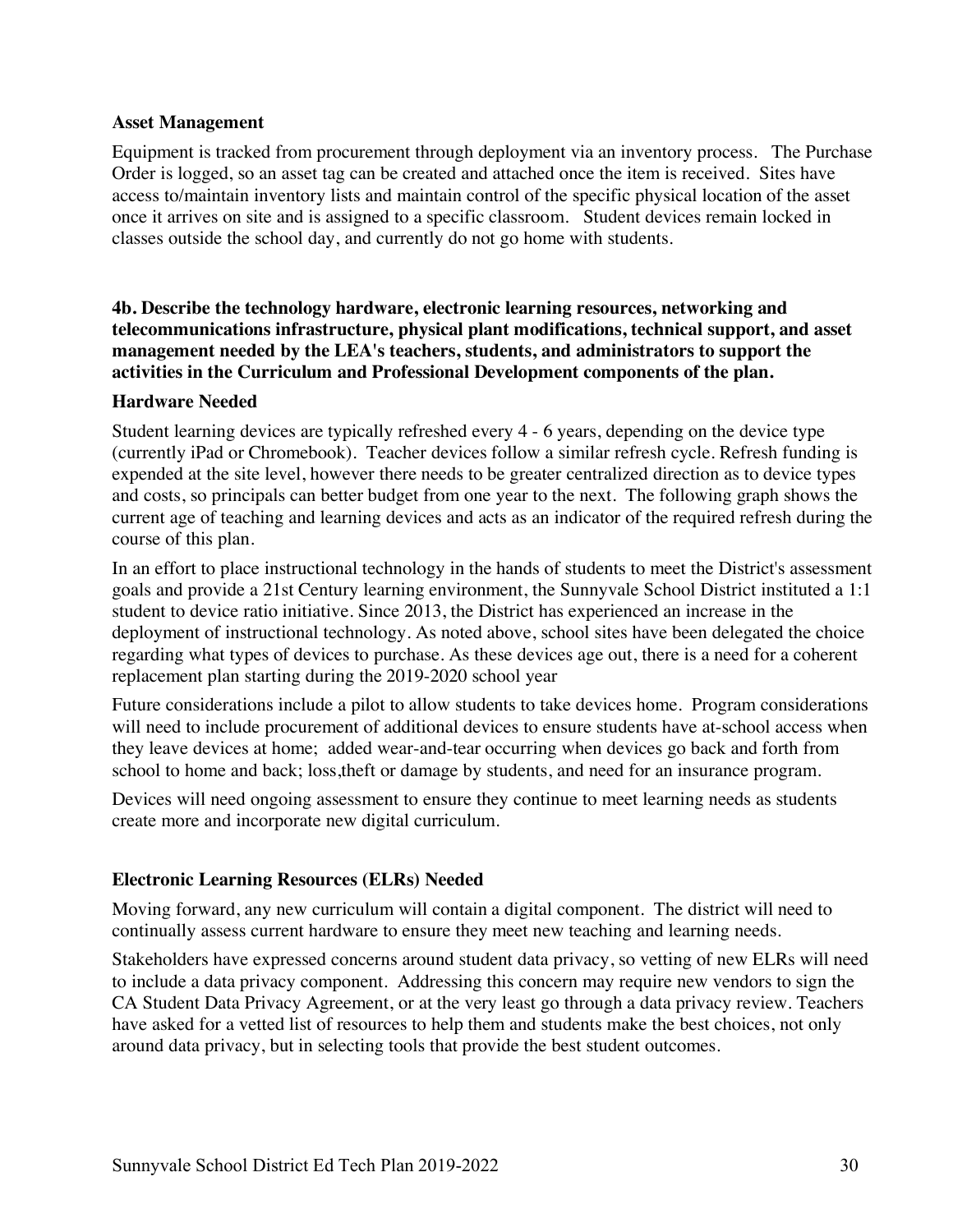**Asset Management**

Equipment is tracked from procurement through deployment via an inventory process. The Purchase Order is logged, so an asset tag can be created and attached once the item is received. Sites have access to/maintain inventory lists and maintain control of the specific physical location of the asset once it arrives on site and is assigned to a specific classroom. Student devices remain locked in classes outside the school day, and currently do not go home with students.

**4b. Describe the technology hardware, electronic learning resources, networking and telecommunications infrastructure, physical plant modifications, technical support, and asset management needed by the LEA's teachers, students, and administrators to support the activities in the Curriculum and Professional Development components of the plan.**

**Hardware Needed**

Student learning devices are typically refreshed every 4 - 6 years, depending on the device type (currently iPad or Chromebook). Teacher devices follow a similar refresh cycle. Refresh funding is expended at the site level, however there needs to be greater centralized direction as to device types and costs, so principals can better budget from one year to the next. The following graph shows the current age of teaching and learning devices and acts as an indicator of the required refresh during the course of this plan.

In an effort to place instructional technology in the hands of students to meet the District's assessment goals and provide a 21st Century learning environment, the Sunnyvale School District instituted a 1:1 student to device ratio initiative. Since 2013, the District has experienced an increase in the deployment of instructional technology. As noted above, school sites have been delegated the choice regarding what types of devices to purchase. As these devices age out, there is a need for a coherent replacement plan starting during the 2019-2020 school year

Future considerations include a pilot to allow students to take devices home. Program considerations will need to include procurement of additional devices to ensure students have at-school access when they leave devices at home; added wear-and-tear occurring when devices go back and forth from school to home and back; loss,theft or damage by students, and need for an insurance program.

Devices will need ongoing assessment to ensure they continue to meet learning needs as students create more and incorporate new digital curriculum.

**Electronic Learning Resources (ELRs) Needed**

Moving forward, any new curriculum will contain a digital component. The district will need to continually assess current hardware to ensure they meet new teaching and learning needs.

Stakeholders have expressed concerns around student data privacy, so vetting of new ELRs will need to include a data privacy component. Addressing this concern may require new vendors to sign the CA Student Data Privacy Agreement, or at the very least go through a data privacy review. Teachers have asked for a vetted list of resources to help them and students make the best choices, not only around data privacy, but in selecting tools that provide the best student outcomes.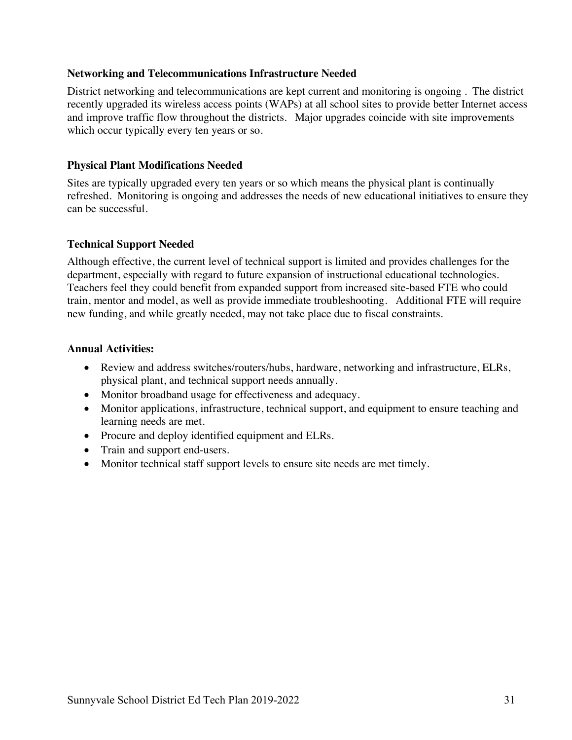### Networking and Telecommunications Infrastructure Needed

District networking and telecommunications are kept current and monitoring is ongoing . The district recently upgraded its wireless access points (WAPs) at all school sites to provide better Internet access and improve traffic flow throughout the districts. Major upgrades coincide with site improvements which occur typically every ten years or so.

### Physical Plant Modifications Needed

Sites are typically upgraded every ten years or so which means the physical plant is continually refreshed. Monitoring is ongoing and addresses the needs of new educational initiatives to ensure they can be successful.

### Technical Support Needed

Although effective, the current level of technical support is limited and provides challenges for the department, especially with regard to future expansion of instructional educational technologies. Teachers feel they could benefit from expanded support from increased site-based FTE who could train, mentor and model, as well as provide immediate troubleshooting. Additional FTE will require new funding, and while greatly needed, may not take place due to fiscal constraints.

### Annual Activities:

- Review and address switches/routers/hubs, hardware, networking and infrastructure, ELRs, physical plant, and technical support needs annually.
- Monitor broadband usage for effectiveness and adequacy.
- Monitor applications, infrastructure, technical support, and equipment to ensure teaching and learning needs are met.
- Procure and deploy identified equipment and ELRs.
- Train and support end-users.
- Monitor technical staff support levels to ensure site needs are met timely.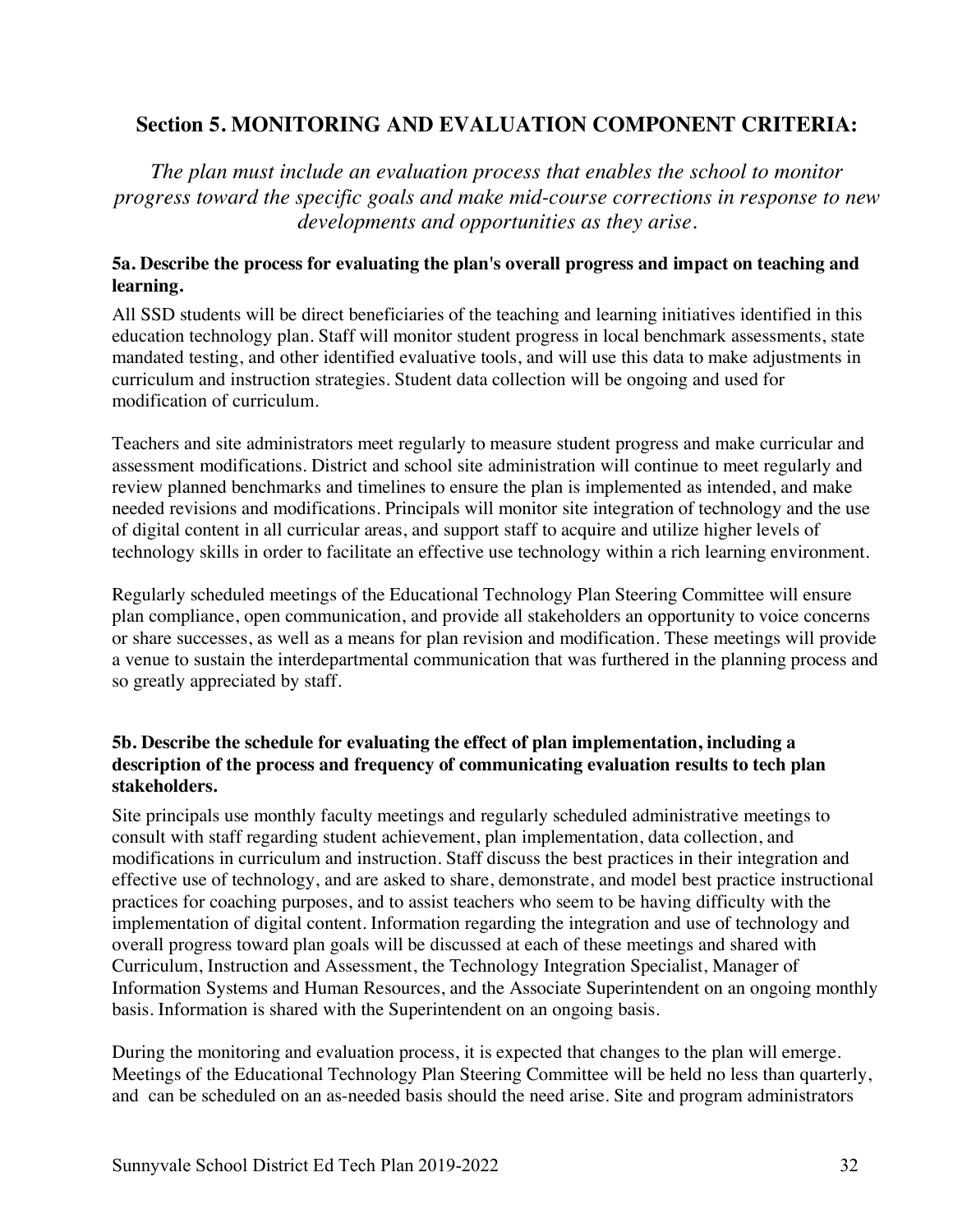## Section 5. MONITORING AND EVALUATION COMPONENT CRITERIA:

*The plan must include an evaluation process that enables the school to monitor progress toward the specific goals and make mid-course corrections in response to new developments and opportunities as they arise.*

### 5a. Describe the process for evaluating the plan's overall progress and impact on teaching and learning.

All SSD students will be direct beneficiaries of the teaching and learning initiatives identified in this education technology plan. Staff will monitor student progress in local benchmark assessments, state mandated testing, and other identified evaluative tools, and will use this data to make adjustments in curriculum and instruction strategies. Student data collection will be ongoing and used for modification of curriculum.

Teachers and site administrators meet regularly to measure student progress and make curricular and assessment modifications. District and school site administration will continue to meet regularly and review planned benchmarks and timelines to ensure the plan is implemented as intended, and make needed revisions and modifications. Principals will monitor site integration of technology and the use of digital content in all curricular areas, and support staff to acquire and utilize higher levels of technology skills in order to facilitate an effective use technology within a rich learning environment.

Regularly scheduled meetings of the Educational Technology Plan Steering Committee will ensure plan compliance, open communication, and provide all stakeholders an opportunity to voice concerns or share successes, as well as a means for plan revision and modification. These meetings will provide a venue to sustain the interdepartmental communication that was furthered in the planning process and so greatly appreciated by staff.

### 5b. Describe the schedule for evaluating the effect of plan implementation, including a description of the process and frequency of communicating evaluation results to tech plan stakeholders.

Site principals use monthly faculty meetings and regularly scheduled administrative meetings to consult with staff regarding student achievement, plan implementation, data collection, and modifications in curriculum and instruction. Staff discuss the best practices in their integration and effective use of technology, and are asked to share, demonstrate, and model best practice instructional practices for coaching purposes, and to assist teachers who seem to be having difficulty with the implementation of digital content. Information regarding the integration and use of technology and overall progress toward plan goals will be discussed at each of these meetings and shared with Curriculum, Instruction and Assessment, the Technology Integration Specialist, Manager of Information Systems and Human Resources, and the Associate Superintendent on an ongoing monthly basis. Information is shared with the Superintendent on an ongoing basis.

During the monitoring and evaluation process, it is expected that changes to the plan will emerge. Meetings of the Educational Technology Plan Steering Committee will be held no less than quarterly, and can be scheduled on an as-needed basis should the need arise. Site and program administrators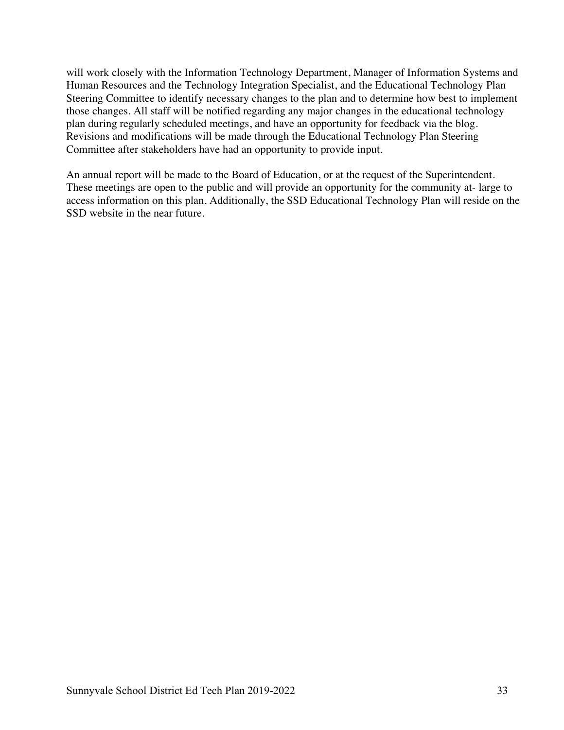will work closely with the Information Technology Department, Manager of Information Systems and Human Resources and the Technology Integration Specialist, and the Educational Technology Plan Steering Committee to identify necessary changes to the plan and to determine how best to implement those changes. All staff will be notified regarding any major changes in the educational technology plan during regularly scheduled meetings, and have an opportunity for feedback via the blog. Revisions and modifications will be made through the Educational Technology Plan Steering Committee after stakeholders have had an opportunity to provide input.

An annual report will be made to the Board of Education, or at the request of the Superintendent. These meetings are open to the public and will provide an opportunity for the community at- large to access information on this plan. Additionally, the SSD Educational Technology Plan will reside on the SSD website in the near future.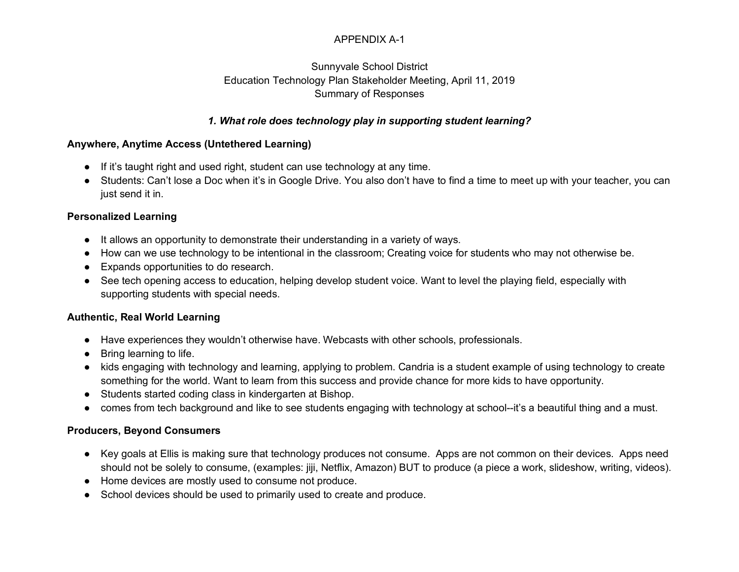APPENDIX A-1

Sunnyvale School District
Education Technology Plan Stakeholder Meeting, April 11, 2019
Summary of Responses

### *1. What role does technology play in supporting student learning?*

**Anywhere, Anytime Access (Untethered Learning)**

- If it's taught right and used right, student can use technology at any time.
- Students: Can't lose a Doc when it's in Google Drive. You also don't have to find a time to meet up with your teacher, you can just send it in.

**Personalized Learning**

- It allows an opportunity to demonstrate their understanding in a variety of ways.
- How can we use technology to be intentional in the classroom; Creating voice for students who may not otherwise be.
- Expands opportunities to do research.
- See tech opening access to education, helping develop student voice. Want to level the playing field, especially with supporting students with special needs.

**Authentic, Real World Learning**

- Have experiences they wouldn't otherwise have. Webcasts with other schools, professionals.
- Bring learning to life.
- kids engaging with technology and learning, applying to problem. Candria is a student example of using technology to create something for the world. Want to learn from this success and provide chance for more kids to have opportunity.
- Students started coding class in kindergarten at Bishop.
- comes from tech background and like to see students engaging with technology at school--it's a beautiful thing and a must.

**Producers, Beyond Consumers**

- Key goals at Ellis is making sure that technology produces not consume. Apps are not common on their devices. Apps need should not be solely to consume, (examples: jiji, Netflix, Amazon) BUT to produce (a piece a work, slideshow, writing, videos).
- Home devices are mostly used to consume not produce.
- School devices should be used to primarily used to create and produce.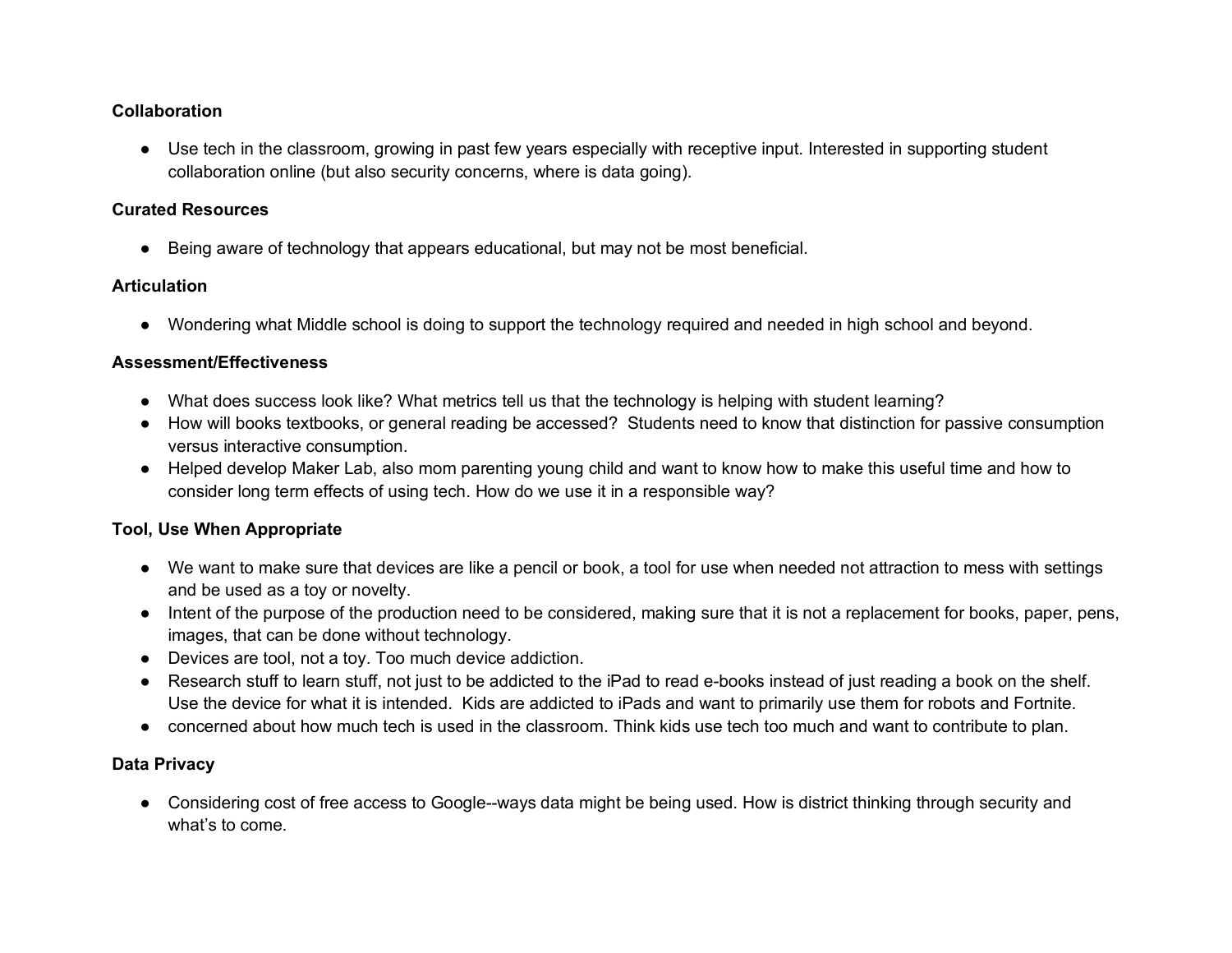**Collaboration**

- Use tech in the classroom, growing in past few years especially with receptive input. Interested in supporting student collaboration online (but also security concerns, where is data going).

**Curated Resources**

- Being aware of technology that appears educational, but may not be most beneficial.

**Articulation**

- Wondering what Middle school is doing to support the technology required and needed in high school and beyond.

**Assessment/Effectiveness**

- What does success look like? What metrics tell us that the technology is helping with student learning?
- How will books textbooks, or general reading be accessed? Students need to know that distinction for passive consumption versus interactive consumption.
- Helped develop Maker Lab, also mom parenting young child and want to know how to make this useful time and how to consider long term effects of using tech. How do we use it in a responsible way?

**Tool, Use When Appropriate**

- We want to make sure that devices are like a pencil or book, a tool for use when needed not attraction to mess with settings and be used as a toy or novelty.
- Intent of the purpose of the production need to be considered, making sure that it is not a replacement for books, paper, pens, images, that can be done without technology.
- Devices are tool, not a toy. Too much device addiction.
- Research stuff to learn stuff, not just to be addicted to the iPad to read e-books instead of just reading a book on the shelf. Use the device for what it is intended. Kids are addicted to iPads and want to primarily use them for robots and Fortnite.
- concerned about how much tech is used in the classroom. Think kids use tech too much and want to contribute to plan.

**Data Privacy**

- Considering cost of free access to Google--ways data might be being used. How is district thinking through security and what's to come.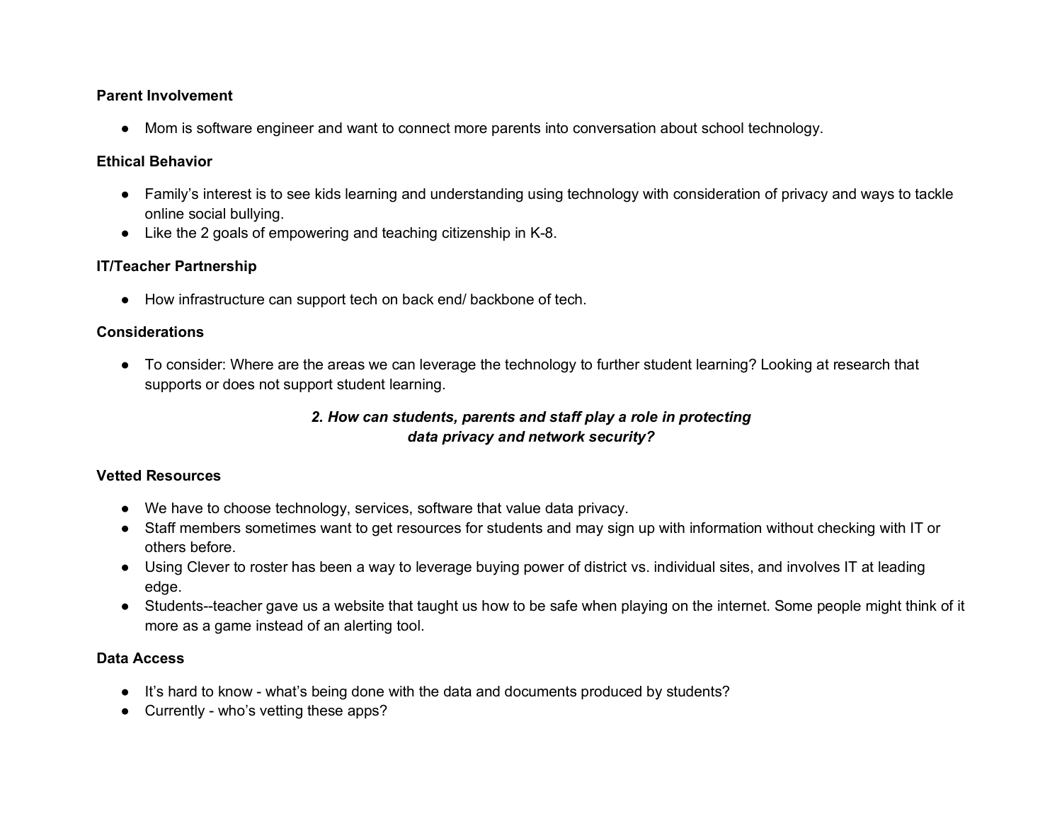**Parent Involvement**

- Mom is software engineer and want to connect more parents into conversation about school technology.

**Ethical Behavior**

- Family's interest is to see kids learning and understanding using technology with consideration of privacy and ways to tackle online social bullying.
- Like the 2 goals of empowering and teaching citizenship in K-8.

**IT/Teacher Partnership**

- How infrastructure can support tech on back end/ backbone of tech.

**Considerations**

- To consider: Where are the areas we can leverage the technology to further student learning? Looking at research that supports or does not support student learning.

***2. How can students, parents and staff play a role in protecting data privacy and network security?***

**Vetted Resources**

- We have to choose technology, services, software that value data privacy.
- Staff members sometimes want to get resources for students and may sign up with information without checking with IT or others before.
- Using Clever to roster has been a way to leverage buying power of district vs. individual sites, and involves IT at leading edge.
- Students--teacher gave us a website that taught us how to be safe when playing on the internet. Some people might think of it more as a game instead of an alerting tool.

**Data Access**

- It's hard to know - what's being done with the data and documents produced by students?
- Currently - who's vetting these apps?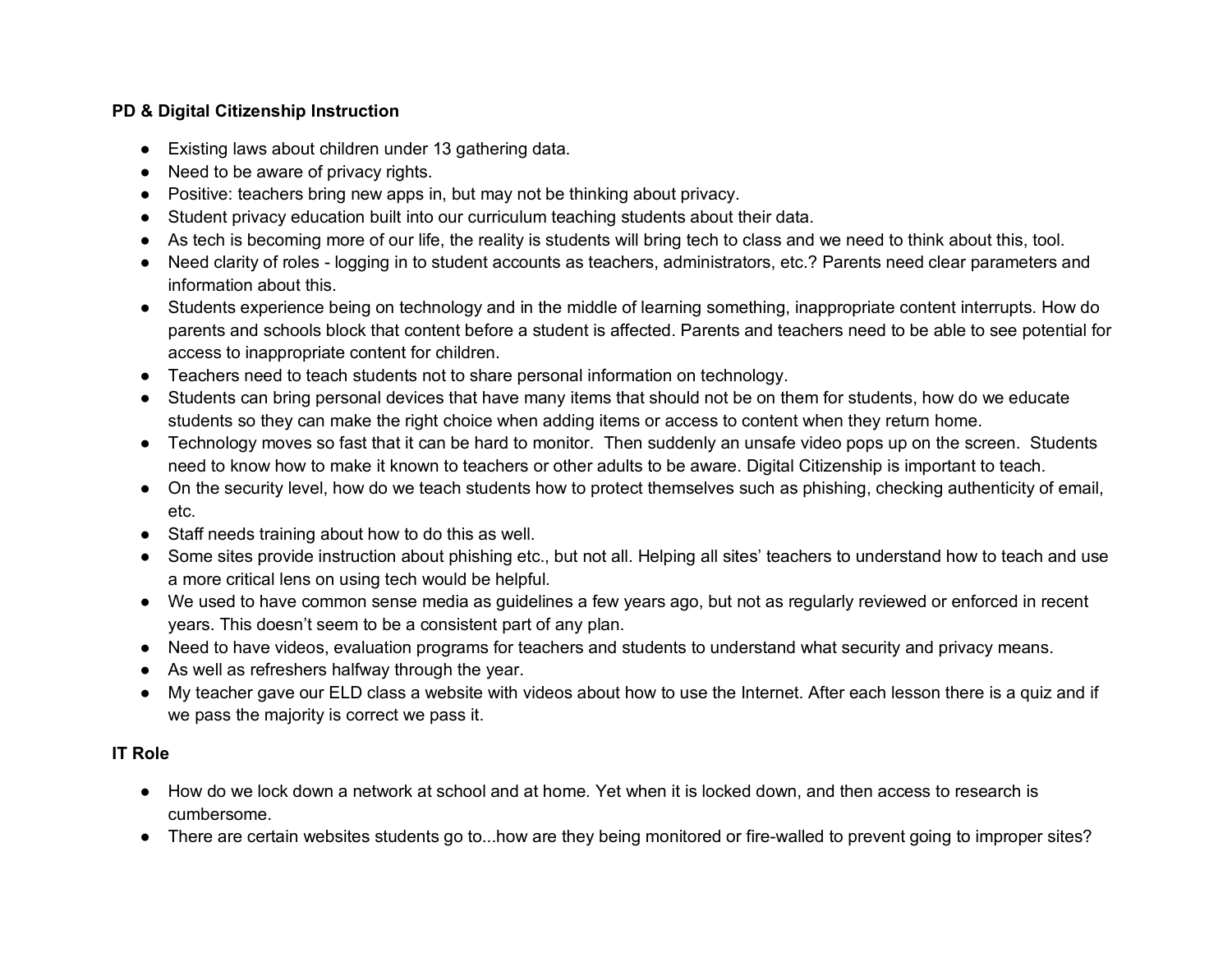**PD & Digital Citizenship Instruction**

- Existing laws about children under 13 gathering data.
- Need to be aware of privacy rights.
- Positive: teachers bring new apps in, but may not be thinking about privacy.
- Student privacy education built into our curriculum teaching students about their data.
- As tech is becoming more of our life, the reality is students will bring tech to class and we need to think about this, tool.
- Need clarity of roles - logging in to student accounts as teachers, administrators, etc.? Parents need clear parameters and information about this.
- Students experience being on technology and in the middle of learning something, inappropriate content interrupts. How do parents and schools block that content before a student is affected. Parents and teachers need to be able to see potential for access to inappropriate content for children.
- Teachers need to teach students not to share personal information on technology.
- Students can bring personal devices that have many items that should not be on them for students, how do we educate students so they can make the right choice when adding items or access to content when they return home.
- Technology moves so fast that it can be hard to monitor. Then suddenly an unsafe video pops up on the screen. Students need to know how to make it known to teachers or other adults to be aware. Digital Citizenship is important to teach.
- On the security level, how do we teach students how to protect themselves such as phishing, checking authenticity of email, etc.
- Staff needs training about how to do this as well.
- Some sites provide instruction about phishing etc., but not all. Helping all sites' teachers to understand how to teach and use a more critical lens on using tech would be helpful.
- We used to have common sense media as guidelines a few years ago, but not as regularly reviewed or enforced in recent years. This doesn't seem to be a consistent part of any plan.
- Need to have videos, evaluation programs for teachers and students to understand what security and privacy means.
- As well as refreshers halfway through the year.
- My teacher gave our ELD class a website with videos about how to use the Internet. After each lesson there is a quiz and if we pass the majority is correct we pass it.

**IT Role**

- How do we lock down a network at school and at home. Yet when it is locked down, and then access to research is cumbersome.
- There are certain websites students go to...how are they being monitored or fire-walled to prevent going to improper sites?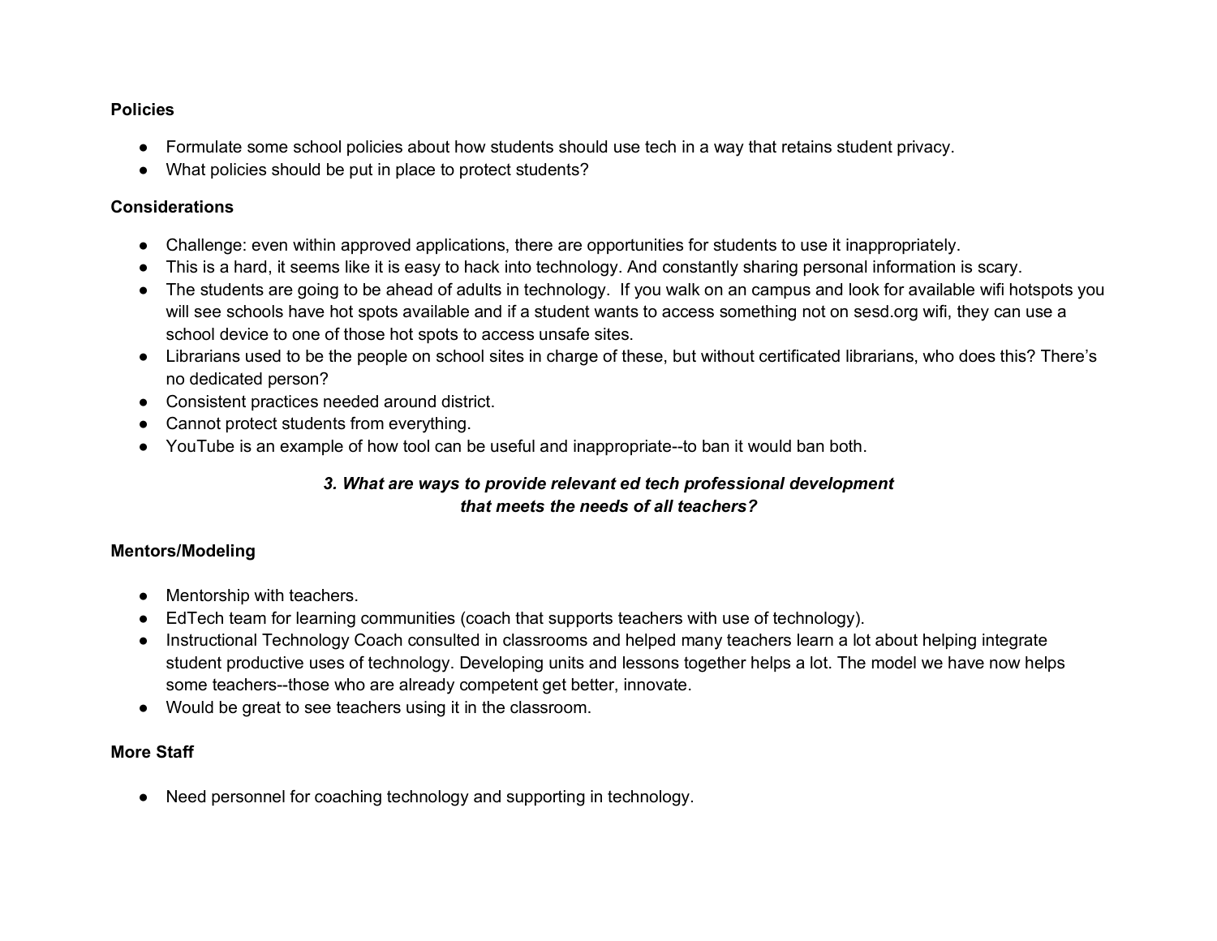**Policies**

- Formulate some school policies about how students should use tech in a way that retains student privacy.
- What policies should be put in place to protect students?

**Considerations**

- Challenge: even within approved applications, there are opportunities for students to use it inappropriately.
- This is a hard, it seems like it is easy to hack into technology. And constantly sharing personal information is scary.
- The students are going to be ahead of adults in technology. If you walk on an campus and look for available wifi hotspots you will see schools have hot spots available and if a student wants to access something not on sesd.org wifi, they can use a school device to one of those hot spots to access unsafe sites.
- Librarians used to be the people on school sites in charge of these, but without certificated librarians, who does this? There's no dedicated person?
- Consistent practices needed around district.
- Cannot protect students from everything.
- YouTube is an example of how tool can be useful and inappropriate--to ban it would ban both.

### *3. What are ways to provide relevant ed tech professional development that meets the needs of all teachers?*

**Mentors/Modeling**

- Mentorship with teachers.
- EdTech team for learning communities (coach that supports teachers with use of technology).
- Instructional Technology Coach consulted in classrooms and helped many teachers learn a lot about helping integrate student productive uses of technology. Developing units and lessons together helps a lot. The model we have now helps some teachers--those who are already competent get better, innovate.
- Would be great to see teachers using it in the classroom.

**More Staff**

- Need personnel for coaching technology and supporting in technology.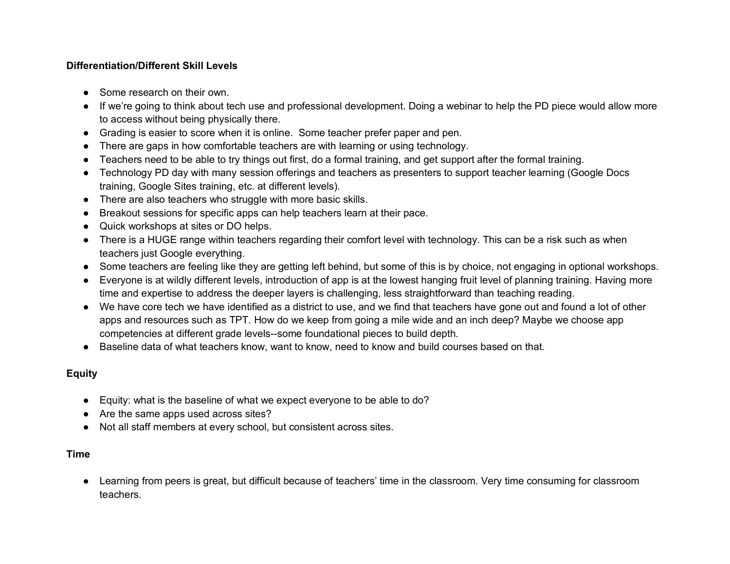**Differentiation/Different Skill Levels**

- Some research on their own.
- If we're going to think about tech use and professional development. Doing a webinar to help the PD piece would allow more to access without being physically there.
- Grading is easier to score when it is online.  Some teacher prefer paper and pen.
- There are gaps in how comfortable teachers are with learning or using technology.
- Teachers need to be able to try things out first, do a formal training, and get support after the formal training.
- Technology PD day with many session offerings and teachers as presenters to support teacher learning (Google Docs training, Google Sites training, etc. at different levels).
- There are also teachers who struggle with more basic skills.
- Breakout sessions for specific apps can help teachers learn at their pace.
- Quick workshops at sites or DO helps.
- There is a HUGE range within teachers regarding their comfort level with technology. This can be a risk such as when teachers just Google everything.
- Some teachers are feeling like they are getting left behind, but some of this is by choice, not engaging in optional workshops.
- Everyone is at wildly different levels, introduction of app is at the lowest hanging fruit level of planning training. Having more time and expertise to address the deeper layers is challenging, less straightforward than teaching reading.
- We have core tech we have identified as a district to use, and we find that teachers have gone out and found a lot of other apps and resources such as TPT. How do we keep from going a mile wide and an inch deep? Maybe we choose app competencies at different grade levels--some foundational pieces to build depth.
- Baseline data of what teachers know, want to know, need to know and build courses based on that.

**Equity**

- Equity: what is the baseline of what we expect everyone to be able to do?
- Are the same apps used across sites?
- Not all staff members at every school, but consistent across sites.

**Time**

- Learning from peers is great, but difficult because of teachers' time in the classroom. Very time consuming for classroom teachers.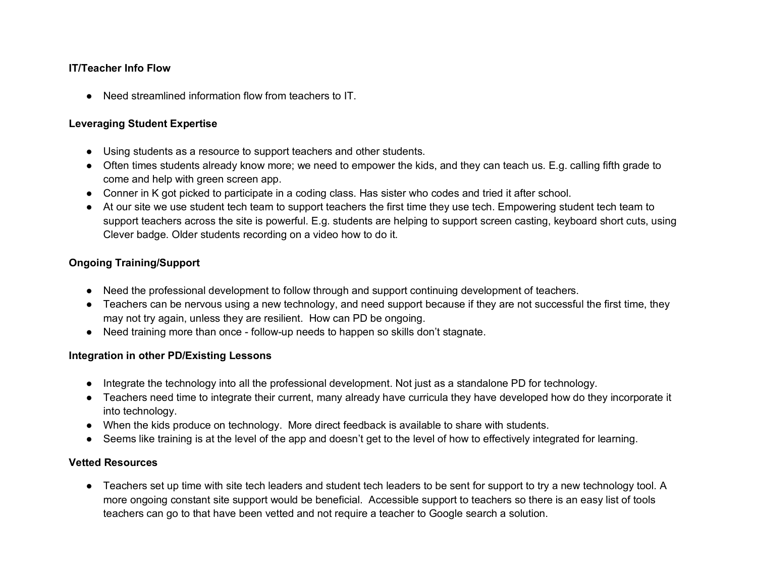**IT/Teacher Info Flow**

- Need streamlined information flow from teachers to IT.

**Leveraging Student Expertise**

- Using students as a resource to support teachers and other students.
- Often times students already know more; we need to empower the kids, and they can teach us. E.g. calling fifth grade to come and help with green screen app.
- Conner in K got picked to participate in a coding class. Has sister who codes and tried it after school.
- At our site we use student tech team to support teachers the first time they use tech. Empowering student tech team to support teachers across the site is powerful. E.g. students are helping to support screen casting, keyboard short cuts, using Clever badge. Older students recording on a video how to do it.

**Ongoing Training/Support**

- Need the professional development to follow through and support continuing development of teachers.
- Teachers can be nervous using a new technology, and need support because if they are not successful the first time, they may not try again, unless they are resilient. How can PD be ongoing.
- Need training more than once - follow-up needs to happen so skills don't stagnate.

**Integration in other PD/Existing Lessons**

- Integrate the technology into all the professional development. Not just as a standalone PD for technology.
- Teachers need time to integrate their current, many already have curricula they have developed how do they incorporate it into technology.
- When the kids produce on technology. More direct feedback is available to share with students.
- Seems like training is at the level of the app and doesn't get to the level of how to effectively integrated for learning.

**Vetted Resources**

- Teachers set up time with site tech leaders and student tech leaders to be sent for support to try a new technology tool. A more ongoing constant site support would be beneficial. Accessible support to teachers so there is an easy list of tools teachers can go to that have been vetted and not require a teacher to Google search a solution.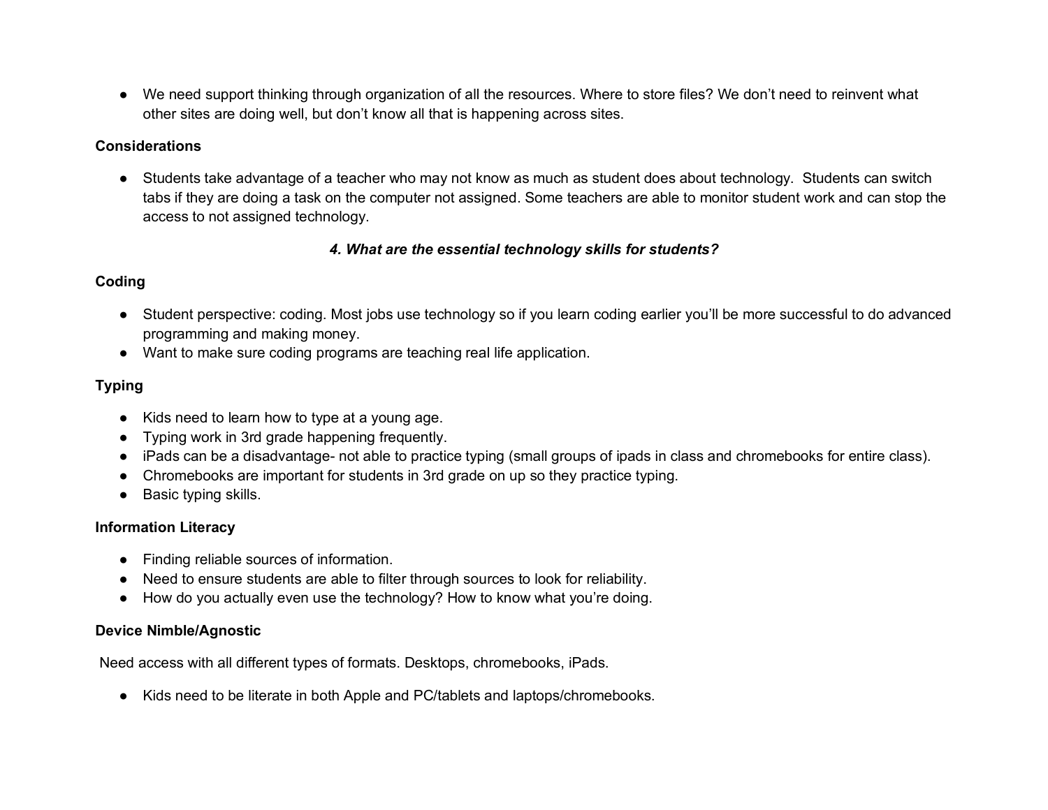- We need support thinking through organization of all the resources. Where to store files? We don't need to reinvent what other sites are doing well, but don't know all that is happening across sites.

**Considerations**

- Students take advantage of a teacher who may not know as much as student does about technology. Students can switch tabs if they are doing a task on the computer not assigned. Some teachers are able to monitor student work and can stop the access to not assigned technology.

### *4. What are the essential technology skills for students?*

**Coding**

- Student perspective: coding. Most jobs use technology so if you learn coding earlier you'll be more successful to do advanced programming and making money.
- Want to make sure coding programs are teaching real life application.

**Typing**

- Kids need to learn how to type at a young age.
- Typing work in 3rd grade happening frequently.
- iPads can be a disadvantage- not able to practice typing (small groups of ipads in class and chromebooks for entire class).
- Chromebooks are important for students in 3rd grade on up so they practice typing.
- Basic typing skills.

**Information Literacy**

- Finding reliable sources of information.
- Need to ensure students are able to filter through sources to look for reliability.
- How do you actually even use the technology? How to know what you're doing.

**Device Nimble/Agnostic**

Need access with all different types of formats. Desktops, chromebooks, iPads.

- Kids need to be literate in both Apple and PC/tablets and laptops/chromebooks.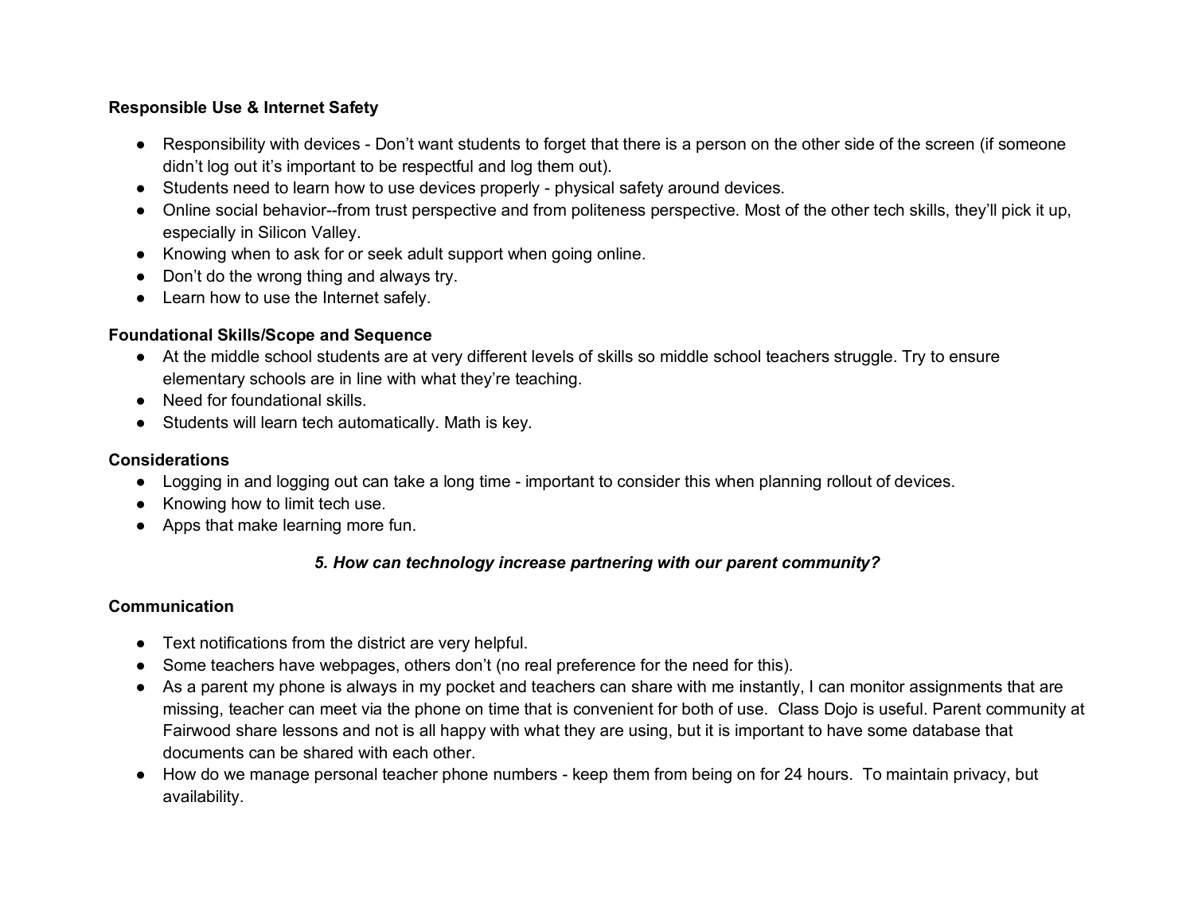**Responsible Use & Internet Safety**

- Responsibility with devices - Don't want students to forget that there is a person on the other side of the screen (if someone didn't log out it's important to be respectful and log them out).
- Students need to learn how to use devices properly - physical safety around devices.
- Online social behavior--from trust perspective and from politeness perspective. Most of the other tech skills, they'll pick it up, especially in Silicon Valley.
- Knowing when to ask for or seek adult support when going online.
- Don't do the wrong thing and always try.
- Learn how to use the Internet safely.

**Foundational Skills/Scope and Sequence**

- At the middle school students are at very different levels of skills so middle school teachers struggle. Try to ensure elementary schools are in line with what they're teaching.
- Need for foundational skills.
- Students will learn tech automatically. Math is key.

**Considerations**

- Logging in and logging out can take a long time - important to consider this when planning rollout of devices.
- Knowing how to limit tech use.
- Apps that make learning more fun.

***5. How can technology increase partnering with our parent community?***

**Communication**

- Text notifications from the district are very helpful.
- Some teachers have webpages, others don't (no real preference for the need for this).
- As a parent my phone is always in my pocket and teachers can share with me instantly, I can monitor assignments that are missing, teacher can meet via the phone on time that is convenient for both of use. Class Dojo is useful. Parent community at Fairwood share lessons and not is all happy with what they are using, but it is important to have some database that documents can be shared with each other.
- How do we manage personal teacher phone numbers - keep them from being on for 24 hours. To maintain privacy, but availability.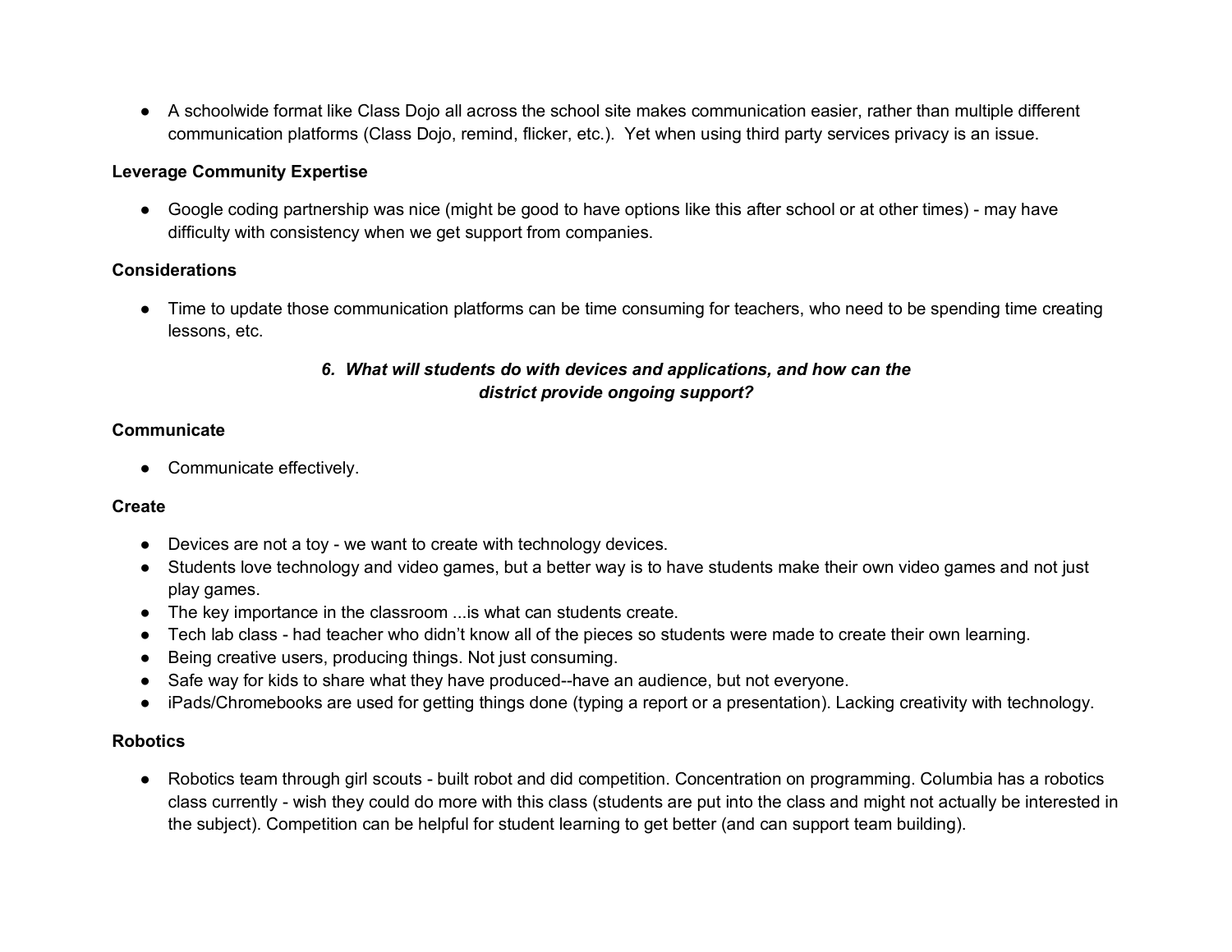- A schoolwide format like Class Dojo all across the school site makes communication easier, rather than multiple different communication platforms (Class Dojo, remind, flicker, etc.). Yet when using third party services privacy is an issue.

**Leverage Community Expertise**

- Google coding partnership was nice (might be good to have options like this after school or at other times) - may have difficulty with consistency when we get support from companies.

**Considerations**

- Time to update those communication platforms can be time consuming for teachers, who need to be spending time creating lessons, etc.

### *6. What will students do with devices and applications, and how can the district provide ongoing support?*

**Communicate**

- Communicate effectively.

**Create**

- Devices are not a toy - we want to create with technology devices.
- Students love technology and video games, but a better way is to have students make their own video games and not just play games.
- The key importance in the classroom ...is what can students create.
- Tech lab class - had teacher who didn't know all of the pieces so students were made to create their own learning.
- Being creative users, producing things. Not just consuming.
- Safe way for kids to share what they have produced--have an audience, but not everyone.
- iPads/Chromebooks are used for getting things done (typing a report or a presentation). Lacking creativity with technology.

**Robotics**

- Robotics team through girl scouts - built robot and did competition. Concentration on programming. Columbia has a robotics class currently - wish they could do more with this class (students are put into the class and might not actually be interested in the subject). Competition can be helpful for student learning to get better (and can support team building).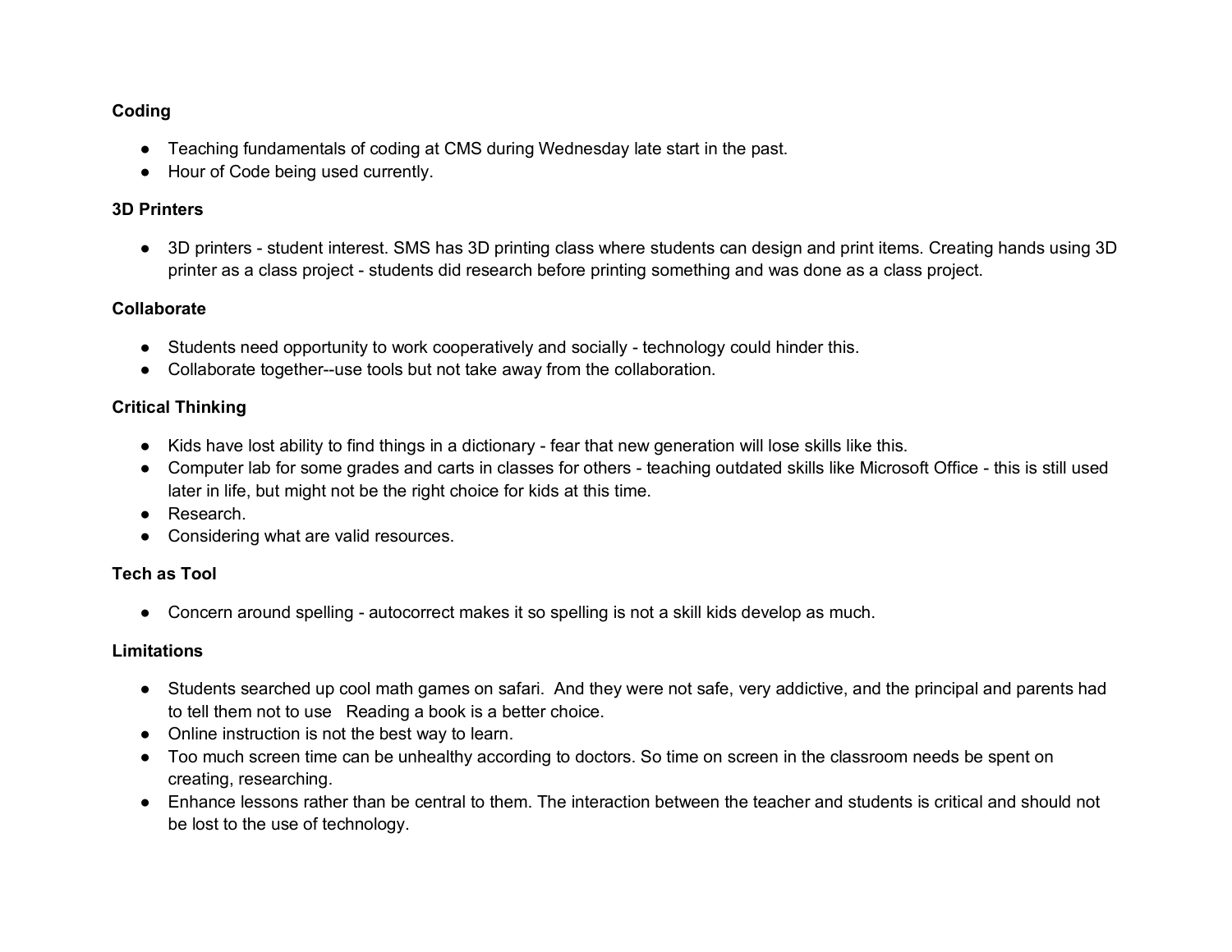**Coding**

- Teaching fundamentals of coding at CMS during Wednesday late start in the past.
- Hour of Code being used currently.

**3D Printers**

- 3D printers - student interest. SMS has 3D printing class where students can design and print items. Creating hands using 3D printer as a class project - students did research before printing something and was done as a class project.

**Collaborate**

- Students need opportunity to work cooperatively and socially - technology could hinder this.
- Collaborate together--use tools but not take away from the collaboration.

**Critical Thinking**

- Kids have lost ability to find things in a dictionary - fear that new generation will lose skills like this.
- Computer lab for some grades and carts in classes for others - teaching outdated skills like Microsoft Office - this is still used later in life, but might not be the right choice for kids at this time.
- Research.
- Considering what are valid resources.

**Tech as Tool**

- Concern around spelling - autocorrect makes it so spelling is not a skill kids develop as much.

**Limitations**

- Students searched up cool math games on safari. And they were not safe, very addictive, and the principal and parents had to tell them not to use Reading a book is a better choice.
- Online instruction is not the best way to learn.
- Too much screen time can be unhealthy according to doctors. So time on screen in the classroom needs be spent on creating, researching.
- Enhance lessons rather than be central to them. The interaction between the teacher and students is critical and should not be lost to the use of technology.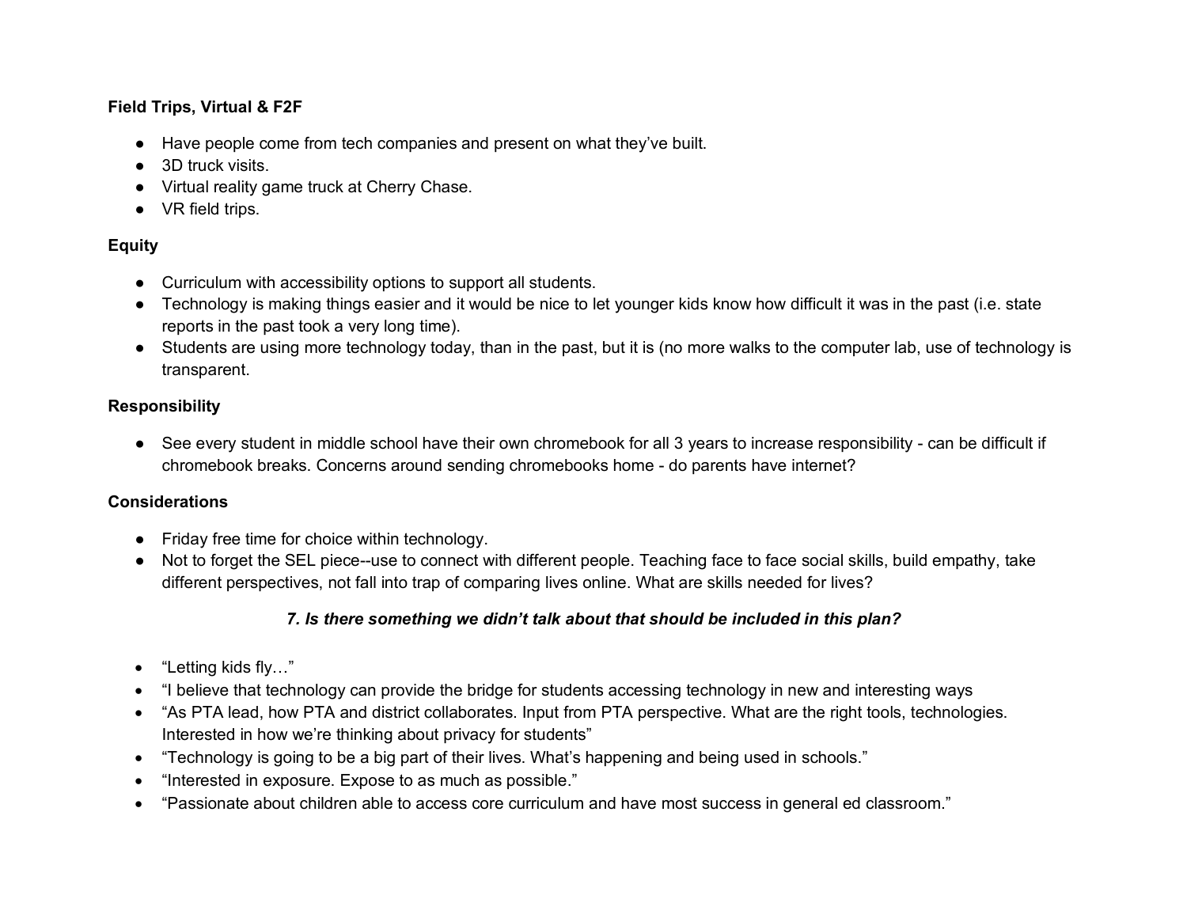**Field Trips, Virtual & F2F**

- Have people come from tech companies and present on what they've built.
- 3D truck visits.
- Virtual reality game truck at Cherry Chase.
- VR field trips.

**Equity**

- Curriculum with accessibility options to support all students.
- Technology is making things easier and it would be nice to let younger kids know how difficult it was in the past (i.e. state reports in the past took a very long time).
- Students are using more technology today, than in the past, but it is (no more walks to the computer lab, use of technology is transparent.

**Responsibility**

- See every student in middle school have their own chromebook for all 3 years to increase responsibility - can be difficult if chromebook breaks. Concerns around sending chromebooks home - do parents have internet?

**Considerations**

- Friday free time for choice within technology.
- Not to forget the SEL piece--use to connect with different people. Teaching face to face social skills, build empathy, take different perspectives, not fall into trap of comparing lives online. What are skills needed for lives?

***7. Is there something we didn't talk about that should be included in this plan?***

- "Letting kids fly…"
- "I believe that technology can provide the bridge for students accessing technology in new and interesting ways
- "As PTA lead, how PTA and district collaborates. Input from PTA perspective. What are the right tools, technologies. Interested in how we're thinking about privacy for students"
- "Technology is going to be a big part of their lives. What's happening and being used in schools."
- "Interested in exposure. Expose to as much as possible."
- "Passionate about children able to access core curriculum and have most success in general ed classroom."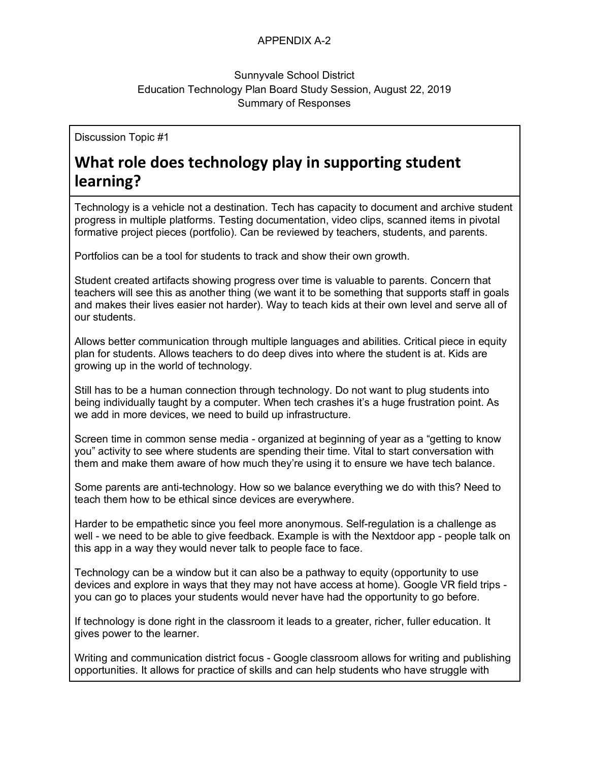APPENDIX A-2

Sunnyvale School District
Education Technology Plan Board Study Session, August 22, 2019
Summary of Responses

Discussion Topic #1

# What role does technology play in supporting student learning?

Technology is a vehicle not a destination. Tech has capacity to document and archive student progress in multiple platforms. Testing documentation, video clips, scanned items in pivotal formative project pieces (portfolio). Can be reviewed by teachers, students, and parents.

Portfolios can be a tool for students to track and show their own growth.

Student created artifacts showing progress over time is valuable to parents. Concern that teachers will see this as another thing (we want it to be something that supports staff in goals and makes their lives easier not harder). Way to teach kids at their own level and serve all of our students.

Allows better communication through multiple languages and abilities. Critical piece in equity plan for students. Allows teachers to do deep dives into where the student is at. Kids are growing up in the world of technology.

Still has to be a human connection through technology. Do not want to plug students into being individually taught by a computer. When tech crashes it's a huge frustration point. As we add in more devices, we need to build up infrastructure.

Screen time in common sense media - organized at beginning of year as a "getting to know you" activity to see where students are spending their time. Vital to start conversation with them and make them aware of how much they're using it to ensure we have tech balance.

Some parents are anti-technology. How so we balance everything we do with this? Need to teach them how to be ethical since devices are everywhere.

Harder to be empathetic since you feel more anonymous. Self-regulation is a challenge as well - we need to be able to give feedback. Example is with the Nextdoor app - people talk on this app in a way they would never talk to people face to face.

Technology can be a window but it can also be a pathway to equity (opportunity to use devices and explore in ways that they may not have access at home). Google VR field trips - you can go to places your students would never have had the opportunity to go before.

If technology is done right in the classroom it leads to a greater, richer, fuller education. It gives power to the learner.

Writing and communication district focus - Google classroom allows for writing and publishing opportunities. It allows for practice of skills and can help students who have struggle with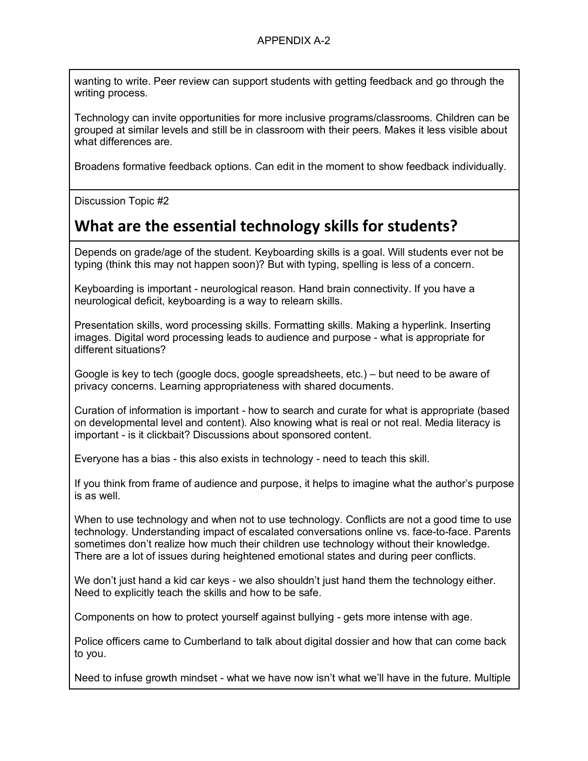APPENDIX A-2

wanting to write. Peer review can support students with getting feedback and go through the writing process.

Technology can invite opportunities for more inclusive programs/classrooms. Children can be grouped at similar levels and still be in classroom with their peers. Makes it less visible about what differences are.

Broadens formative feedback options. Can edit in the moment to show feedback individually.

Discussion Topic #2

## What are the essential technology skills for students?

Depends on grade/age of the student. Keyboarding skills is a goal. Will students ever not be typing (think this may not happen soon)? But with typing, spelling is less of a concern.

Keyboarding is important - neurological reason. Hand brain connectivity. If you have a neurological deficit, keyboarding is a way to relearn skills.

Presentation skills, word processing skills. Formatting skills. Making a hyperlink. Inserting images. Digital word processing leads to audience and purpose - what is appropriate for different situations?

Google is key to tech (google docs, google spreadsheets, etc.) – but need to be aware of privacy concerns. Learning appropriateness with shared documents.

Curation of information is important - how to search and curate for what is appropriate (based on developmental level and content). Also knowing what is real or not real. Media literacy is important - is it clickbait? Discussions about sponsored content.

Everyone has a bias - this also exists in technology - need to teach this skill.

If you think from frame of audience and purpose, it helps to imagine what the author's purpose is as well.

When to use technology and when not to use technology. Conflicts are not a good time to use technology. Understanding impact of escalated conversations online vs. face-to-face. Parents sometimes don't realize how much their children use technology without their knowledge. There are a lot of issues during heightened emotional states and during peer conflicts.

We don't just hand a kid car keys - we also shouldn't just hand them the technology either. Need to explicitly teach the skills and how to be safe.

Components on how to protect yourself against bullying - gets more intense with age.

Police officers came to Cumberland to talk about digital dossier and how that can come back to you.

Need to infuse growth mindset - what we have now isn't what we'll have in the future. Multiple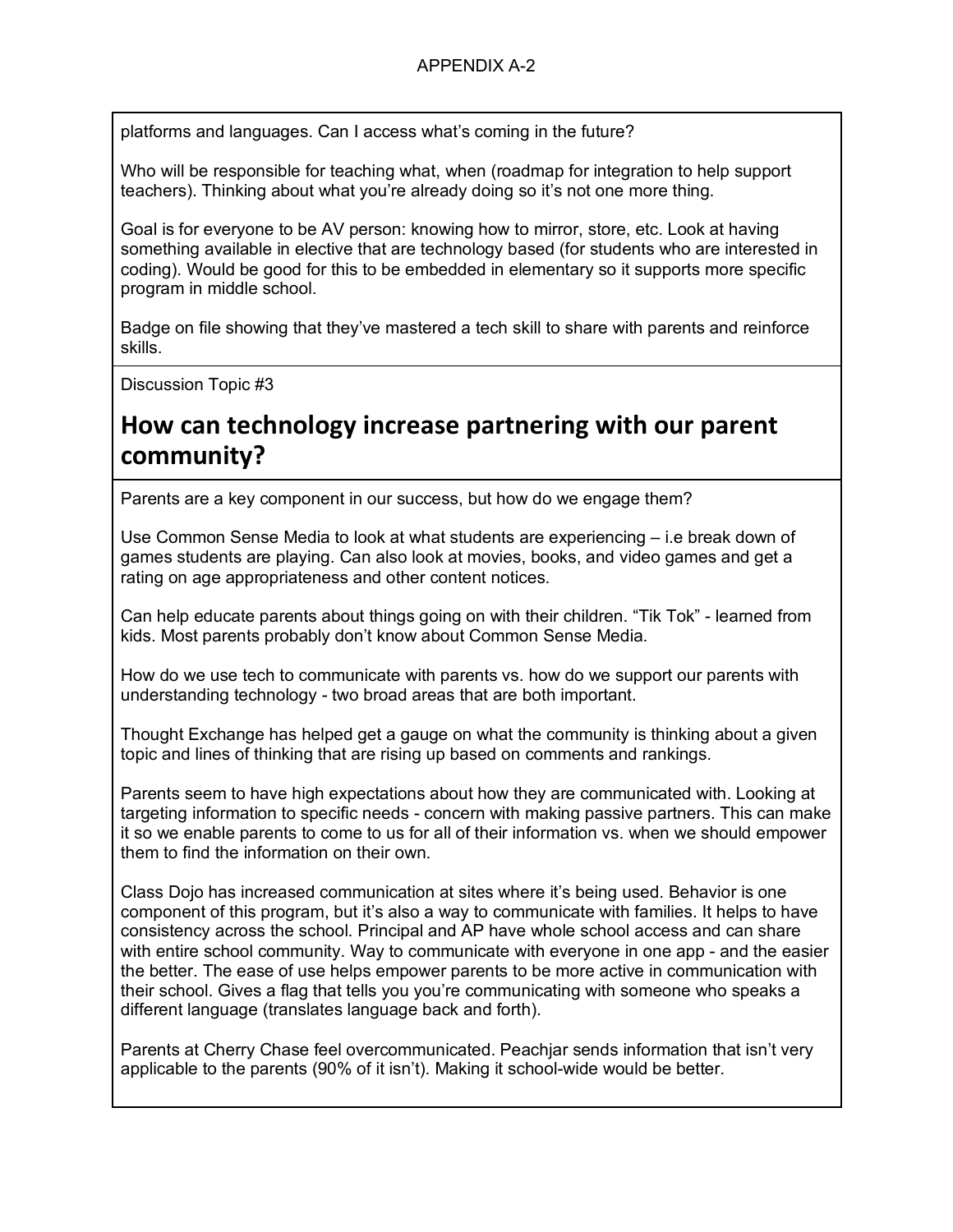platforms and languages. Can I access what's coming in the future?

Who will be responsible for teaching what, when (roadmap for integration to help support teachers). Thinking about what you're already doing so it's not one more thing.

Goal is for everyone to be AV person: knowing how to mirror, store, etc. Look at having something available in elective that are technology based (for students who are interested in coding). Would be good for this to be embedded in elementary so it supports more specific program in middle school.

Badge on file showing that they've mastered a tech skill to share with parents and reinforce skills.

Discussion Topic #3

## How can technology increase partnering with our parent community?

Parents are a key component in our success, but how do we engage them?

Use Common Sense Media to look at what students are experiencing – i.e break down of games students are playing. Can also look at movies, books, and video games and get a rating on age appropriateness and other content notices.

Can help educate parents about things going on with their children. "Tik Tok" - learned from kids. Most parents probably don't know about Common Sense Media.

How do we use tech to communicate with parents vs. how do we support our parents with understanding technology - two broad areas that are both important.

Thought Exchange has helped get a gauge on what the community is thinking about a given topic and lines of thinking that are rising up based on comments and rankings.

Parents seem to have high expectations about how they are communicated with. Looking at targeting information to specific needs - concern with making passive partners. This can make it so we enable parents to come to us for all of their information vs. when we should empower them to find the information on their own.

Class Dojo has increased communication at sites where it's being used. Behavior is one component of this program, but it's also a way to communicate with families. It helps to have consistency across the school. Principal and AP have whole school access and can share with entire school community. Way to communicate with everyone in one app - and the easier the better. The ease of use helps empower parents to be more active in communication with their school. Gives a flag that tells you you're communicating with someone who speaks a different language (translates language back and forth).

Parents at Cherry Chase feel overcommunicated. Peachjar sends information that isn't very applicable to the parents (90% of it isn't). Making it school-wide would be better.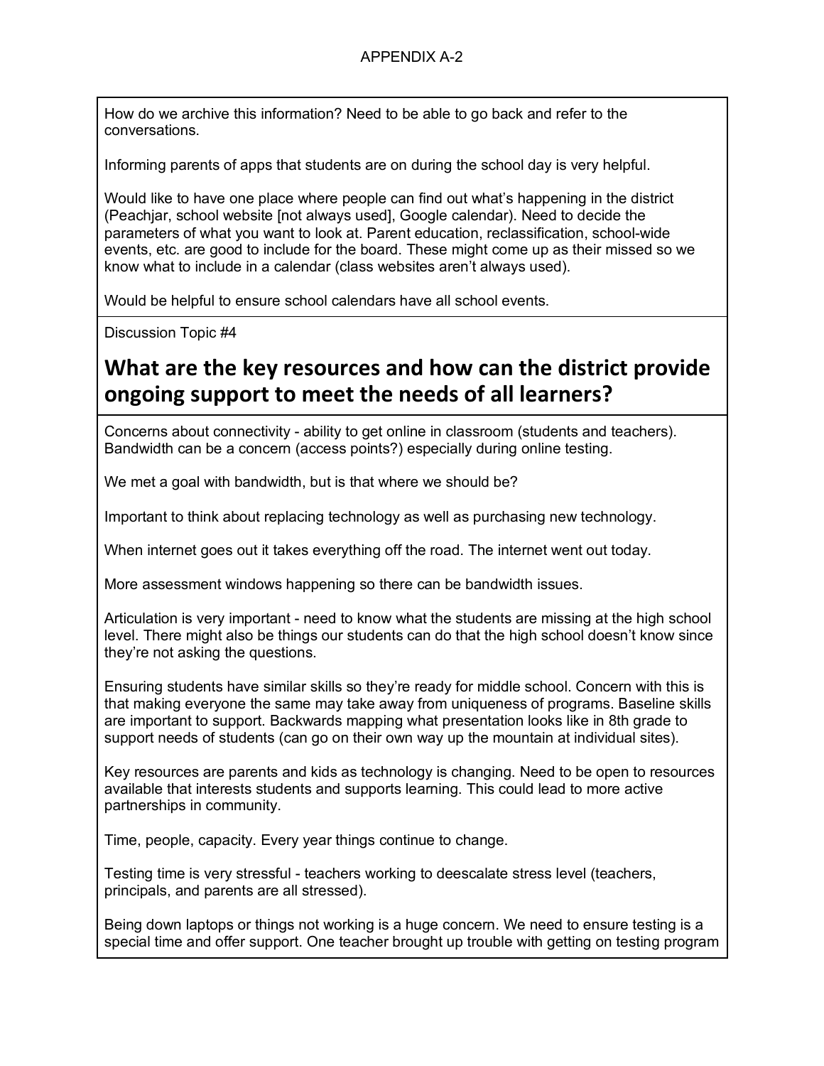APPENDIX A-2

How do we archive this information? Need to be able to go back and refer to the conversations.

Informing parents of apps that students are on during the school day is very helpful.

Would like to have one place where people can find out what's happening in the district (Peachjar, school website [not always used], Google calendar). Need to decide the parameters of what you want to look at. Parent education, reclassification, school-wide events, etc. are good to include for the board. These might come up as their missed so we know what to include in a calendar (class websites aren't always used).

Would be helpful to ensure school calendars have all school events.

Discussion Topic #4

## What are the key resources and how can the district provide ongoing support to meet the needs of all learners?

Concerns about connectivity - ability to get online in classroom (students and teachers). Bandwidth can be a concern (access points?) especially during online testing.

We met a goal with bandwidth, but is that where we should be?

Important to think about replacing technology as well as purchasing new technology.

When internet goes out it takes everything off the road. The internet went out today.

More assessment windows happening so there can be bandwidth issues.

Articulation is very important - need to know what the students are missing at the high school level. There might also be things our students can do that the high school doesn't know since they're not asking the questions.

Ensuring students have similar skills so they're ready for middle school. Concern with this is that making everyone the same may take away from uniqueness of programs. Baseline skills are important to support. Backwards mapping what presentation looks like in 8th grade to support needs of students (can go on their own way up the mountain at individual sites).

Key resources are parents and kids as technology is changing. Need to be open to resources available that interests students and supports learning. This could lead to more active partnerships in community.

Time, people, capacity. Every year things continue to change.

Testing time is very stressful - teachers working to deescalate stress level (teachers, principals, and parents are all stressed).

Being down laptops or things not working is a huge concern. We need to ensure testing is a special time and offer support. One teacher brought up trouble with getting on testing program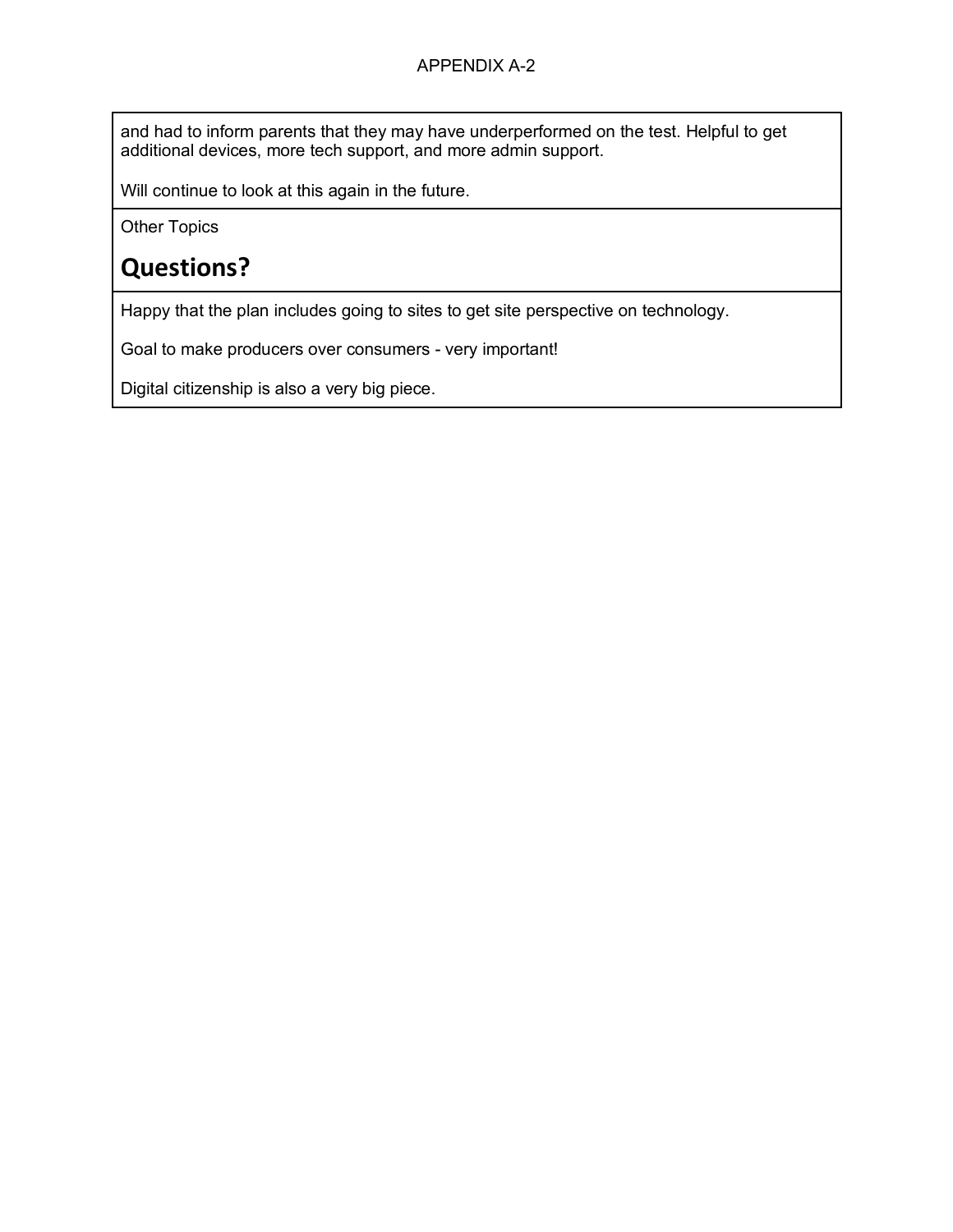APPENDIX A-2

| |
|---|
| and had to inform parents that they may have underperformed on the test. Helpful to get additional devices, more tech support, and more admin support.<br><br>Will continue to look at this again in the future. |
| Other Topics<br><br>**Questions?** |
| Happy that the plan includes going to sites to get site perspective on technology.<br><br>Goal to make producers over consumers - very important!<br><br>Digital citizenship is also a very big piece. |